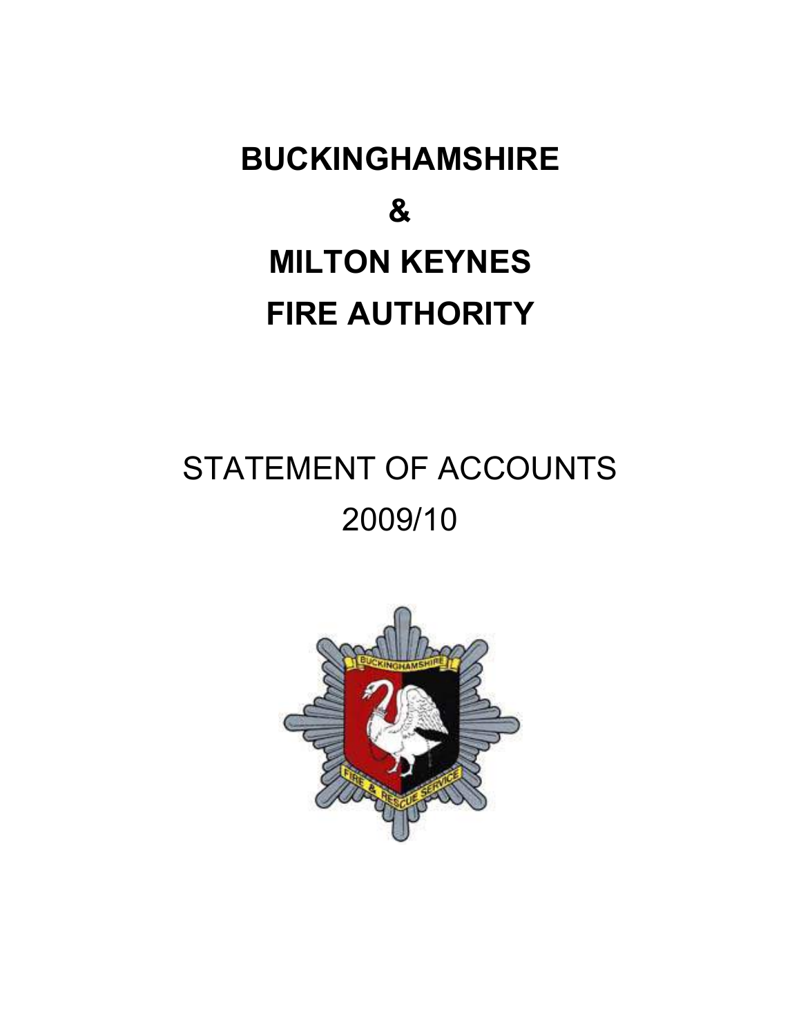# BUCKINGHAMSHIRE

# &

# MILTON KEYNES

# FIRE AUTHORITY

STATEMENT OF ACCOUNTS

2009/10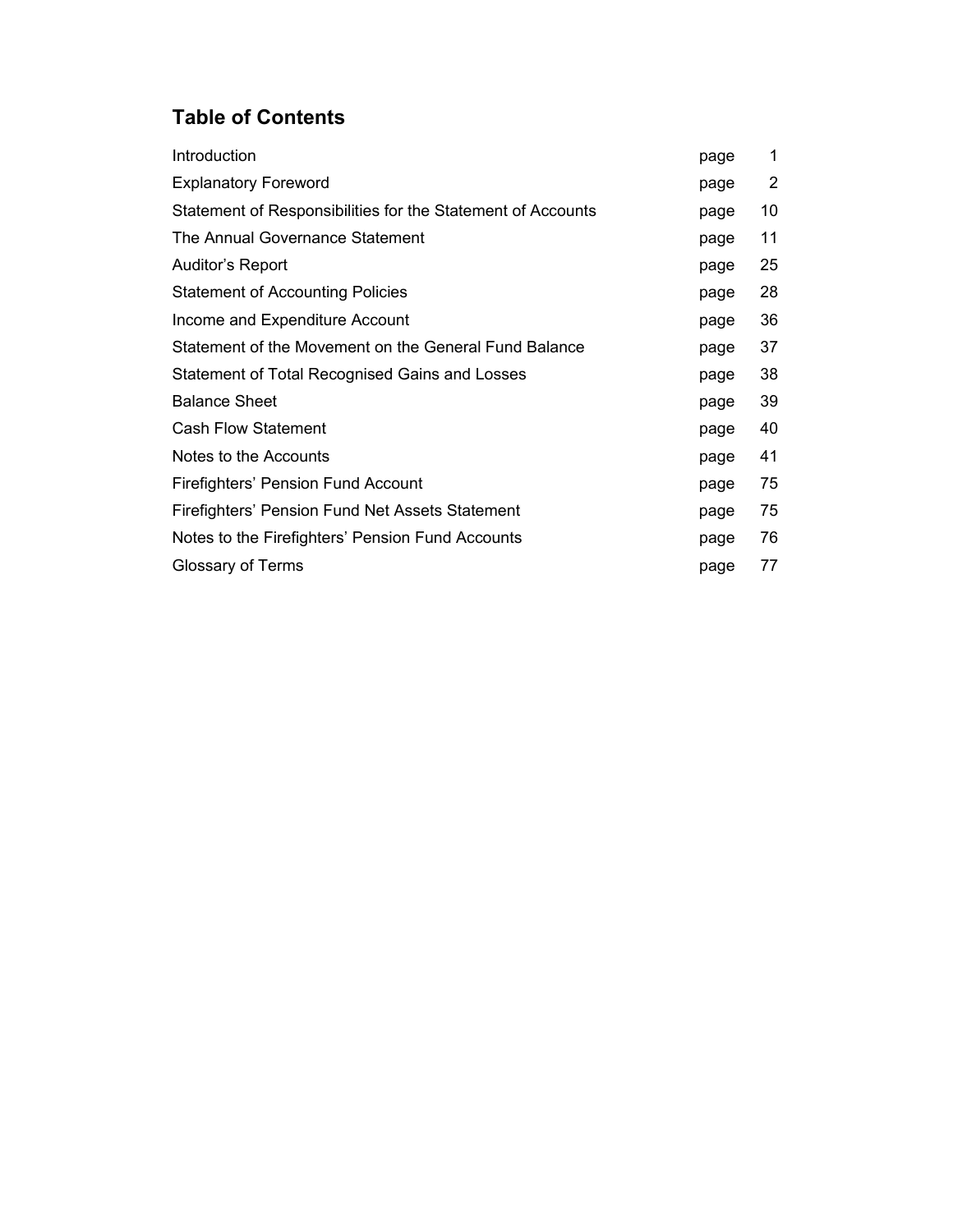## Table of Contents

| | | |
|---|---|---|
| Introduction | page | 1 |
| Explanatory Foreword | page | 2 |
| Statement of Responsibilities for the Statement of Accounts | page | 10 |
| The Annual Governance Statement | page | 11 |
| Auditor's Report | page | 25 |
| Statement of Accounting Policies | page | 28 |
| Income and Expenditure Account | page | 36 |
| Statement of the Movement on the General Fund Balance | page | 37 |
| Statement of Total Recognised Gains and Losses | page | 38 |
| Balance Sheet | page | 39 |
| Cash Flow Statement | page | 40 |
| Notes to the Accounts | page | 41 |
| Firefighters' Pension Fund Account | page | 75 |
| Firefighters' Pension Fund Net Assets Statement | page | 75 |
| Notes to the Firefighters' Pension Fund Accounts | page | 76 |
| Glossary of Terms | page | 77 |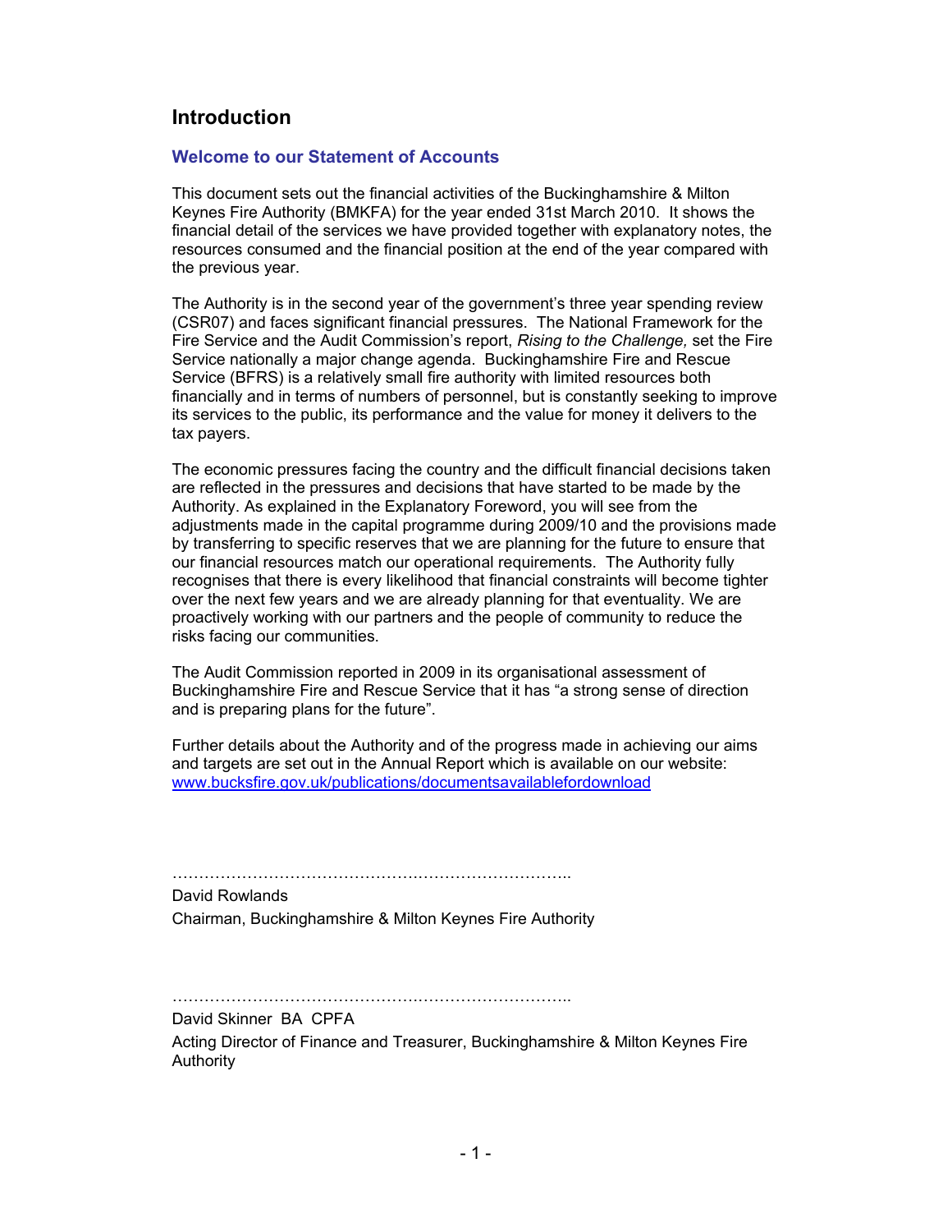## Introduction

### Welcome to our Statement of Accounts

This document sets out the financial activities of the Buckinghamshire & Milton Keynes Fire Authority (BMKFA) for the year ended 31st March 2010. It shows the financial detail of the services we have provided together with explanatory notes, the resources consumed and the financial position at the end of the year compared with the previous year.

The Authority is in the second year of the government's three year spending review (CSR07) and faces significant financial pressures. The National Framework for the Fire Service and the Audit Commission's report, *Rising to the Challenge,* set the Fire Service nationally a major change agenda. Buckinghamshire Fire and Rescue Service (BFRS) is a relatively small fire authority with limited resources both financially and in terms of numbers of personnel, but is constantly seeking to improve its services to the public, its performance and the value for money it delivers to the tax payers.

The economic pressures facing the country and the difficult financial decisions taken are reflected in the pressures and decisions that have started to be made by the Authority. As explained in the Explanatory Foreword, you will see from the adjustments made in the capital programme during 2009/10 and the provisions made by transferring to specific reserves that we are planning for the future to ensure that our financial resources match our operational requirements. The Authority fully recognises that there is every likelihood that financial constraints will become tighter over the next few years and we are already planning for that eventuality. We are proactively working with our partners and the people of community to reduce the risks facing our communities.

The Audit Commission reported in 2009 in its organisational assessment of Buckinghamshire Fire and Rescue Service that it has "a strong sense of direction and is preparing plans for the future".

Further details about the Authority and of the progress made in achieving our aims and targets are set out in the Annual Report which is available on our website: www.bucksfire.gov.uk/publications/documentsavailablefordownload

…………………………………………………………………..

David Rowlands

Chairman, Buckinghamshire & Milton Keynes Fire Authority

…………………………………………………………………..

David Skinner BA CPFA

Acting Director of Finance and Treasurer, Buckinghamshire & Milton Keynes Fire Authority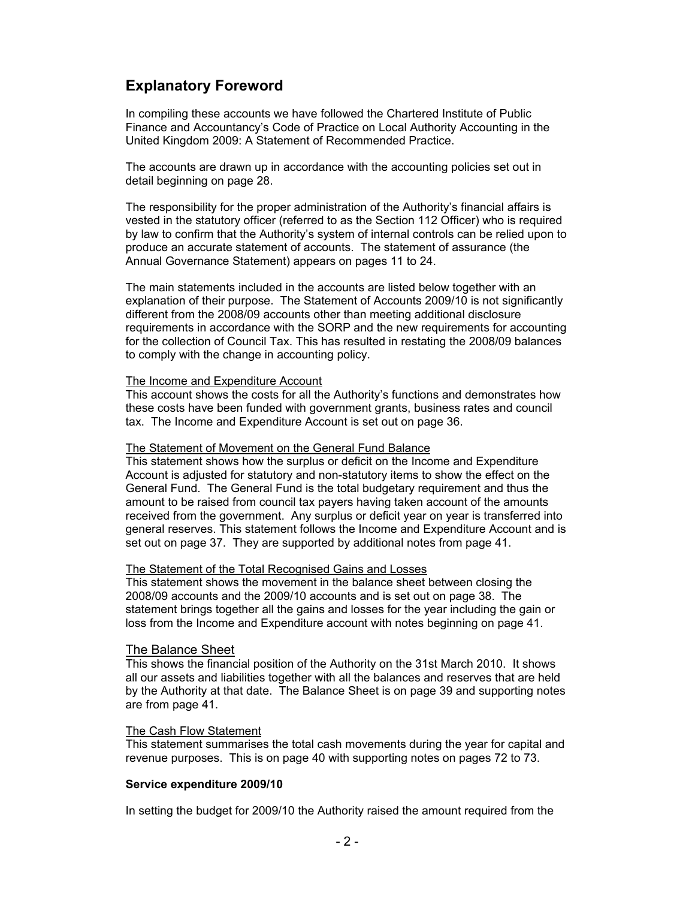## Explanatory Foreword

In compiling these accounts we have followed the Chartered Institute of Public Finance and Accountancy's Code of Practice on Local Authority Accounting in the United Kingdom 2009: A Statement of Recommended Practice.

The accounts are drawn up in accordance with the accounting policies set out in detail beginning on page 28.

The responsibility for the proper administration of the Authority's financial affairs is vested in the statutory officer (referred to as the Section 112 Officer) who is required by law to confirm that the Authority's system of internal controls can be relied upon to produce an accurate statement of accounts. The statement of assurance (the Annual Governance Statement) appears on pages 11 to 24.

The main statements included in the accounts are listed below together with an explanation of their purpose. The Statement of Accounts 2009/10 is not significantly different from the 2008/09 accounts other than meeting additional disclosure requirements in accordance with the SORP and the new requirements for accounting for the collection of Council Tax. This has resulted in restating the 2008/09 balances to comply with the change in accounting policy.

The Income and Expenditure Account

This account shows the costs for all the Authority's functions and demonstrates how these costs have been funded with government grants, business rates and council tax. The Income and Expenditure Account is set out on page 36.

The Statement of Movement on the General Fund Balance

This statement shows how the surplus or deficit on the Income and Expenditure Account is adjusted for statutory and non-statutory items to show the effect on the General Fund. The General Fund is the total budgetary requirement and thus the amount to be raised from council tax payers having taken account of the amounts received from the government. Any surplus or deficit year on year is transferred into general reserves. This statement follows the Income and Expenditure Account and is set out on page 37. They are supported by additional notes from page 41.

The Statement of the Total Recognised Gains and Losses

This statement shows the movement in the balance sheet between closing the 2008/09 accounts and the 2009/10 accounts and is set out on page 38. The statement brings together all the gains and losses for the year including the gain or loss from the Income and Expenditure account with notes beginning on page 41.

The Balance Sheet

This shows the financial position of the Authority on the 31st March 2010. It shows all our assets and liabilities together with all the balances and reserves that are held by the Authority at that date. The Balance Sheet is on page 39 and supporting notes are from page 41.

The Cash Flow Statement

This statement summarises the total cash movements during the year for capital and revenue purposes. This is on page 40 with supporting notes on pages 72 to 73.

**Service expenditure 2009/10**

In setting the budget for 2009/10 the Authority raised the amount required from the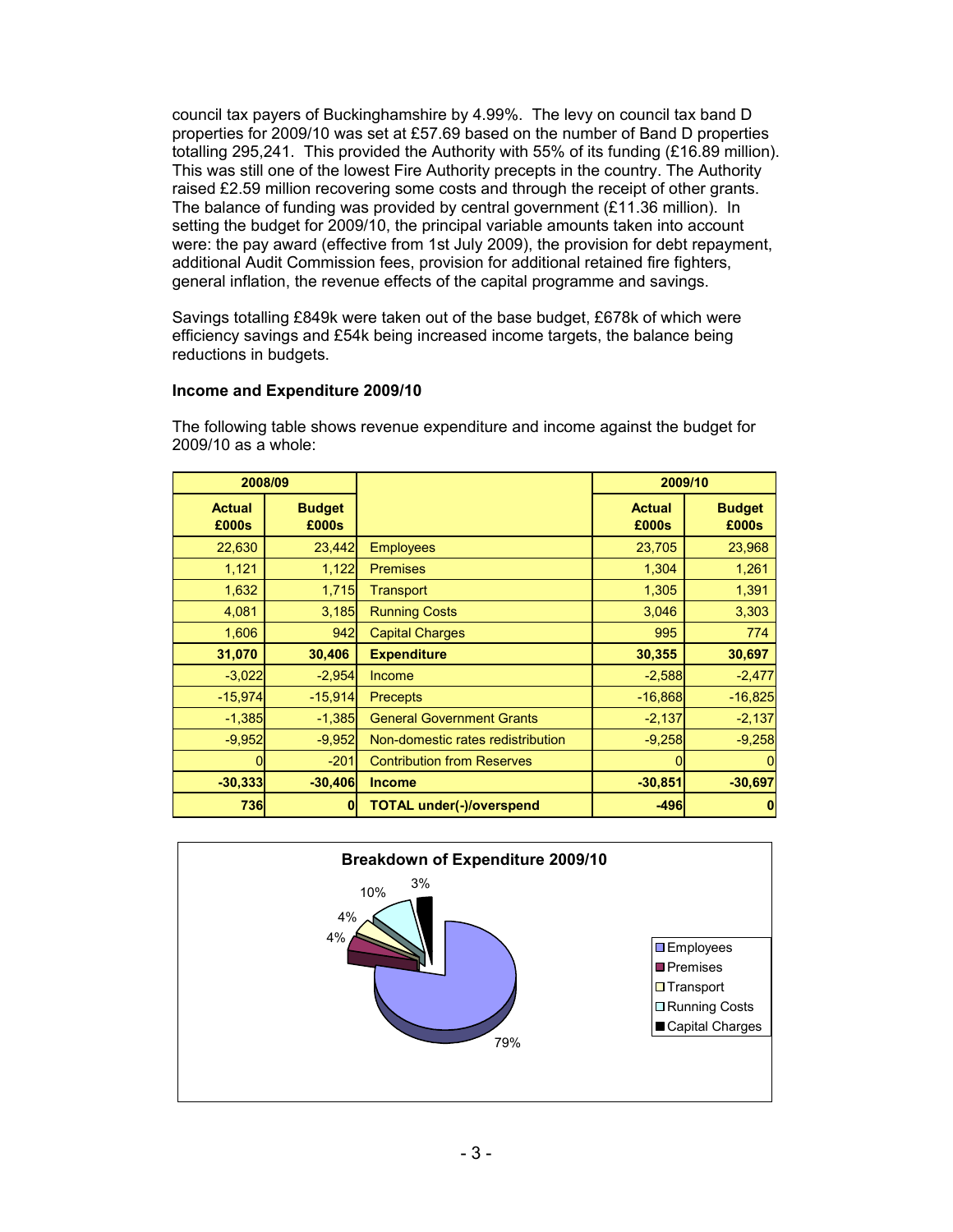council tax payers of Buckinghamshire by 4.99%. The levy on council tax band D properties for 2009/10 was set at £57.69 based on the number of Band D properties totalling 295,241. This provided the Authority with 55% of its funding (£16.89 million). This was still one of the lowest Fire Authority precepts in the country. The Authority raised £2.59 million recovering some costs and through the receipt of other grants. The balance of funding was provided by central government (£11.36 million). In setting the budget for 2009/10, the principal variable amounts taken into account were: the pay award (effective from 1st July 2009), the provision for debt repayment, additional Audit Commission fees, provision for additional retained fire fighters, general inflation, the revenue effects of the capital programme and savings.

Savings totalling £849k were taken out of the base budget, £678k of which were efficiency savings and £54k being increased income targets, the balance being reductions in budgets.

**Income and Expenditure 2009/10**

The following table shows revenue expenditure and income against the budget for 2009/10 as a whole:

| 2008/09 | | | 2009/10 | |
|---|---|---|---|---|
| **Actual £000s** | **Budget £000s** | | **Actual £000s** | **Budget £000s** |
| 22,630 | 23,442 | Employees | 23,705 | 23,968 |
| 1,121 | 1,122 | Premises | 1,304 | 1,261 |
| 1,632 | 1,715 | Transport | 1,305 | 1,391 |
| 4,081 | 3,185 | Running Costs | 3,046 | 3,303 |
| 1,606 | 942 | Capital Charges | 995 | 774 |
| **31,070** | **30,406** | **Expenditure** | **30,355** | **30,697** |
| -3,022 | -2,954 | Income | -2,588 | -2,477 |
| -15,974 | -15,914 | Precepts | -16,868 | -16,825 |
| -1,385 | -1,385 | General Government Grants | -2,137 | -2,137 |
| -9,952 | -9,952 | Non-domestic rates redistribution | -9,258 | -9,258 |
| 0 | -201 | Contribution from Reserves | 0 | 0 |
| **-30,333** | **-30,406** | **Income** | **-30,851** | **-30,697** |
| **736** | **0** | **TOTAL under(-)/overspend** | **-496** | **0** |

**Breakdown of Expenditure 2009/10**

| Category | % |
|---|---|
| Employees | 79% |
| Premises | 4% |
| Transport | 4% |
| Running Costs | 10% |
| Capital Charges | 3% |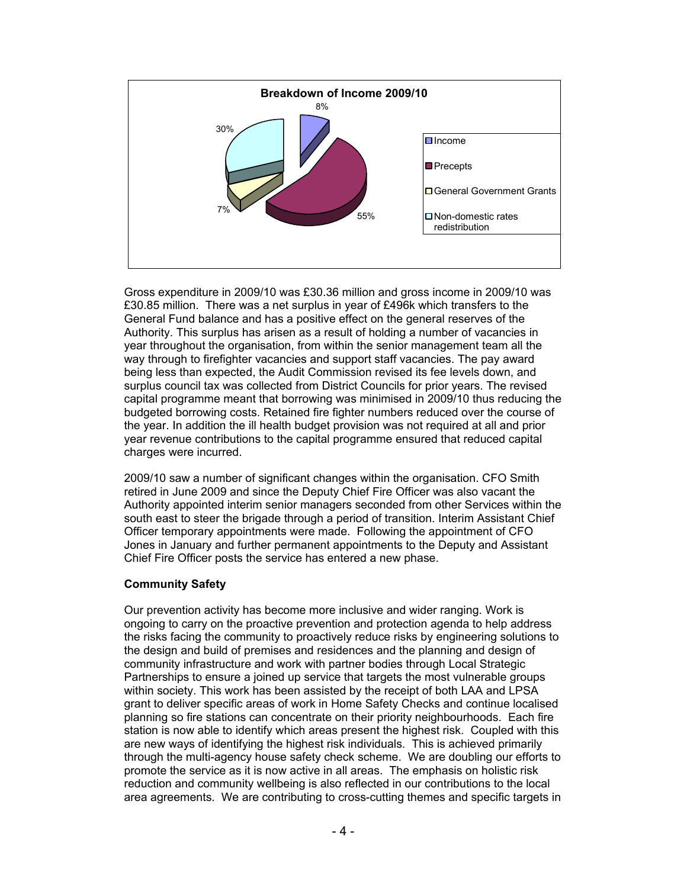**Breakdown of Income 2009/10**

| Category | Percentage |
| --- | --- |
| Income | 8% |
| Precepts | 55% |
| General Government Grants | 7% |
| Non-domestic rates redistribution | 30% |

Gross expenditure in 2009/10 was £30.36 million and gross income in 2009/10 was £30.85 million. There was a net surplus in year of £496k which transfers to the General Fund balance and has a positive effect on the general reserves of the Authority. This surplus has arisen as a result of holding a number of vacancies in year throughout the organisation, from within the senior management team all the way through to firefighter vacancies and support staff vacancies. The pay award being less than expected, the Audit Commission revised its fee levels down, and surplus council tax was collected from District Councils for prior years. The revised capital programme meant that borrowing was minimised in 2009/10 thus reducing the budgeted borrowing costs. Retained fire fighter numbers reduced over the course of the year. In addition the ill health budget provision was not required at all and prior year revenue contributions to the capital programme ensured that reduced capital charges were incurred.

2009/10 saw a number of significant changes within the organisation. CFO Smith retired in June 2009 and since the Deputy Chief Fire Officer was also vacant the Authority appointed interim senior managers seconded from other Services within the south east to steer the brigade through a period of transition. Interim Assistant Chief Officer temporary appointments were made. Following the appointment of CFO Jones in January and further permanent appointments to the Deputy and Assistant Chief Fire Officer posts the service has entered a new phase.

**Community Safety**

Our prevention activity has become more inclusive and wider ranging. Work is ongoing to carry on the proactive prevention and protection agenda to help address the risks facing the community to proactively reduce risks by engineering solutions to the design and build of premises and residences and the planning and design of community infrastructure and work with partner bodies through Local Strategic Partnerships to ensure a joined up service that targets the most vulnerable groups within society. This work has been assisted by the receipt of both LAA and LPSA grant to deliver specific areas of work in Home Safety Checks and continue localised planning so fire stations can concentrate on their priority neighbourhoods. Each fire station is now able to identify which areas present the highest risk. Coupled with this are new ways of identifying the highest risk individuals. This is achieved primarily through the multi-agency house safety check scheme. We are doubling our efforts to promote the service as it is now active in all areas. The emphasis on holistic risk reduction and community wellbeing is also reflected in our contributions to the local area agreements. We are contributing to cross-cutting themes and specific targets in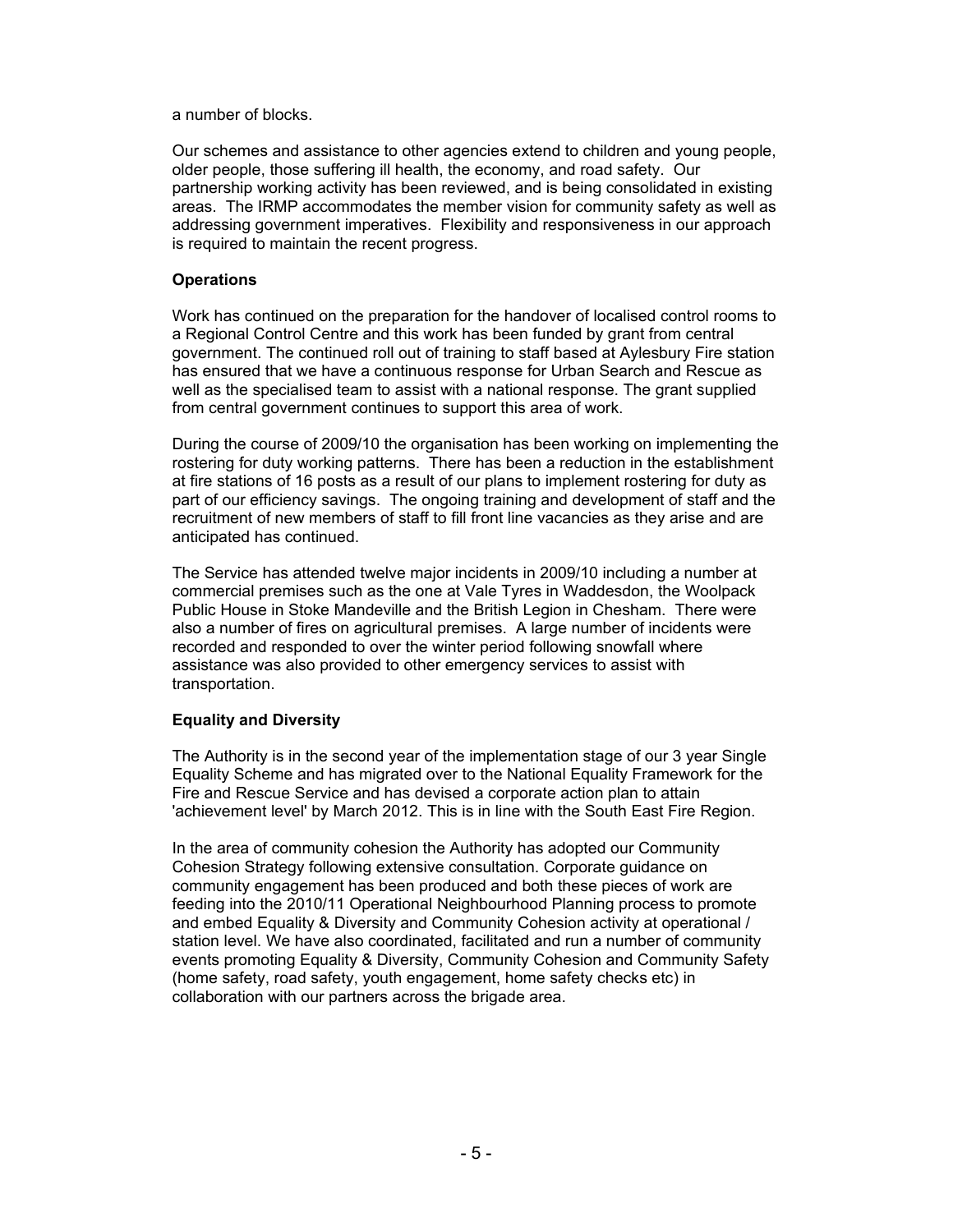a number of blocks.

Our schemes and assistance to other agencies extend to children and young people, older people, those suffering ill health, the economy, and road safety. Our partnership working activity has been reviewed, and is being consolidated in existing areas. The IRMP accommodates the member vision for community safety as well as addressing government imperatives. Flexibility and responsiveness in our approach is required to maintain the recent progress.

**Operations**

Work has continued on the preparation for the handover of localised control rooms to a Regional Control Centre and this work has been funded by grant from central government. The continued roll out of training to staff based at Aylesbury Fire station has ensured that we have a continuous response for Urban Search and Rescue as well as the specialised team to assist with a national response. The grant supplied from central government continues to support this area of work.

During the course of 2009/10 the organisation has been working on implementing the rostering for duty working patterns. There has been a reduction in the establishment at fire stations of 16 posts as a result of our plans to implement rostering for duty as part of our efficiency savings. The ongoing training and development of staff and the recruitment of new members of staff to fill front line vacancies as they arise and are anticipated has continued.

The Service has attended twelve major incidents in 2009/10 including a number at commercial premises such as the one at Vale Tyres in Waddesdon, the Woolpack Public House in Stoke Mandeville and the British Legion in Chesham. There were also a number of fires on agricultural premises. A large number of incidents were recorded and responded to over the winter period following snowfall where assistance was also provided to other emergency services to assist with transportation.

**Equality and Diversity**

The Authority is in the second year of the implementation stage of our 3 year Single Equality Scheme and has migrated over to the National Equality Framework for the Fire and Rescue Service and has devised a corporate action plan to attain 'achievement level' by March 2012. This is in line with the South East Fire Region.

In the area of community cohesion the Authority has adopted our Community Cohesion Strategy following extensive consultation. Corporate guidance on community engagement has been produced and both these pieces of work are feeding into the 2010/11 Operational Neighbourhood Planning process to promote and embed Equality & Diversity and Community Cohesion activity at operational / station level. We have also coordinated, facilitated and run a number of community events promoting Equality & Diversity, Community Cohesion and Community Safety (home safety, road safety, youth engagement, home safety checks etc) in collaboration with our partners across the brigade area.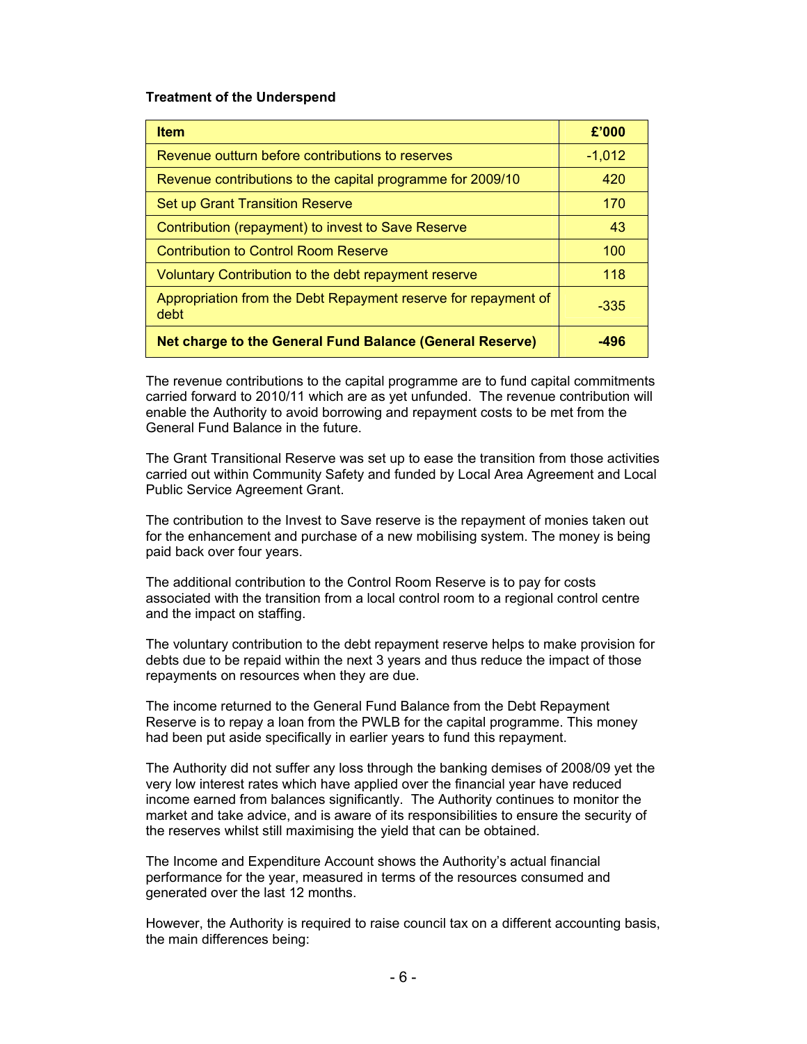**Treatment of the Underspend**

| Item | £'000 |
|---|---|
| Revenue outturn before contributions to reserves | -1,012 |
| Revenue contributions to the capital programme for 2009/10 | 420 |
| Set up Grant Transition Reserve | 170 |
| Contribution (repayment) to invest to Save Reserve | 43 |
| Contribution to Control Room Reserve | 100 |
| Voluntary Contribution to the debt repayment reserve | 118 |
| Appropriation from the Debt Repayment reserve for repayment of debt | -335 |
| **Net charge to the General Fund Balance (General Reserve)** | **-496** |

The revenue contributions to the capital programme are to fund capital commitments carried forward to 2010/11 which are as yet unfunded. The revenue contribution will enable the Authority to avoid borrowing and repayment costs to be met from the General Fund Balance in the future.

The Grant Transitional Reserve was set up to ease the transition from those activities carried out within Community Safety and funded by Local Area Agreement and Local Public Service Agreement Grant.

The contribution to the Invest to Save reserve is the repayment of monies taken out for the enhancement and purchase of a new mobilising system. The money is being paid back over four years.

The additional contribution to the Control Room Reserve is to pay for costs associated with the transition from a local control room to a regional control centre and the impact on staffing.

The voluntary contribution to the debt repayment reserve helps to make provision for debts due to be repaid within the next 3 years and thus reduce the impact of those repayments on resources when they are due.

The income returned to the General Fund Balance from the Debt Repayment Reserve is to repay a loan from the PWLB for the capital programme. This money had been put aside specifically in earlier years to fund this repayment.

The Authority did not suffer any loss through the banking demises of 2008/09 yet the very low interest rates which have applied over the financial year have reduced income earned from balances significantly. The Authority continues to monitor the market and take advice, and is aware of its responsibilities to ensure the security of the reserves whilst still maximising the yield that can be obtained.

The Income and Expenditure Account shows the Authority's actual financial performance for the year, measured in terms of the resources consumed and generated over the last 12 months.

However, the Authority is required to raise council tax on a different accounting basis, the main differences being: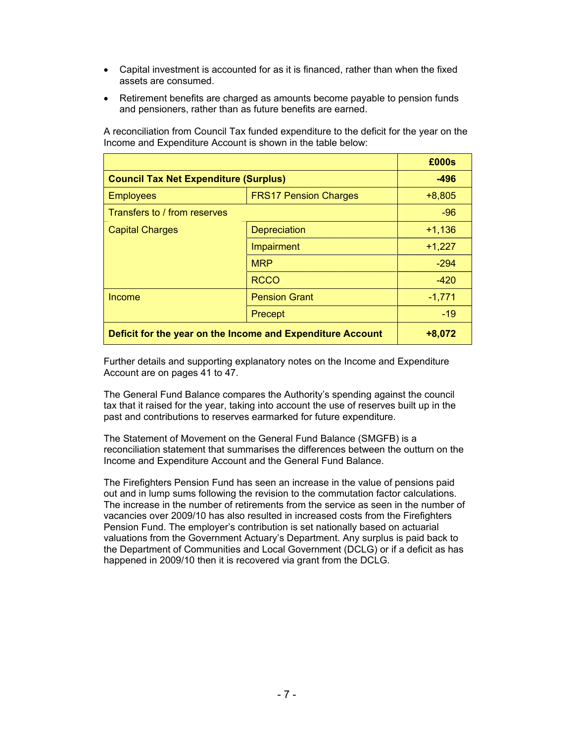- Capital investment is accounted for as it is financed, rather than when the fixed assets are consumed.
- Retirement benefits are charged as amounts become payable to pension funds and pensioners, rather than as future benefits are earned.

A reconciliation from Council Tax funded expenditure to the deficit for the year on the Income and Expenditure Account is shown in the table below:

| | | £000s |
|---|---|---|
| **Council Tax Net Expenditure (Surplus)** | | **-496** |
| Employees | FRS17 Pension Charges | +8,805 |
| Transfers to / from reserves | | -96 |
| Capital Charges | Depreciation | +1,136 |
| | Impairment | +1,227 |
| | MRP | -294 |
| | RCCO | -420 |
| Income | Pension Grant | -1,771 |
| | Precept | -19 |
| **Deficit for the year on the Income and Expenditure Account** | | **+8,072** |

Further details and supporting explanatory notes on the Income and Expenditure Account are on pages 41 to 47.

The General Fund Balance compares the Authority's spending against the council tax that it raised for the year, taking into account the use of reserves built up in the past and contributions to reserves earmarked for future expenditure.

The Statement of Movement on the General Fund Balance (SMGFB) is a reconciliation statement that summarises the differences between the outturn on the Income and Expenditure Account and the General Fund Balance.

The Firefighters Pension Fund has seen an increase in the value of pensions paid out and in lump sums following the revision to the commutation factor calculations. The increase in the number of retirements from the service as seen in the number of vacancies over 2009/10 has also resulted in increased costs from the Firefighters Pension Fund. The employer's contribution is set nationally based on actuarial valuations from the Government Actuary's Department. Any surplus is paid back to the Department of Communities and Local Government (DCLG) or if a deficit as has happened in 2009/10 then it is recovered via grant from the DCLG.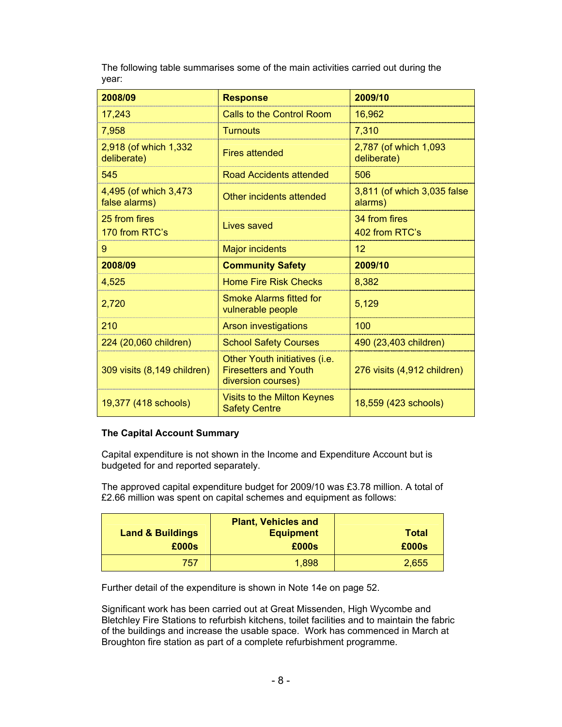The following table summarises some of the main activities carried out during the year:

| 2008/09 | Response | 2009/10 |
|---|---|---|
| 17,243 | Calls to the Control Room | 16,962 |
| 7,958 | Turnouts | 7,310 |
| 2,918 (of which 1,332 deliberate) | Fires attended | 2,787 (of which 1,093 deliberate) |
| 545 | Road Accidents attended | 506 |
| 4,495 (of which 3,473 false alarms) | Other incidents attended | 3,811 (of which 3,035 false alarms) |
| 25 from fires<br>170 from RTC's | Lives saved | 34 from fires<br>402 from RTC's |
| 9 | Major incidents | 12 |
| **2008/09** | **Community Safety** | **2009/10** |
| 4,525 | Home Fire Risk Checks | 8,382 |
| 2,720 | Smoke Alarms fitted for vulnerable people | 5,129 |
| 210 | Arson investigations | 100 |
| 224 (20,060 children) | School Safety Courses | 490 (23,403 children) |
| 309 visits (8,149 children) | Other Youth initiatives (i.e. Firesetters and Youth diversion courses) | 276 visits (4,912 children) |
| 19,377 (418 schools) | Visits to the Milton Keynes Safety Centre | 18,559 (423 schools) |

**The Capital Account Summary**

Capital expenditure is not shown in the Income and Expenditure Account but is budgeted for and reported separately.

The approved capital expenditure budget for 2009/10 was £3.78 million. A total of £2.66 million was spent on capital schemes and equipment as follows:

| Land & Buildings £000s | Plant, Vehicles and Equipment £000s | Total £000s |
|---|---|---|
| 757 | 1,898 | 2,655 |

Further detail of the expenditure is shown in Note 14e on page 52.

Significant work has been carried out at Great Missenden, High Wycombe and Bletchley Fire Stations to refurbish kitchens, toilet facilities and to maintain the fabric of the buildings and increase the usable space. Work has commenced in March at Broughton fire station as part of a complete refurbishment programme.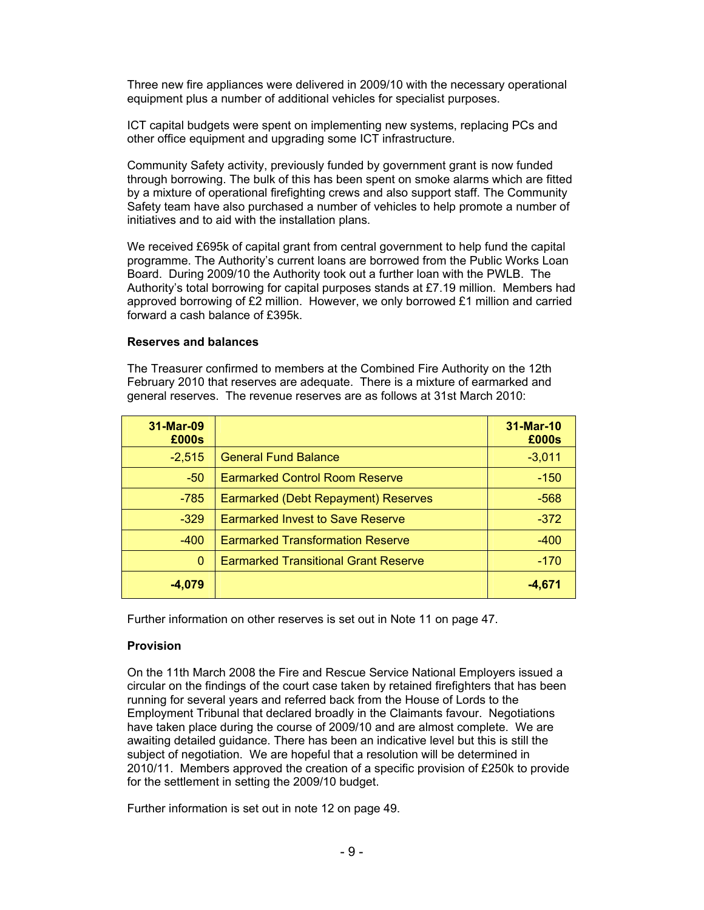Three new fire appliances were delivered in 2009/10 with the necessary operational equipment plus a number of additional vehicles for specialist purposes.

ICT capital budgets were spent on implementing new systems, replacing PCs and other office equipment and upgrading some ICT infrastructure.

Community Safety activity, previously funded by government grant is now funded through borrowing. The bulk of this has been spent on smoke alarms which are fitted by a mixture of operational firefighting crews and also support staff. The Community Safety team have also purchased a number of vehicles to help promote a number of initiatives and to aid with the installation plans.

We received £695k of capital grant from central government to help fund the capital programme. The Authority's current loans are borrowed from the Public Works Loan Board. During 2009/10 the Authority took out a further loan with the PWLB. The Authority's total borrowing for capital purposes stands at £7.19 million. Members had approved borrowing of £2 million. However, we only borrowed £1 million and carried forward a cash balance of £395k.

**Reserves and balances**

The Treasurer confirmed to members at the Combined Fire Authority on the 12th February 2010 that reserves are adequate. There is a mixture of earmarked and general reserves. The revenue reserves are as follows at 31st March 2010:

| 31-Mar-09 £000s | | 31-Mar-10 £000s |
|---|---|---|
| -2,515 | General Fund Balance | -3,011 |
| -50 | Earmarked Control Room Reserve | -150 |
| -785 | Earmarked (Debt Repayment) Reserves | -568 |
| -329 | Earmarked Invest to Save Reserve | -372 |
| -400 | Earmarked Transformation Reserve | -400 |
| 0 | Earmarked Transitional Grant Reserve | -170 |
| **-4,079** | | **-4,671** |

Further information on other reserves is set out in Note 11 on page 47.

**Provision**

On the 11th March 2008 the Fire and Rescue Service National Employers issued a circular on the findings of the court case taken by retained firefighters that has been running for several years and referred back from the House of Lords to the Employment Tribunal that declared broadly in the Claimants favour. Negotiations have taken place during the course of 2009/10 and are almost complete. We are awaiting detailed guidance. There has been an indicative level but this is still the subject of negotiation. We are hopeful that a resolution will be determined in 2010/11. Members approved the creation of a specific provision of £250k to provide for the settlement in setting the 2009/10 budget.

Further information is set out in note 12 on page 49.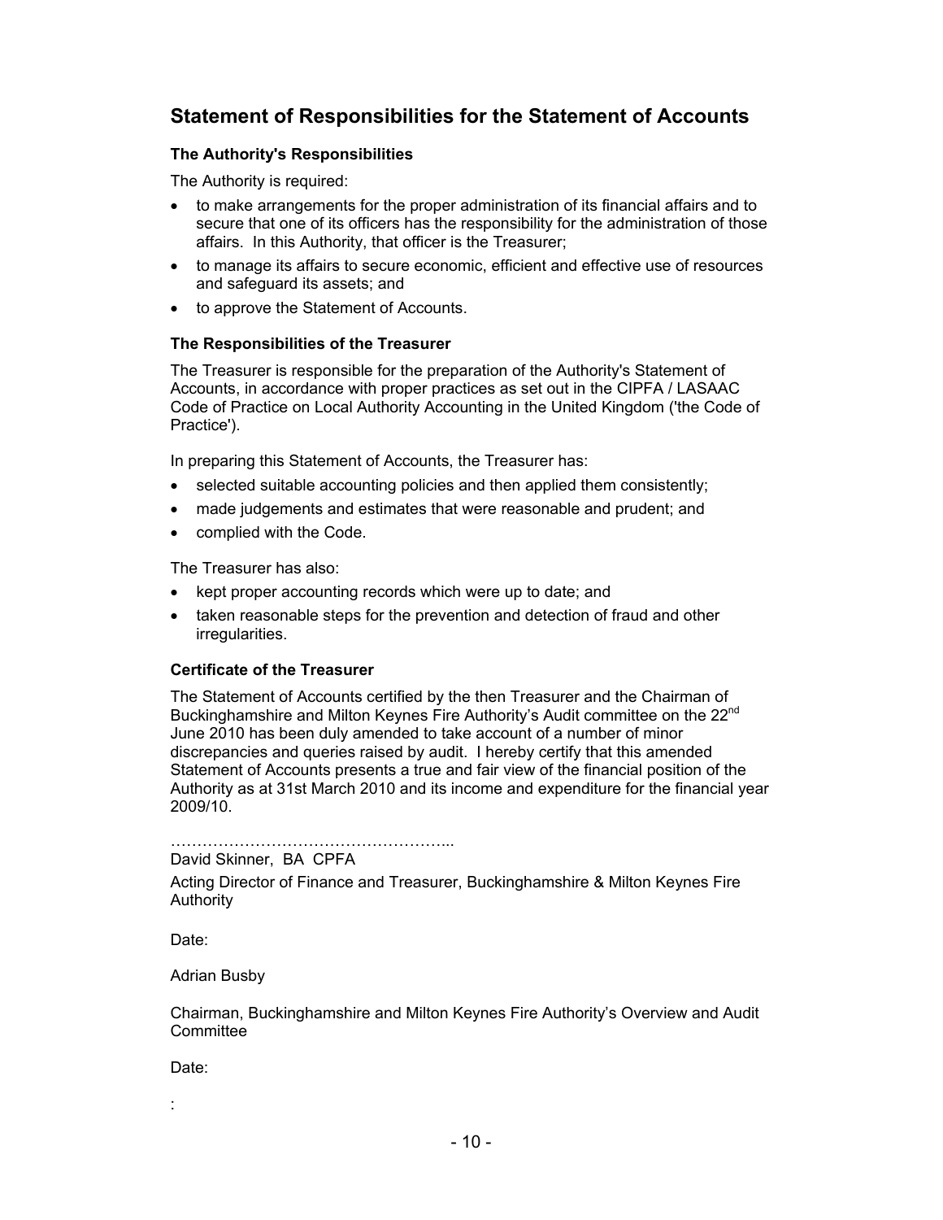## Statement of Responsibilities for the Statement of Accounts

### The Authority's Responsibilities

The Authority is required:

- to make arrangements for the proper administration of its financial affairs and to secure that one of its officers has the responsibility for the administration of those affairs. In this Authority, that officer is the Treasurer;
- to manage its affairs to secure economic, efficient and effective use of resources and safeguard its assets; and
- to approve the Statement of Accounts.

### The Responsibilities of the Treasurer

The Treasurer is responsible for the preparation of the Authority's Statement of Accounts, in accordance with proper practices as set out in the CIPFA / LASAAC Code of Practice on Local Authority Accounting in the United Kingdom ('the Code of Practice').

In preparing this Statement of Accounts, the Treasurer has:

- selected suitable accounting policies and then applied them consistently;
- made judgements and estimates that were reasonable and prudent; and
- complied with the Code.

The Treasurer has also:

- kept proper accounting records which were up to date; and
- taken reasonable steps for the prevention and detection of fraud and other irregularities.

### Certificate of the Treasurer

The Statement of Accounts certified by the then Treasurer and the Chairman of Buckinghamshire and Milton Keynes Fire Authority's Audit committee on the 22nd June 2010 has been duly amended to take account of a number of minor discrepancies and queries raised by audit. I hereby certify that this amended Statement of Accounts presents a true and fair view of the financial position of the Authority as at 31st March 2010 and its income and expenditure for the financial year 2009/10.

……………………………………………...

David Skinner, BA CPFA

Acting Director of Finance and Treasurer, Buckinghamshire & Milton Keynes Fire Authority

Date:

Adrian Busby

Chairman, Buckinghamshire and Milton Keynes Fire Authority's Overview and Audit Committee

Date:

: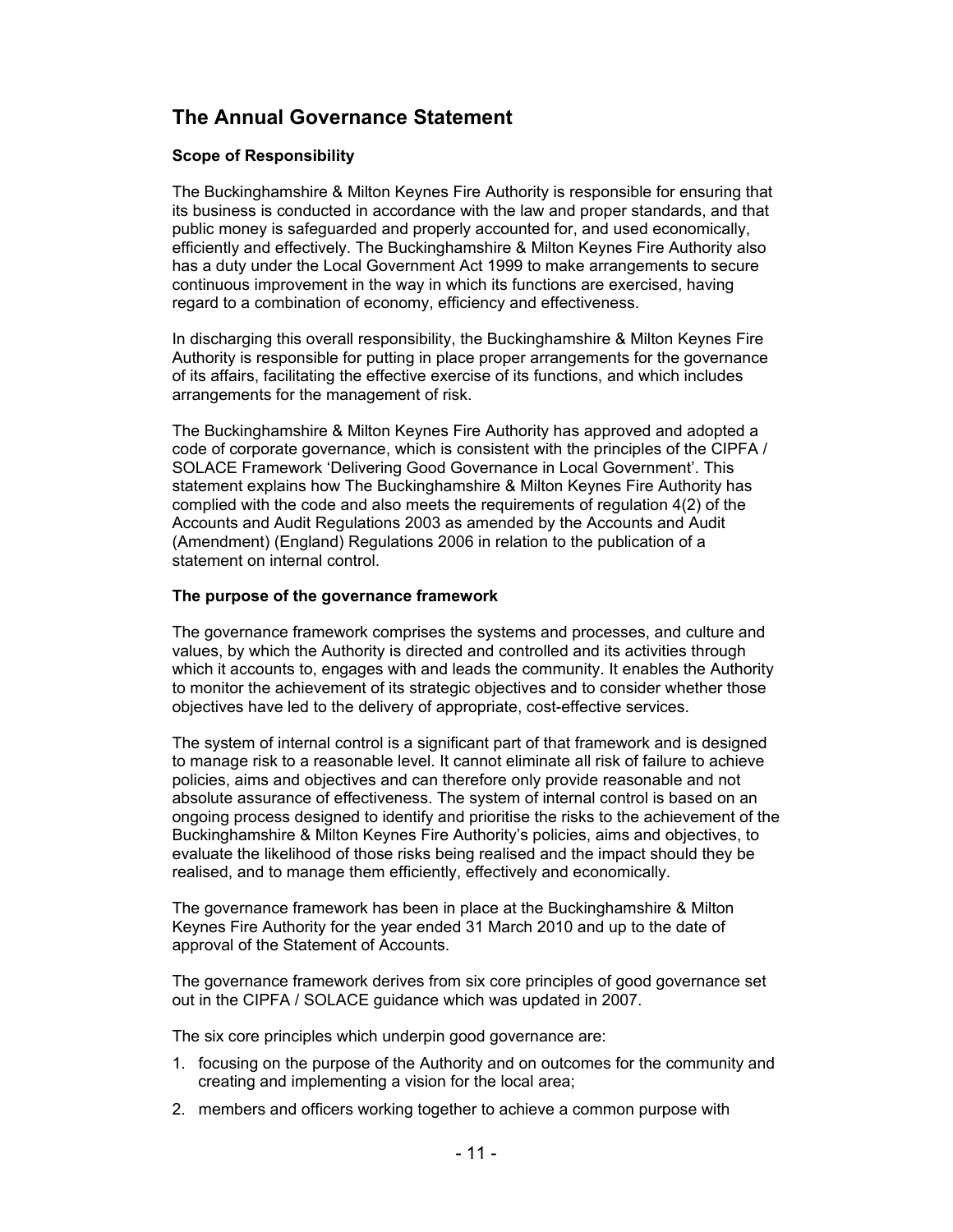# The Annual Governance Statement

### Scope of Responsibility

The Buckinghamshire & Milton Keynes Fire Authority is responsible for ensuring that its business is conducted in accordance with the law and proper standards, and that public money is safeguarded and properly accounted for, and used economically, efficiently and effectively. The Buckinghamshire & Milton Keynes Fire Authority also has a duty under the Local Government Act 1999 to make arrangements to secure continuous improvement in the way in which its functions are exercised, having regard to a combination of economy, efficiency and effectiveness.

In discharging this overall responsibility, the Buckinghamshire & Milton Keynes Fire Authority is responsible for putting in place proper arrangements for the governance of its affairs, facilitating the effective exercise of its functions, and which includes arrangements for the management of risk.

The Buckinghamshire & Milton Keynes Fire Authority has approved and adopted a code of corporate governance, which is consistent with the principles of the CIPFA / SOLACE Framework 'Delivering Good Governance in Local Government'. This statement explains how The Buckinghamshire & Milton Keynes Fire Authority has complied with the code and also meets the requirements of regulation 4(2) of the Accounts and Audit Regulations 2003 as amended by the Accounts and Audit (Amendment) (England) Regulations 2006 in relation to the publication of a statement on internal control.

### The purpose of the governance framework

The governance framework comprises the systems and processes, and culture and values, by which the Authority is directed and controlled and its activities through which it accounts to, engages with and leads the community. It enables the Authority to monitor the achievement of its strategic objectives and to consider whether those objectives have led to the delivery of appropriate, cost-effective services.

The system of internal control is a significant part of that framework and is designed to manage risk to a reasonable level. It cannot eliminate all risk of failure to achieve policies, aims and objectives and can therefore only provide reasonable and not absolute assurance of effectiveness. The system of internal control is based on an ongoing process designed to identify and prioritise the risks to the achievement of the Buckinghamshire & Milton Keynes Fire Authority's policies, aims and objectives, to evaluate the likelihood of those risks being realised and the impact should they be realised, and to manage them efficiently, effectively and economically.

The governance framework has been in place at the Buckinghamshire & Milton Keynes Fire Authority for the year ended 31 March 2010 and up to the date of approval of the Statement of Accounts.

The governance framework derives from six core principles of good governance set out in the CIPFA / SOLACE guidance which was updated in 2007.

The six core principles which underpin good governance are:

1. focusing on the purpose of the Authority and on outcomes for the community and creating and implementing a vision for the local area;
2. members and officers working together to achieve a common purpose with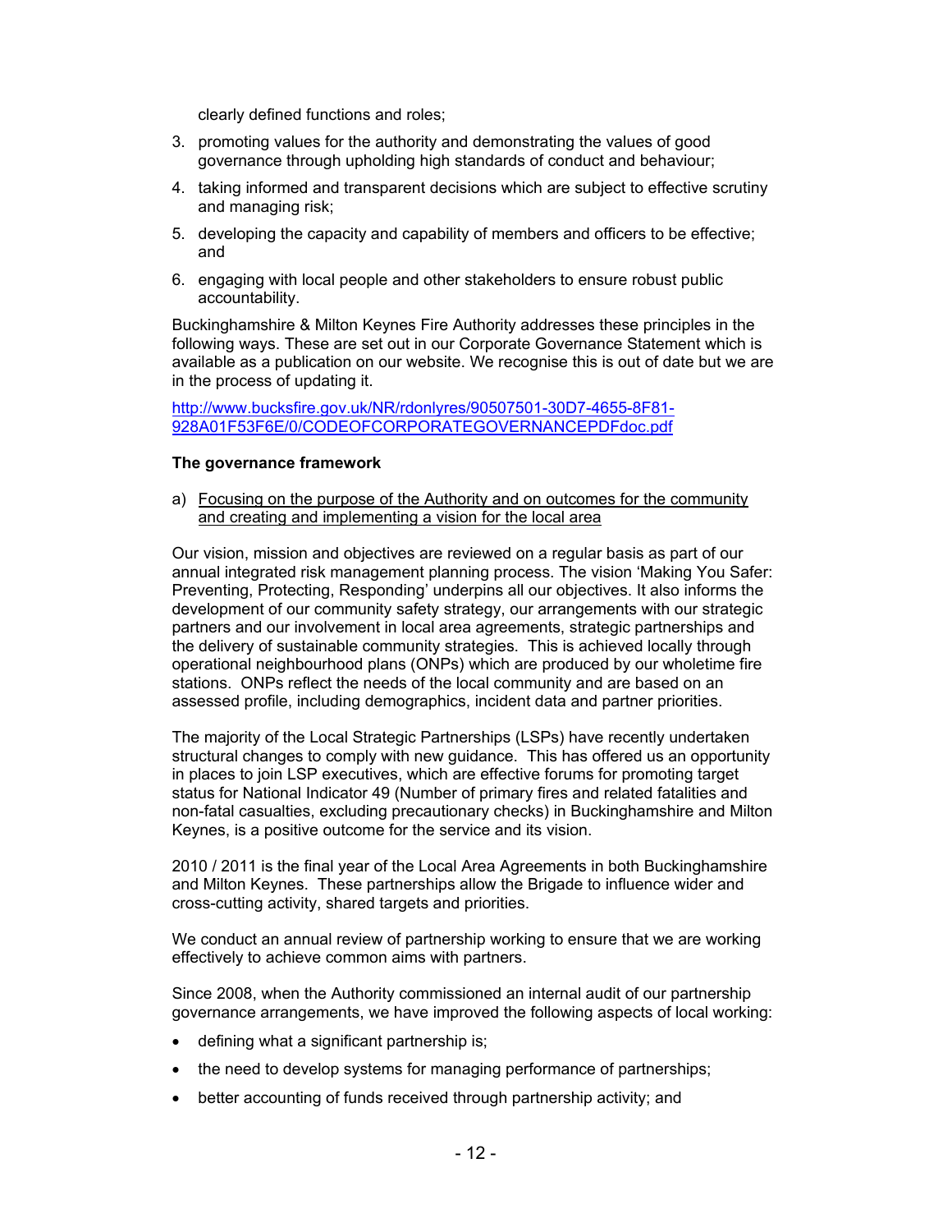clearly defined functions and roles;

3. promoting values for the authority and demonstrating the values of good governance through upholding high standards of conduct and behaviour;
4. taking informed and transparent decisions which are subject to effective scrutiny and managing risk;
5. developing the capacity and capability of members and officers to be effective; and
6. engaging with local people and other stakeholders to ensure robust public accountability.

Buckinghamshire & Milton Keynes Fire Authority addresses these principles in the following ways. These are set out in our Corporate Governance Statement which is available as a publication on our website. We recognise this is out of date but we are in the process of updating it.

http://www.bucksfire.gov.uk/NR/rdonlyres/90507501-30D7-4655-8F81-928A01F53F6E/0/CODEOFCORPORATEGOVERNANCEPDFdoc.pdf

**The governance framework**

a) Focusing on the purpose of the Authority and on outcomes for the community and creating and implementing a vision for the local area

Our vision, mission and objectives are reviewed on a regular basis as part of our annual integrated risk management planning process. The vision 'Making You Safer: Preventing, Protecting, Responding' underpins all our objectives. It also informs the development of our community safety strategy, our arrangements with our strategic partners and our involvement in local area agreements, strategic partnerships and the delivery of sustainable community strategies. This is achieved locally through operational neighbourhood plans (ONPs) which are produced by our wholetime fire stations. ONPs reflect the needs of the local community and are based on an assessed profile, including demographics, incident data and partner priorities.

The majority of the Local Strategic Partnerships (LSPs) have recently undertaken structural changes to comply with new guidance. This has offered us an opportunity in places to join LSP executives, which are effective forums for promoting target status for National Indicator 49 (Number of primary fires and related fatalities and non-fatal casualties, excluding precautionary checks) in Buckinghamshire and Milton Keynes, is a positive outcome for the service and its vision.

2010 / 2011 is the final year of the Local Area Agreements in both Buckinghamshire and Milton Keynes. These partnerships allow the Brigade to influence wider and cross-cutting activity, shared targets and priorities.

We conduct an annual review of partnership working to ensure that we are working effectively to achieve common aims with partners.

Since 2008, when the Authority commissioned an internal audit of our partnership governance arrangements, we have improved the following aspects of local working:

- defining what a significant partnership is;
- the need to develop systems for managing performance of partnerships;
- better accounting of funds received through partnership activity; and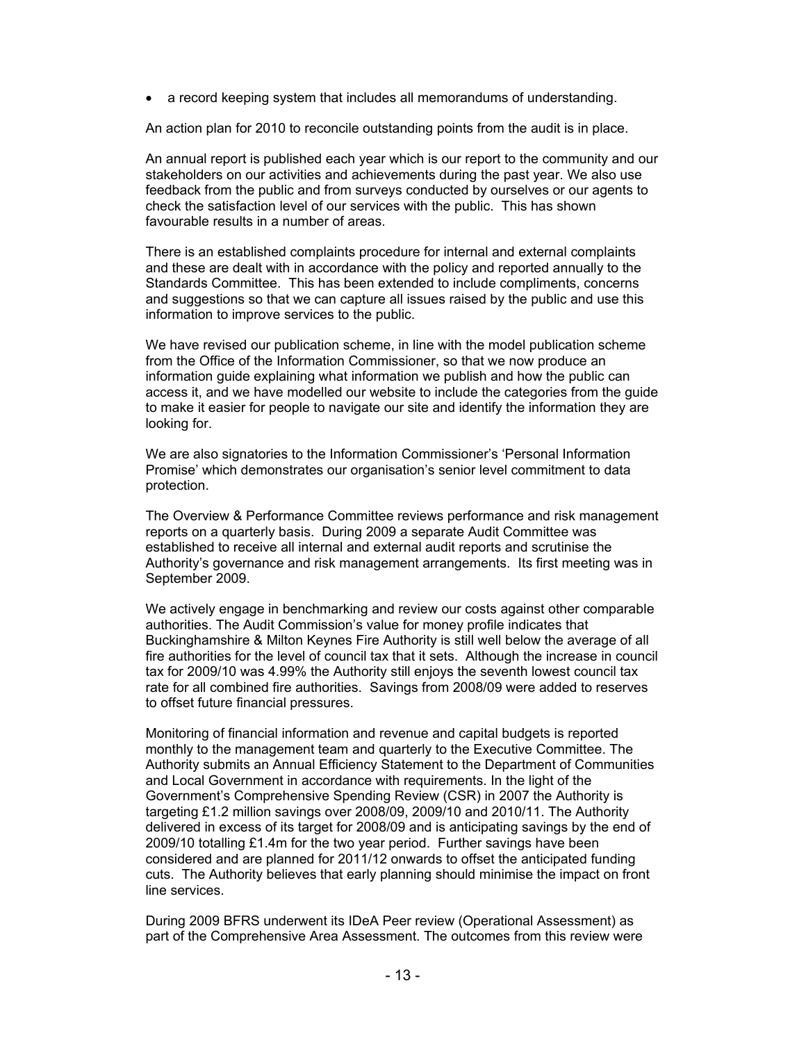- a record keeping system that includes all memorandums of understanding.

An action plan for 2010 to reconcile outstanding points from the audit is in place.

An annual report is published each year which is our report to the community and our stakeholders on our activities and achievements during the past year. We also use feedback from the public and from surveys conducted by ourselves or our agents to check the satisfaction level of our services with the public. This has shown favourable results in a number of areas.

There is an established complaints procedure for internal and external complaints and these are dealt with in accordance with the policy and reported annually to the Standards Committee. This has been extended to include compliments, concerns and suggestions so that we can capture all issues raised by the public and use this information to improve services to the public.

We have revised our publication scheme, in line with the model publication scheme from the Office of the Information Commissioner, so that we now produce an information guide explaining what information we publish and how the public can access it, and we have modelled our website to include the categories from the guide to make it easier for people to navigate our site and identify the information they are looking for.

We are also signatories to the Information Commissioner's 'Personal Information Promise' which demonstrates our organisation's senior level commitment to data protection.

The Overview & Performance Committee reviews performance and risk management reports on a quarterly basis. During 2009 a separate Audit Committee was established to receive all internal and external audit reports and scrutinise the Authority's governance and risk management arrangements. Its first meeting was in September 2009.

We actively engage in benchmarking and review our costs against other comparable authorities. The Audit Commission's value for money profile indicates that Buckinghamshire & Milton Keynes Fire Authority is still well below the average of all fire authorities for the level of council tax that it sets. Although the increase in council tax for 2009/10 was 4.99% the Authority still enjoys the seventh lowest council tax rate for all combined fire authorities. Savings from 2008/09 were added to reserves to offset future financial pressures.

Monitoring of financial information and revenue and capital budgets is reported monthly to the management team and quarterly to the Executive Committee. The Authority submits an Annual Efficiency Statement to the Department of Communities and Local Government in accordance with requirements. In the light of the Government's Comprehensive Spending Review (CSR) in 2007 the Authority is targeting £1.2 million savings over 2008/09, 2009/10 and 2010/11. The Authority delivered in excess of its target for 2008/09 and is anticipating savings by the end of 2009/10 totalling £1.4m for the two year period. Further savings have been considered and are planned for 2011/12 onwards to offset the anticipated funding cuts. The Authority believes that early planning should minimise the impact on front line services.

During 2009 BFRS underwent its IDeA Peer review (Operational Assessment) as part of the Comprehensive Area Assessment. The outcomes from this review were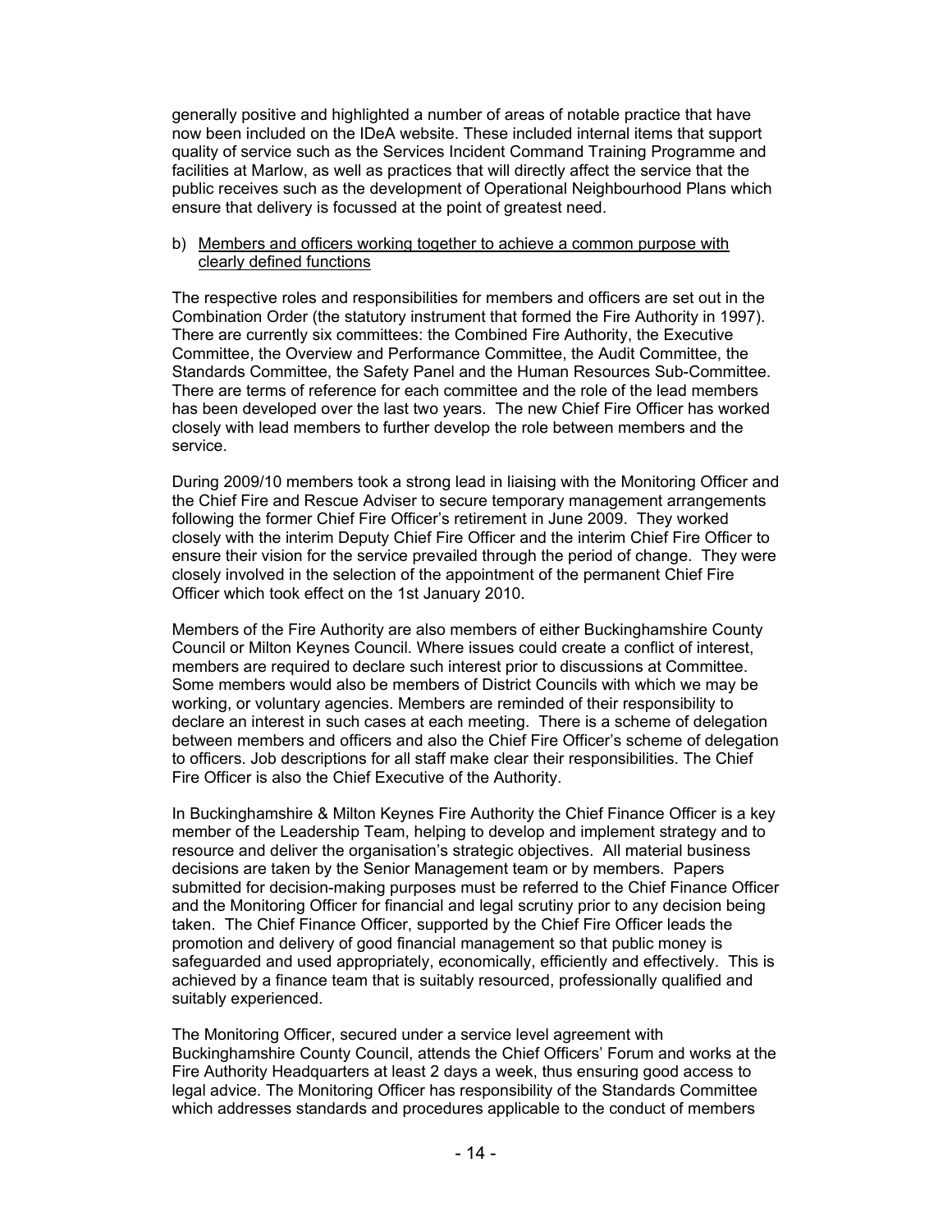generally positive and highlighted a number of areas of notable practice that have now been included on the IDeA website. These included internal items that support quality of service such as the Services Incident Command Training Programme and facilities at Marlow, as well as practices that will directly affect the service that the public receives such as the development of Operational Neighbourhood Plans which ensure that delivery is focussed at the point of greatest need.

b) <u>Members and officers working together to achieve a common purpose with clearly defined functions</u>

The respective roles and responsibilities for members and officers are set out in the Combination Order (the statutory instrument that formed the Fire Authority in 1997). There are currently six committees: the Combined Fire Authority, the Executive Committee, the Overview and Performance Committee, the Audit Committee, the Standards Committee, the Safety Panel and the Human Resources Sub-Committee. There are terms of reference for each committee and the role of the lead members has been developed over the last two years. The new Chief Fire Officer has worked closely with lead members to further develop the role between members and the service.

During 2009/10 members took a strong lead in liaising with the Monitoring Officer and the Chief Fire and Rescue Adviser to secure temporary management arrangements following the former Chief Fire Officer's retirement in June 2009. They worked closely with the interim Deputy Chief Fire Officer and the interim Chief Fire Officer to ensure their vision for the service prevailed through the period of change. They were closely involved in the selection of the appointment of the permanent Chief Fire Officer which took effect on the 1st January 2010.

Members of the Fire Authority are also members of either Buckinghamshire County Council or Milton Keynes Council. Where issues could create a conflict of interest, members are required to declare such interest prior to discussions at Committee. Some members would also be members of District Councils with which we may be working, or voluntary agencies. Members are reminded of their responsibility to declare an interest in such cases at each meeting. There is a scheme of delegation between members and officers and also the Chief Fire Officer's scheme of delegation to officers. Job descriptions for all staff make clear their responsibilities. The Chief Fire Officer is also the Chief Executive of the Authority.

In Buckinghamshire & Milton Keynes Fire Authority the Chief Finance Officer is a key member of the Leadership Team, helping to develop and implement strategy and to resource and deliver the organisation's strategic objectives. All material business decisions are taken by the Senior Management team or by members. Papers submitted for decision-making purposes must be referred to the Chief Finance Officer and the Monitoring Officer for financial and legal scrutiny prior to any decision being taken. The Chief Finance Officer, supported by the Chief Fire Officer leads the promotion and delivery of good financial management so that public money is safeguarded and used appropriately, economically, efficiently and effectively. This is achieved by a finance team that is suitably resourced, professionally qualified and suitably experienced.

The Monitoring Officer, secured under a service level agreement with Buckinghamshire County Council, attends the Chief Officers' Forum and works at the Fire Authority Headquarters at least 2 days a week, thus ensuring good access to legal advice. The Monitoring Officer has responsibility of the Standards Committee which addresses standards and procedures applicable to the conduct of members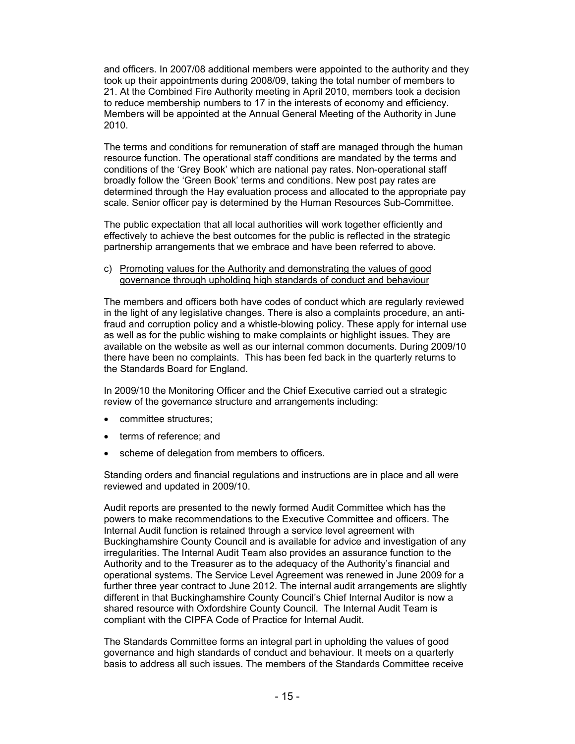and officers. In 2007/08 additional members were appointed to the authority and they took up their appointments during 2008/09, taking the total number of members to 21. At the Combined Fire Authority meeting in April 2010, members took a decision to reduce membership numbers to 17 in the interests of economy and efficiency. Members will be appointed at the Annual General Meeting of the Authority in June 2010.

The terms and conditions for remuneration of staff are managed through the human resource function. The operational staff conditions are mandated by the terms and conditions of the 'Grey Book' which are national pay rates. Non-operational staff broadly follow the 'Green Book' terms and conditions. New post pay rates are determined through the Hay evaluation process and allocated to the appropriate pay scale. Senior officer pay is determined by the Human Resources Sub-Committee.

The public expectation that all local authorities will work together efficiently and effectively to achieve the best outcomes for the public is reflected in the strategic partnership arrangements that we embrace and have been referred to above.

c) Promoting values for the Authority and demonstrating the values of good governance through upholding high standards of conduct and behaviour

The members and officers both have codes of conduct which are regularly reviewed in the light of any legislative changes. There is also a complaints procedure, an anti-fraud and corruption policy and a whistle-blowing policy. These apply for internal use as well as for the public wishing to make complaints or highlight issues. They are available on the website as well as our internal common documents. During 2009/10 there have been no complaints. This has been fed back in the quarterly returns to the Standards Board for England.

In 2009/10 the Monitoring Officer and the Chief Executive carried out a strategic review of the governance structure and arrangements including:

- committee structures;
- terms of reference; and
- scheme of delegation from members to officers.

Standing orders and financial regulations and instructions are in place and all were reviewed and updated in 2009/10.

Audit reports are presented to the newly formed Audit Committee which has the powers to make recommendations to the Executive Committee and officers. The Internal Audit function is retained through a service level agreement with Buckinghamshire County Council and is available for advice and investigation of any irregularities. The Internal Audit Team also provides an assurance function to the Authority and to the Treasurer as to the adequacy of the Authority's financial and operational systems. The Service Level Agreement was renewed in June 2009 for a further three year contract to June 2012. The internal audit arrangements are slightly different in that Buckinghamshire County Council's Chief Internal Auditor is now a shared resource with Oxfordshire County Council. The Internal Audit Team is compliant with the CIPFA Code of Practice for Internal Audit.

The Standards Committee forms an integral part in upholding the values of good governance and high standards of conduct and behaviour. It meets on a quarterly basis to address all such issues. The members of the Standards Committee receive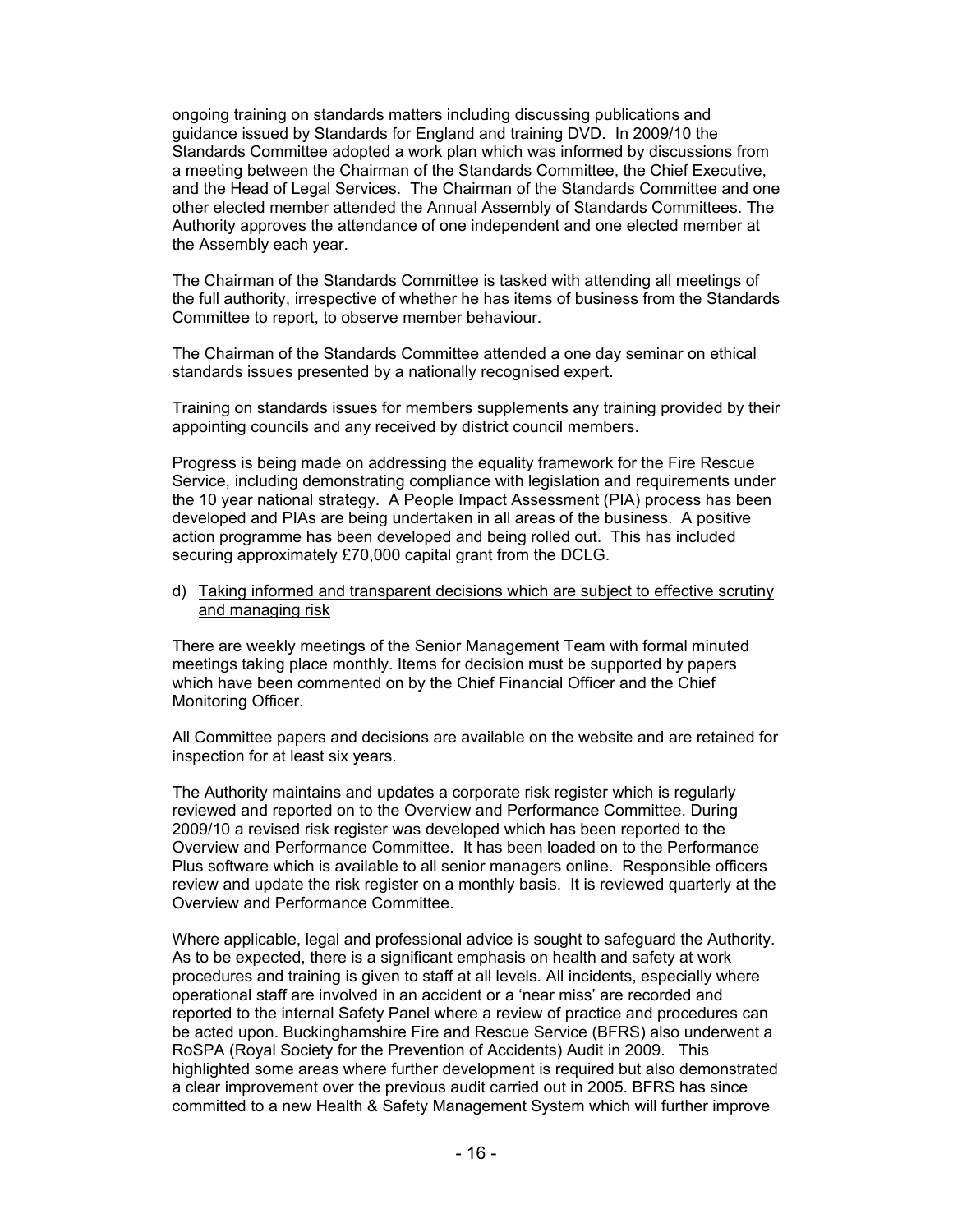ongoing training on standards matters including discussing publications and guidance issued by Standards for England and training DVD. In 2009/10 the Standards Committee adopted a work plan which was informed by discussions from a meeting between the Chairman of the Standards Committee, the Chief Executive, and the Head of Legal Services. The Chairman of the Standards Committee and one other elected member attended the Annual Assembly of Standards Committees. The Authority approves the attendance of one independent and one elected member at the Assembly each year.

The Chairman of the Standards Committee is tasked with attending all meetings of the full authority, irrespective of whether he has items of business from the Standards Committee to report, to observe member behaviour.

The Chairman of the Standards Committee attended a one day seminar on ethical standards issues presented by a nationally recognised expert.

Training on standards issues for members supplements any training provided by their appointing councils and any received by district council members.

Progress is being made on addressing the equality framework for the Fire Rescue Service, including demonstrating compliance with legislation and requirements under the 10 year national strategy. A People Impact Assessment (PIA) process has been developed and PIAs are being undertaken in all areas of the business. A positive action programme has been developed and being rolled out. This has included securing approximately £70,000 capital grant from the DCLG.

d) <u>Taking informed and transparent decisions which are subject to effective scrutiny and managing risk</u>

There are weekly meetings of the Senior Management Team with formal minuted meetings taking place monthly. Items for decision must be supported by papers which have been commented on by the Chief Financial Officer and the Chief Monitoring Officer.

All Committee papers and decisions are available on the website and are retained for inspection for at least six years.

The Authority maintains and updates a corporate risk register which is regularly reviewed and reported on to the Overview and Performance Committee. During 2009/10 a revised risk register was developed which has been reported to the Overview and Performance Committee. It has been loaded on to the Performance Plus software which is available to all senior managers online. Responsible officers review and update the risk register on a monthly basis. It is reviewed quarterly at the Overview and Performance Committee.

Where applicable, legal and professional advice is sought to safeguard the Authority. As to be expected, there is a significant emphasis on health and safety at work procedures and training is given to staff at all levels. All incidents, especially where operational staff are involved in an accident or a 'near miss' are recorded and reported to the internal Safety Panel where a review of practice and procedures can be acted upon. Buckinghamshire Fire and Rescue Service (BFRS) also underwent a RoSPA (Royal Society for the Prevention of Accidents) Audit in 2009. This highlighted some areas where further development is required but also demonstrated a clear improvement over the previous audit carried out in 2005. BFRS has since committed to a new Health & Safety Management System which will further improve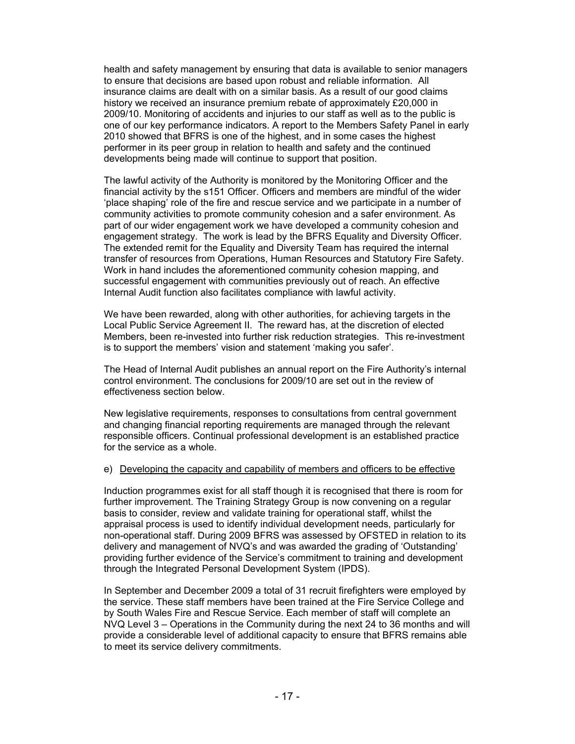health and safety management by ensuring that data is available to senior managers to ensure that decisions are based upon robust and reliable information. All insurance claims are dealt with on a similar basis. As a result of our good claims history we received an insurance premium rebate of approximately £20,000 in 2009/10. Monitoring of accidents and injuries to our staff as well as to the public is one of our key performance indicators. A report to the Members Safety Panel in early 2010 showed that BFRS is one of the highest, and in some cases the highest performer in its peer group in relation to health and safety and the continued developments being made will continue to support that position.

The lawful activity of the Authority is monitored by the Monitoring Officer and the financial activity by the s151 Officer. Officers and members are mindful of the wider 'place shaping' role of the fire and rescue service and we participate in a number of community activities to promote community cohesion and a safer environment. As part of our wider engagement work we have developed a community cohesion and engagement strategy. The work is lead by the BFRS Equality and Diversity Officer. The extended remit for the Equality and Diversity Team has required the internal transfer of resources from Operations, Human Resources and Statutory Fire Safety. Work in hand includes the aforementioned community cohesion mapping, and successful engagement with communities previously out of reach. An effective Internal Audit function also facilitates compliance with lawful activity.

We have been rewarded, along with other authorities, for achieving targets in the Local Public Service Agreement II. The reward has, at the discretion of elected Members, been re-invested into further risk reduction strategies. This re-investment is to support the members' vision and statement 'making you safer'.

The Head of Internal Audit publishes an annual report on the Fire Authority's internal control environment. The conclusions for 2009/10 are set out in the review of effectiveness section below.

New legislative requirements, responses to consultations from central government and changing financial reporting requirements are managed through the relevant responsible officers. Continual professional development is an established practice for the service as a whole.

e) Developing the capacity and capability of members and officers to be effective

Induction programmes exist for all staff though it is recognised that there is room for further improvement. The Training Strategy Group is now convening on a regular basis to consider, review and validate training for operational staff, whilst the appraisal process is used to identify individual development needs, particularly for non-operational staff. During 2009 BFRS was assessed by OFSTED in relation to its delivery and management of NVQ's and was awarded the grading of 'Outstanding' providing further evidence of the Service's commitment to training and development through the Integrated Personal Development System (IPDS).

In September and December 2009 a total of 31 recruit firefighters were employed by the service. These staff members have been trained at the Fire Service College and by South Wales Fire and Rescue Service. Each member of staff will complete an NVQ Level 3 – Operations in the Community during the next 24 to 36 months and will provide a considerable level of additional capacity to ensure that BFRS remains able to meet its service delivery commitments.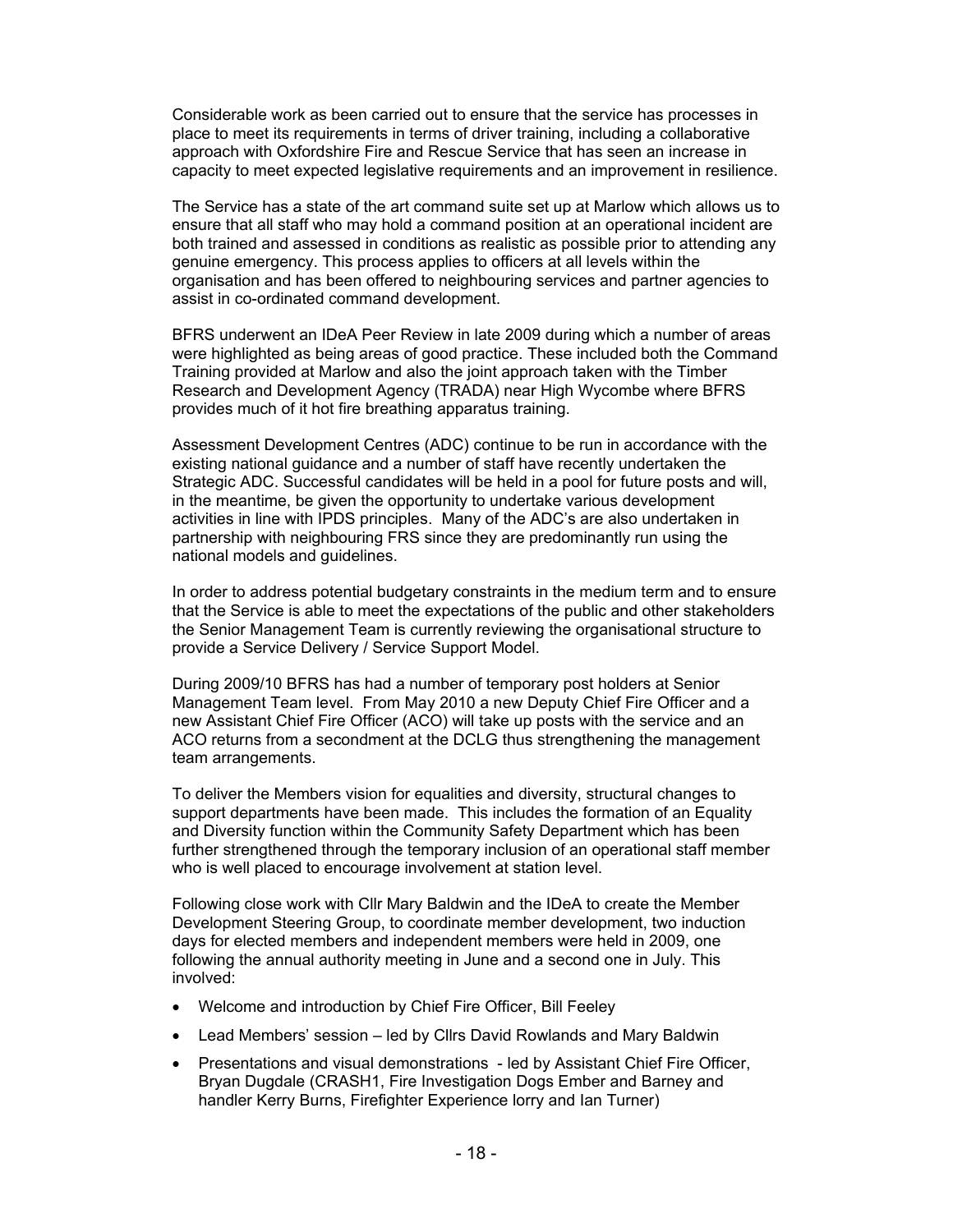Considerable work as been carried out to ensure that the service has processes in place to meet its requirements in terms of driver training, including a collaborative approach with Oxfordshire Fire and Rescue Service that has seen an increase in capacity to meet expected legislative requirements and an improvement in resilience.

The Service has a state of the art command suite set up at Marlow which allows us to ensure that all staff who may hold a command position at an operational incident are both trained and assessed in conditions as realistic as possible prior to attending any genuine emergency. This process applies to officers at all levels within the organisation and has been offered to neighbouring services and partner agencies to assist in co-ordinated command development.

BFRS underwent an IDeA Peer Review in late 2009 during which a number of areas were highlighted as being areas of good practice. These included both the Command Training provided at Marlow and also the joint approach taken with the Timber Research and Development Agency (TRADA) near High Wycombe where BFRS provides much of it hot fire breathing apparatus training.

Assessment Development Centres (ADC) continue to be run in accordance with the existing national guidance and a number of staff have recently undertaken the Strategic ADC. Successful candidates will be held in a pool for future posts and will, in the meantime, be given the opportunity to undertake various development activities in line with IPDS principles. Many of the ADC's are also undertaken in partnership with neighbouring FRS since they are predominantly run using the national models and guidelines.

In order to address potential budgetary constraints in the medium term and to ensure that the Service is able to meet the expectations of the public and other stakeholders the Senior Management Team is currently reviewing the organisational structure to provide a Service Delivery / Service Support Model.

During 2009/10 BFRS has had a number of temporary post holders at Senior Management Team level. From May 2010 a new Deputy Chief Fire Officer and a new Assistant Chief Fire Officer (ACO) will take up posts with the service and an ACO returns from a secondment at the DCLG thus strengthening the management team arrangements.

To deliver the Members vision for equalities and diversity, structural changes to support departments have been made. This includes the formation of an Equality and Diversity function within the Community Safety Department which has been further strengthened through the temporary inclusion of an operational staff member who is well placed to encourage involvement at station level.

Following close work with Cllr Mary Baldwin and the IDeA to create the Member Development Steering Group, to coordinate member development, two induction days for elected members and independent members were held in 2009, one following the annual authority meeting in June and a second one in July. This involved:

- Welcome and introduction by Chief Fire Officer, Bill Feeley
- Lead Members' session – led by Cllrs David Rowlands and Mary Baldwin
- Presentations and visual demonstrations - led by Assistant Chief Fire Officer, Bryan Dugdale (CRASH1, Fire Investigation Dogs Ember and Barney and handler Kerry Burns, Firefighter Experience lorry and Ian Turner)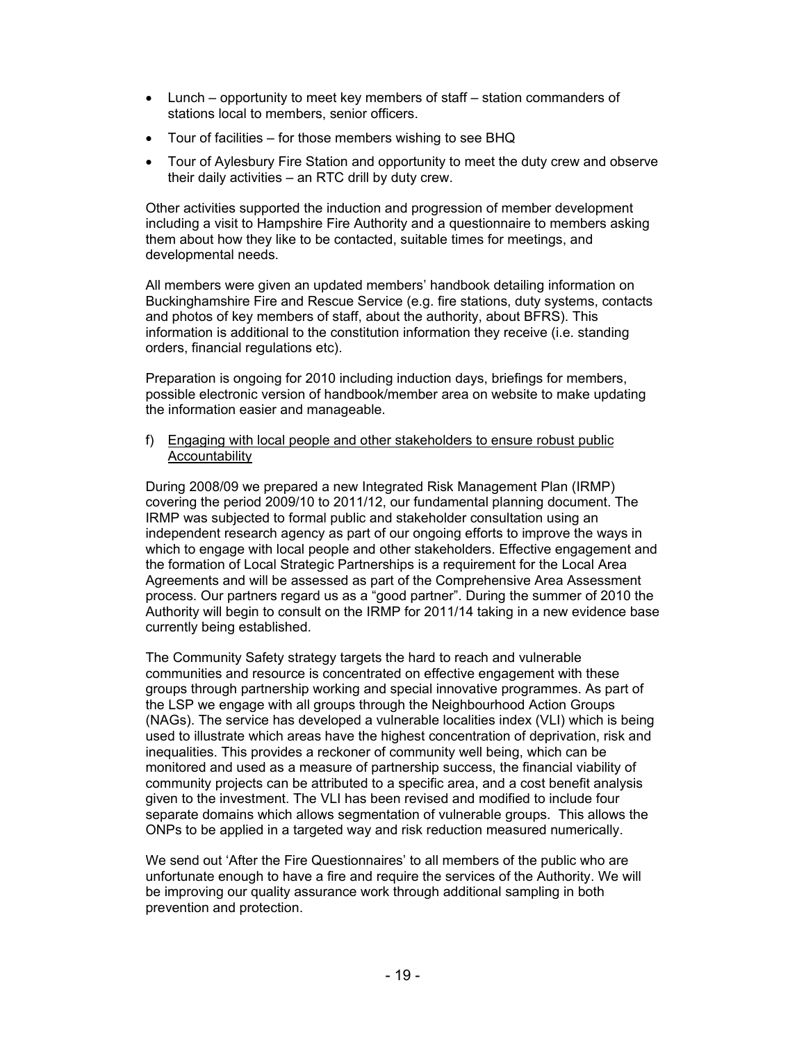- Lunch – opportunity to meet key members of staff – station commanders of stations local to members, senior officers.
- Tour of facilities – for those members wishing to see BHQ
- Tour of Aylesbury Fire Station and opportunity to meet the duty crew and observe their daily activities – an RTC drill by duty crew.

Other activities supported the induction and progression of member development including a visit to Hampshire Fire Authority and a questionnaire to members asking them about how they like to be contacted, suitable times for meetings, and developmental needs.

All members were given an updated members' handbook detailing information on Buckinghamshire Fire and Rescue Service (e.g. fire stations, duty systems, contacts and photos of key members of staff, about the authority, about BFRS). This information is additional to the constitution information they receive (i.e. standing orders, financial regulations etc).

Preparation is ongoing for 2010 including induction days, briefings for members, possible electronic version of handbook/member area on website to make updating the information easier and manageable.

f) Engaging with local people and other stakeholders to ensure robust public Accountability

During 2008/09 we prepared a new Integrated Risk Management Plan (IRMP) covering the period 2009/10 to 2011/12, our fundamental planning document. The IRMP was subjected to formal public and stakeholder consultation using an independent research agency as part of our ongoing efforts to improve the ways in which to engage with local people and other stakeholders. Effective engagement and the formation of Local Strategic Partnerships is a requirement for the Local Area Agreements and will be assessed as part of the Comprehensive Area Assessment process. Our partners regard us as a "good partner". During the summer of 2010 the Authority will begin to consult on the IRMP for 2011/14 taking in a new evidence base currently being established.

The Community Safety strategy targets the hard to reach and vulnerable communities and resource is concentrated on effective engagement with these groups through partnership working and special innovative programmes. As part of the LSP we engage with all groups through the Neighbourhood Action Groups (NAGs). The service has developed a vulnerable localities index (VLI) which is being used to illustrate which areas have the highest concentration of deprivation, risk and inequalities. This provides a reckoner of community well being, which can be monitored and used as a measure of partnership success, the financial viability of community projects can be attributed to a specific area, and a cost benefit analysis given to the investment. The VLI has been revised and modified to include four separate domains which allows segmentation of vulnerable groups. This allows the ONPs to be applied in a targeted way and risk reduction measured numerically.

We send out 'After the Fire Questionnaires' to all members of the public who are unfortunate enough to have a fire and require the services of the Authority. We will be improving our quality assurance work through additional sampling in both prevention and protection.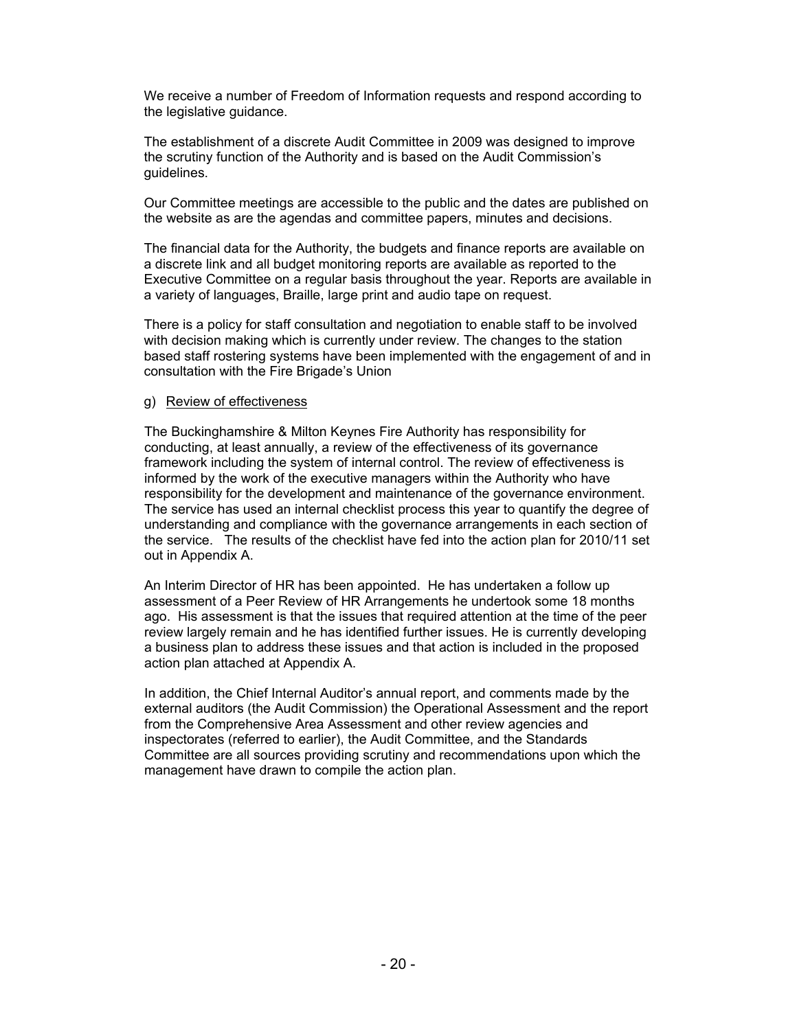We receive a number of Freedom of Information requests and respond according to the legislative guidance.

The establishment of a discrete Audit Committee in 2009 was designed to improve the scrutiny function of the Authority and is based on the Audit Commission's guidelines.

Our Committee meetings are accessible to the public and the dates are published on the website as are the agendas and committee papers, minutes and decisions.

The financial data for the Authority, the budgets and finance reports are available on a discrete link and all budget monitoring reports are available as reported to the Executive Committee on a regular basis throughout the year. Reports are available in a variety of languages, Braille, large print and audio tape on request.

There is a policy for staff consultation and negotiation to enable staff to be involved with decision making which is currently under review. The changes to the station based staff rostering systems have been implemented with the engagement of and in consultation with the Fire Brigade's Union

g) <u>Review of effectiveness</u>

The Buckinghamshire & Milton Keynes Fire Authority has responsibility for conducting, at least annually, a review of the effectiveness of its governance framework including the system of internal control. The review of effectiveness is informed by the work of the executive managers within the Authority who have responsibility for the development and maintenance of the governance environment. The service has used an internal checklist process this year to quantify the degree of understanding and compliance with the governance arrangements in each section of the service. The results of the checklist have fed into the action plan for 2010/11 set out in Appendix A.

An Interim Director of HR has been appointed. He has undertaken a follow up assessment of a Peer Review of HR Arrangements he undertook some 18 months ago. His assessment is that the issues that required attention at the time of the peer review largely remain and he has identified further issues. He is currently developing a business plan to address these issues and that action is included in the proposed action plan attached at Appendix A.

In addition, the Chief Internal Auditor's annual report, and comments made by the external auditors (the Audit Commission) the Operational Assessment and the report from the Comprehensive Area Assessment and other review agencies and inspectorates (referred to earlier), the Audit Committee, and the Standards Committee are all sources providing scrutiny and recommendations upon which the management have drawn to compile the action plan.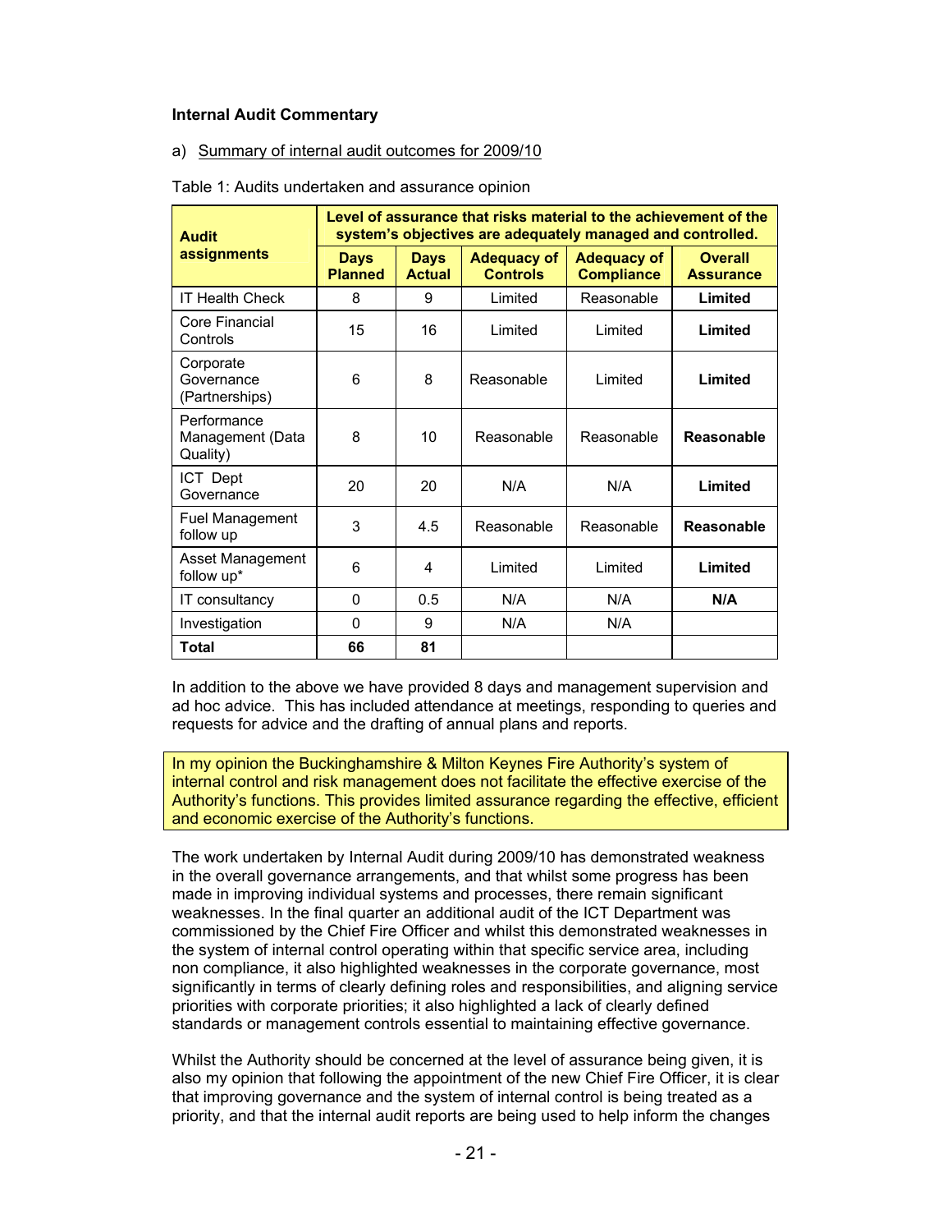**Internal Audit Commentary**

a) Summary of internal audit outcomes for 2009/10

Table 1: Audits undertaken and assurance opinion

| Audit assignments | Level of assurance that risks material to the achievement of the system's objectives are adequately managed and controlled. | | | | |
|---|---|---|---|---|---|
| | **Days Planned** | **Days Actual** | **Adequacy of Controls** | **Adequacy of Compliance** | **Overall Assurance** |
| IT Health Check | 8 | 9 | Limited | Reasonable | **Limited** |
| Core Financial Controls | 15 | 16 | Limited | Limited | **Limited** |
| Corporate Governance (Partnerships) | 6 | 8 | Reasonable | Limited | **Limited** |
| Performance Management (Data Quality) | 8 | 10 | Reasonable | Reasonable | **Reasonable** |
| ICT Dept Governance | 20 | 20 | N/A | N/A | **Limited** |
| Fuel Management follow up | 3 | 4.5 | Reasonable | Reasonable | **Reasonable** |
| Asset Management follow up* | 6 | 4 | Limited | Limited | **Limited** |
| IT consultancy | 0 | 0.5 | N/A | N/A | **N/A** |
| Investigation | 0 | 9 | N/A | N/A | |
| **Total** | **66** | **81** | | | |

In addition to the above we have provided 8 days and management supervision and ad hoc advice. This has included attendance at meetings, responding to queries and requests for advice and the drafting of annual plans and reports.

In my opinion the Buckinghamshire & Milton Keynes Fire Authority's system of internal control and risk management does not facilitate the effective exercise of the Authority's functions. This provides limited assurance regarding the effective, efficient and economic exercise of the Authority's functions.

The work undertaken by Internal Audit during 2009/10 has demonstrated weakness in the overall governance arrangements, and that whilst some progress has been made in improving individual systems and processes, there remain significant weaknesses. In the final quarter an additional audit of the ICT Department was commissioned by the Chief Fire Officer and whilst this demonstrated weaknesses in the system of internal control operating within that specific service area, including non compliance, it also highlighted weaknesses in the corporate governance, most significantly in terms of clearly defining roles and responsibilities, and aligning service priorities with corporate priorities; it also highlighted a lack of clearly defined standards or management controls essential to maintaining effective governance.

Whilst the Authority should be concerned at the level of assurance being given, it is also my opinion that following the appointment of the new Chief Fire Officer, it is clear that improving governance and the system of internal control is being treated as a priority, and that the internal audit reports are being used to help inform the changes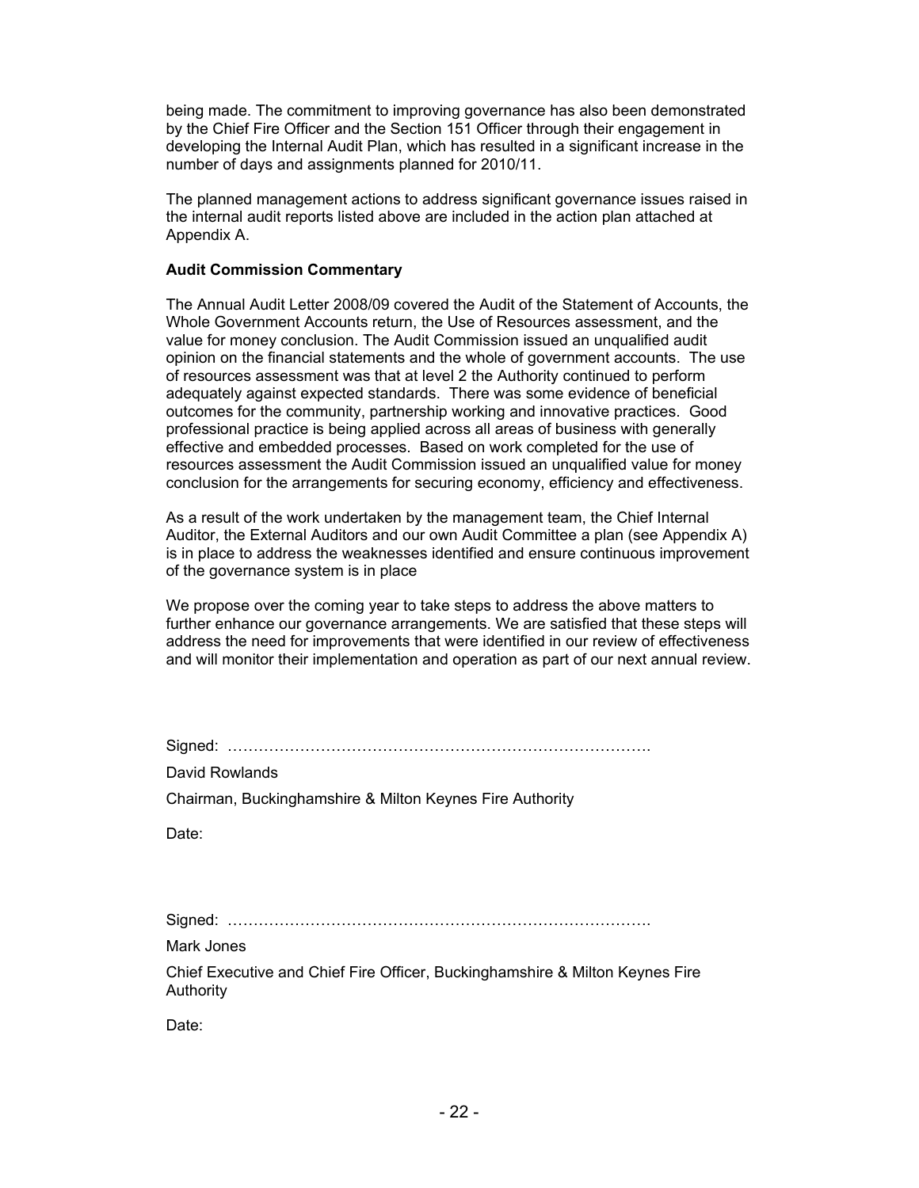being made. The commitment to improving governance has also been demonstrated by the Chief Fire Officer and the Section 151 Officer through their engagement in developing the Internal Audit Plan, which has resulted in a significant increase in the number of days and assignments planned for 2010/11.

The planned management actions to address significant governance issues raised in the internal audit reports listed above are included in the action plan attached at Appendix A.

**Audit Commission Commentary**

The Annual Audit Letter 2008/09 covered the Audit of the Statement of Accounts, the Whole Government Accounts return, the Use of Resources assessment, and the value for money conclusion. The Audit Commission issued an unqualified audit opinion on the financial statements and the whole of government accounts. The use of resources assessment was that at level 2 the Authority continued to perform adequately against expected standards. There was some evidence of beneficial outcomes for the community, partnership working and innovative practices. Good professional practice is being applied across all areas of business with generally effective and embedded processes. Based on work completed for the use of resources assessment the Audit Commission issued an unqualified value for money conclusion for the arrangements for securing economy, efficiency and effectiveness.

As a result of the work undertaken by the management team, the Chief Internal Auditor, the External Auditors and our own Audit Committee a plan (see Appendix A) is in place to address the weaknesses identified and ensure continuous improvement of the governance system is in place

We propose over the coming year to take steps to address the above matters to further enhance our governance arrangements. We are satisfied that these steps will address the need for improvements that were identified in our review of effectiveness and will monitor their implementation and operation as part of our next annual review.

Signed: ……………………………………………………………………….

David Rowlands

Chairman, Buckinghamshire & Milton Keynes Fire Authority

Date:

Signed: ……………………………………………………………………….

Mark Jones

Chief Executive and Chief Fire Officer, Buckinghamshire & Milton Keynes Fire Authority

Date: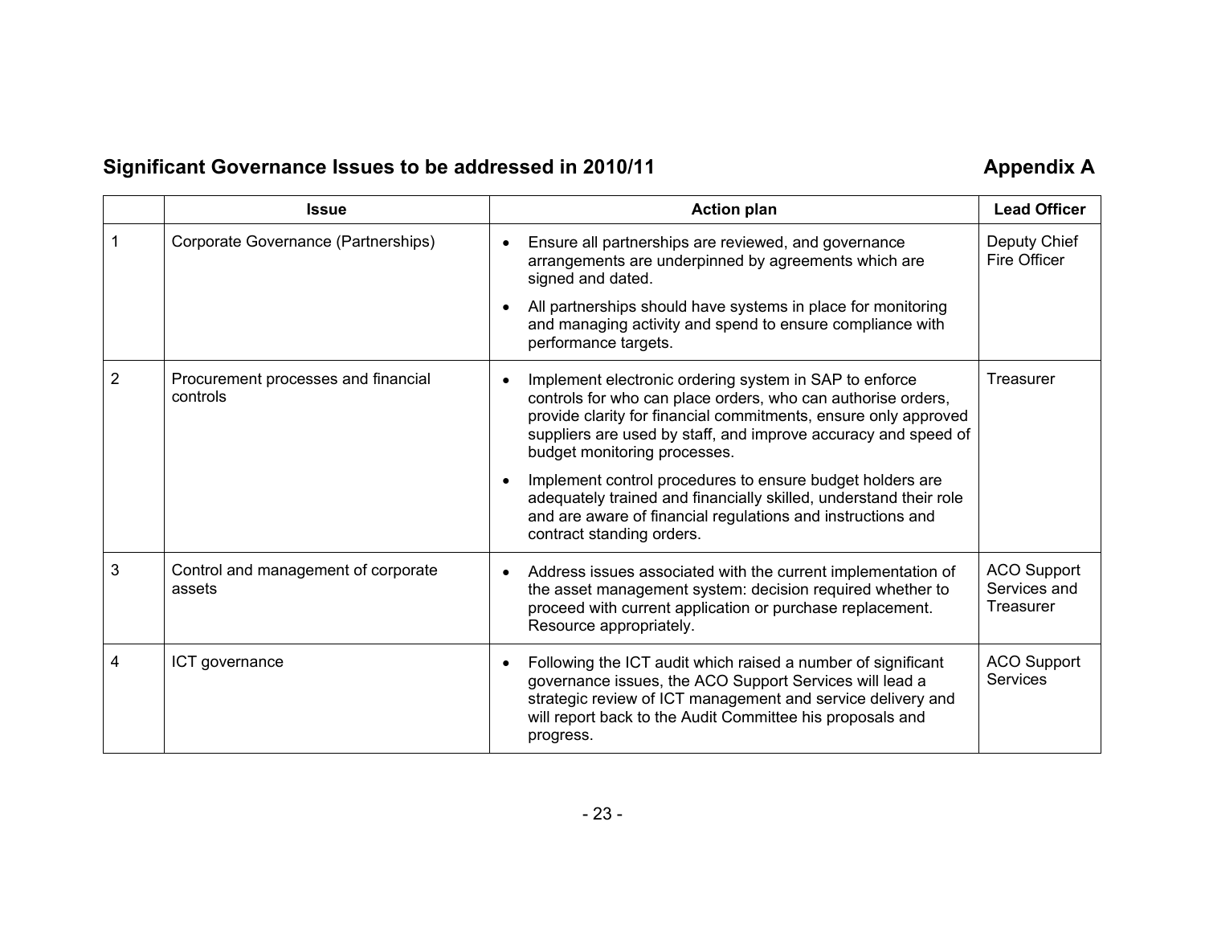## Significant Governance Issues to be addressed in 2010/11

**Appendix A**

| | Issue | Action plan | Lead Officer |
|---|---|---|---|
| 1 | Corporate Governance (Partnerships) | • Ensure all partnerships are reviewed, and governance arrangements are underpinned by agreements which are signed and dated.<br>• All partnerships should have systems in place for monitoring and managing activity and spend to ensure compliance with performance targets. | Deputy Chief Fire Officer |
| 2 | Procurement processes and financial controls | • Implement electronic ordering system in SAP to enforce controls for who can place orders, who can authorise orders, provide clarity for financial commitments, ensure only approved suppliers are used by staff, and improve accuracy and speed of budget monitoring processes.<br>• Implement control procedures to ensure budget holders are adequately trained and financially skilled, understand their role and are aware of financial regulations and instructions and contract standing orders. | Treasurer |
| 3 | Control and management of corporate assets | • Address issues associated with the current implementation of the asset management system: decision required whether to proceed with current application or purchase replacement. Resource appropriately. | ACO Support Services and Treasurer |
| 4 | ICT governance | • Following the ICT audit which raised a number of significant governance issues, the ACO Support Services will lead a strategic review of ICT management and service delivery and will report back to the Audit Committee his proposals and progress. | ACO Support Services |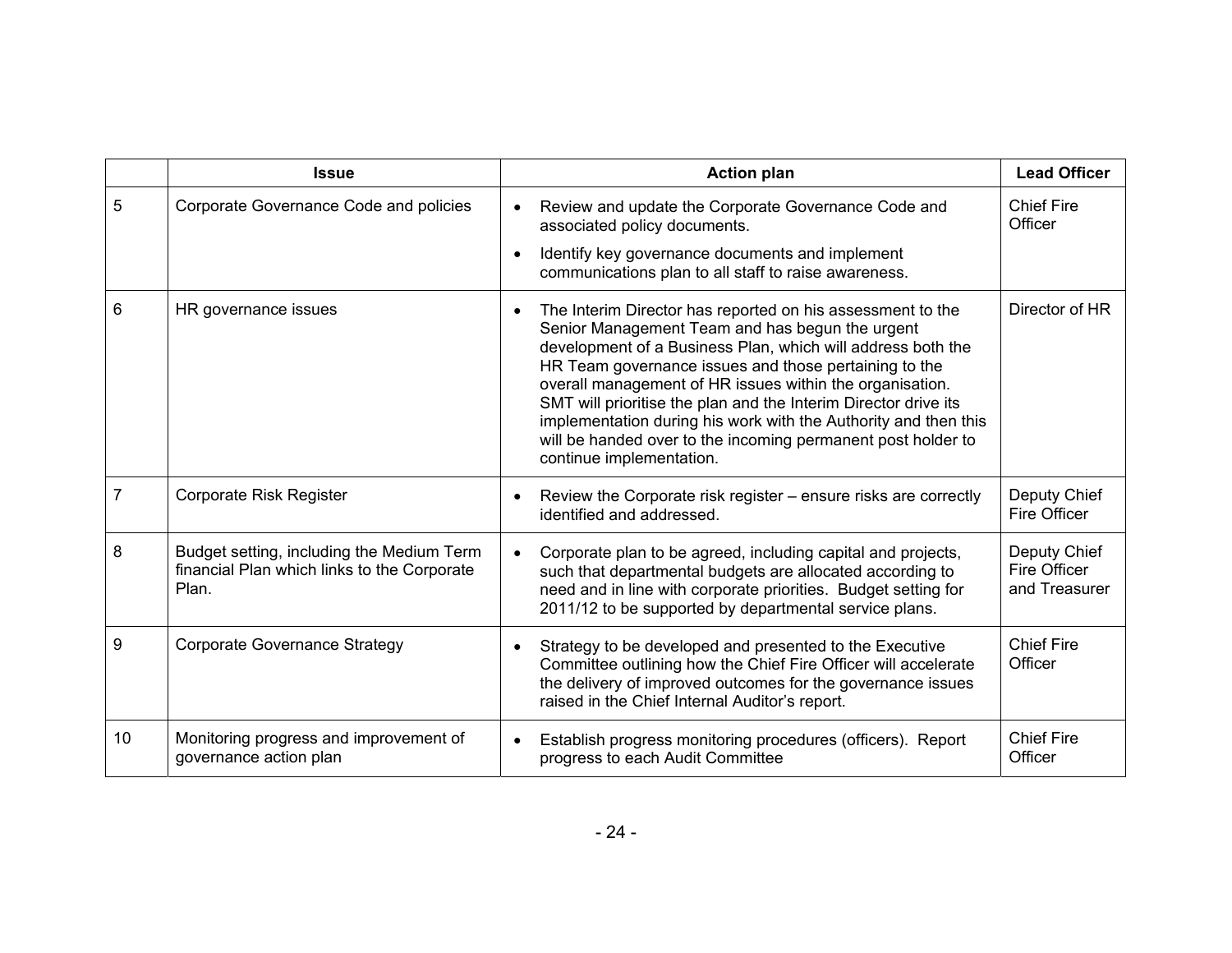| | Issue | Action plan | Lead Officer |
|---|---|---|---|
| 5 | Corporate Governance Code and policies | • Review and update the Corporate Governance Code and associated policy documents.<br>• Identify key governance documents and implement communications plan to all staff to raise awareness. | Chief Fire Officer |
| 6 | HR governance issues | • The Interim Director has reported on his assessment to the Senior Management Team and has begun the urgent development of a Business Plan, which will address both the HR Team governance issues and those pertaining to the overall management of HR issues within the organisation. SMT will prioritise the plan and the Interim Director drive its implementation during his work with the Authority and then this will be handed over to the incoming permanent post holder to continue implementation. | Director of HR |
| 7 | Corporate Risk Register | • Review the Corporate risk register – ensure risks are correctly identified and addressed. | Deputy Chief Fire Officer |
| 8 | Budget setting, including the Medium Term financial Plan which links to the Corporate Plan. | • Corporate plan to be agreed, including capital and projects, such that departmental budgets are allocated according to need and in line with corporate priorities. Budget setting for 2011/12 to be supported by departmental service plans. | Deputy Chief Fire Officer and Treasurer |
| 9 | Corporate Governance Strategy | • Strategy to be developed and presented to the Executive Committee outlining how the Chief Fire Officer will accelerate the delivery of improved outcomes for the governance issues raised in the Chief Internal Auditor's report. | Chief Fire Officer |
| 10 | Monitoring progress and improvement of governance action plan | • Establish progress monitoring procedures (officers). Report progress to each Audit Committee | Chief Fire Officer |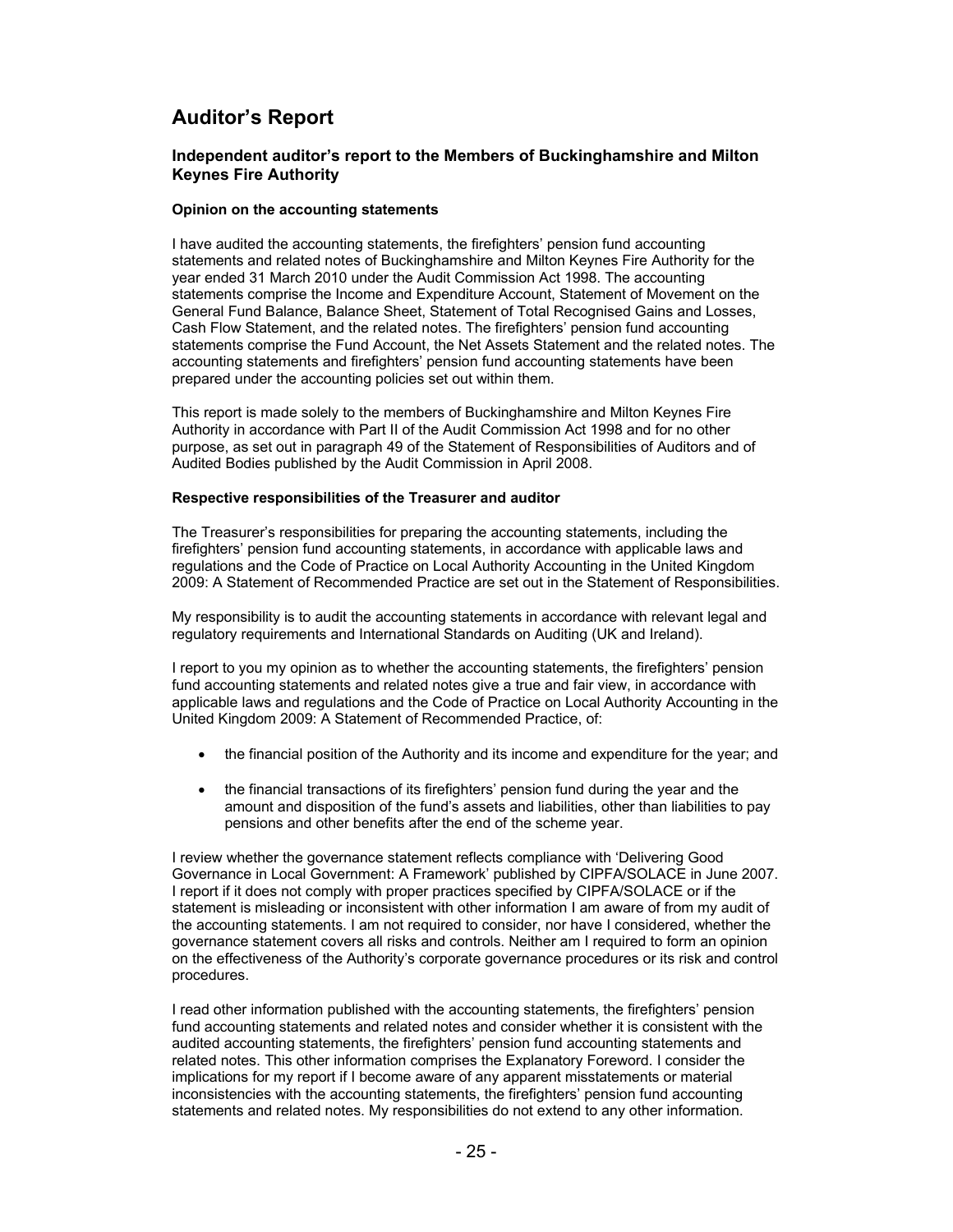# Auditor's Report

## Independent auditor's report to the Members of Buckinghamshire and Milton Keynes Fire Authority

### Opinion on the accounting statements

I have audited the accounting statements, the firefighters' pension fund accounting statements and related notes of Buckinghamshire and Milton Keynes Fire Authority for the year ended 31 March 2010 under the Audit Commission Act 1998. The accounting statements comprise the Income and Expenditure Account, Statement of Movement on the General Fund Balance, Balance Sheet, Statement of Total Recognised Gains and Losses, Cash Flow Statement, and the related notes. The firefighters' pension fund accounting statements comprise the Fund Account, the Net Assets Statement and the related notes. The accounting statements and firefighters' pension fund accounting statements have been prepared under the accounting policies set out within them.

This report is made solely to the members of Buckinghamshire and Milton Keynes Fire Authority in accordance with Part II of the Audit Commission Act 1998 and for no other purpose, as set out in paragraph 49 of the Statement of Responsibilities of Auditors and of Audited Bodies published by the Audit Commission in April 2008.

### Respective responsibilities of the Treasurer and auditor

The Treasurer's responsibilities for preparing the accounting statements, including the firefighters' pension fund accounting statements, in accordance with applicable laws and regulations and the Code of Practice on Local Authority Accounting in the United Kingdom 2009: A Statement of Recommended Practice are set out in the Statement of Responsibilities.

My responsibility is to audit the accounting statements in accordance with relevant legal and regulatory requirements and International Standards on Auditing (UK and Ireland).

I report to you my opinion as to whether the accounting statements, the firefighters' pension fund accounting statements and related notes give a true and fair view, in accordance with applicable laws and regulations and the Code of Practice on Local Authority Accounting in the United Kingdom 2009: A Statement of Recommended Practice, of:

- the financial position of the Authority and its income and expenditure for the year; and
- the financial transactions of its firefighters' pension fund during the year and the amount and disposition of the fund's assets and liabilities, other than liabilities to pay pensions and other benefits after the end of the scheme year.

I review whether the governance statement reflects compliance with 'Delivering Good Governance in Local Government: A Framework' published by CIPFA/SOLACE in June 2007. I report if it does not comply with proper practices specified by CIPFA/SOLACE or if the statement is misleading or inconsistent with other information I am aware of from my audit of the accounting statements. I am not required to consider, nor have I considered, whether the governance statement covers all risks and controls. Neither am I required to form an opinion on the effectiveness of the Authority's corporate governance procedures or its risk and control procedures.

I read other information published with the accounting statements, the firefighters' pension fund accounting statements and related notes and consider whether it is consistent with the audited accounting statements, the firefighters' pension fund accounting statements and related notes. This other information comprises the Explanatory Foreword. I consider the implications for my report if I become aware of any apparent misstatements or material inconsistencies with the accounting statements, the firefighters' pension fund accounting statements and related notes. My responsibilities do not extend to any other information.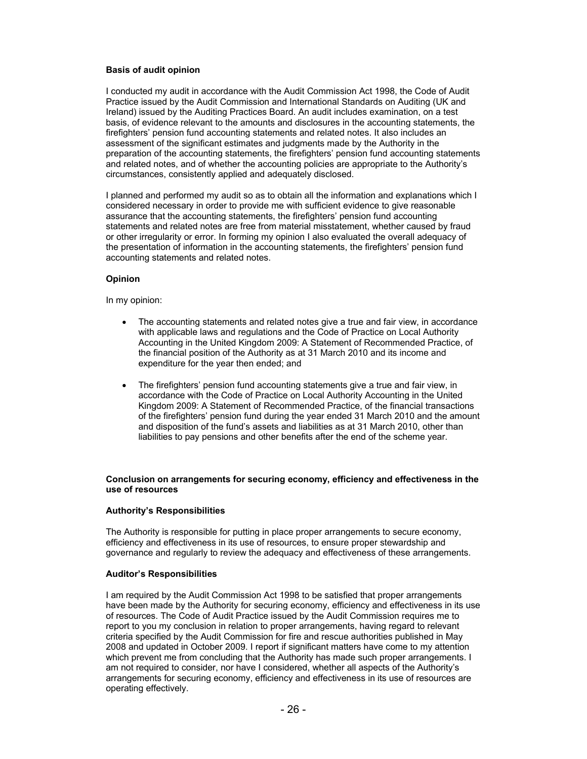**Basis of audit opinion**

I conducted my audit in accordance with the Audit Commission Act 1998, the Code of Audit Practice issued by the Audit Commission and International Standards on Auditing (UK and Ireland) issued by the Auditing Practices Board. An audit includes examination, on a test basis, of evidence relevant to the amounts and disclosures in the accounting statements, the firefighters' pension fund accounting statements and related notes. It also includes an assessment of the significant estimates and judgments made by the Authority in the preparation of the accounting statements, the firefighters' pension fund accounting statements and related notes, and of whether the accounting policies are appropriate to the Authority's circumstances, consistently applied and adequately disclosed.

I planned and performed my audit so as to obtain all the information and explanations which I considered necessary in order to provide me with sufficient evidence to give reasonable assurance that the accounting statements, the firefighters' pension fund accounting statements and related notes are free from material misstatement, whether caused by fraud or other irregularity or error. In forming my opinion I also evaluated the overall adequacy of the presentation of information in the accounting statements, the firefighters' pension fund accounting statements and related notes.

**Opinion**

In my opinion:

- The accounting statements and related notes give a true and fair view, in accordance with applicable laws and regulations and the Code of Practice on Local Authority Accounting in the United Kingdom 2009: A Statement of Recommended Practice, of the financial position of the Authority as at 31 March 2010 and its income and expenditure for the year then ended; and
- The firefighters' pension fund accounting statements give a true and fair view, in accordance with the Code of Practice on Local Authority Accounting in the United Kingdom 2009: A Statement of Recommended Practice, of the financial transactions of the firefighters' pension fund during the year ended 31 March 2010 and the amount and disposition of the fund's assets and liabilities as at 31 March 2010, other than liabilities to pay pensions and other benefits after the end of the scheme year.

**Conclusion on arrangements for securing economy, efficiency and effectiveness in the use of resources**

**Authority's Responsibilities**

The Authority is responsible for putting in place proper arrangements to secure economy, efficiency and effectiveness in its use of resources, to ensure proper stewardship and governance and regularly to review the adequacy and effectiveness of these arrangements.

**Auditor's Responsibilities**

I am required by the Audit Commission Act 1998 to be satisfied that proper arrangements have been made by the Authority for securing economy, efficiency and effectiveness in its use of resources. The Code of Audit Practice issued by the Audit Commission requires me to report to you my conclusion in relation to proper arrangements, having regard to relevant criteria specified by the Audit Commission for fire and rescue authorities published in May 2008 and updated in October 2009. I report if significant matters have come to my attention which prevent me from concluding that the Authority has made such proper arrangements. I am not required to consider, nor have I considered, whether all aspects of the Authority's arrangements for securing economy, efficiency and effectiveness in its use of resources are operating effectively.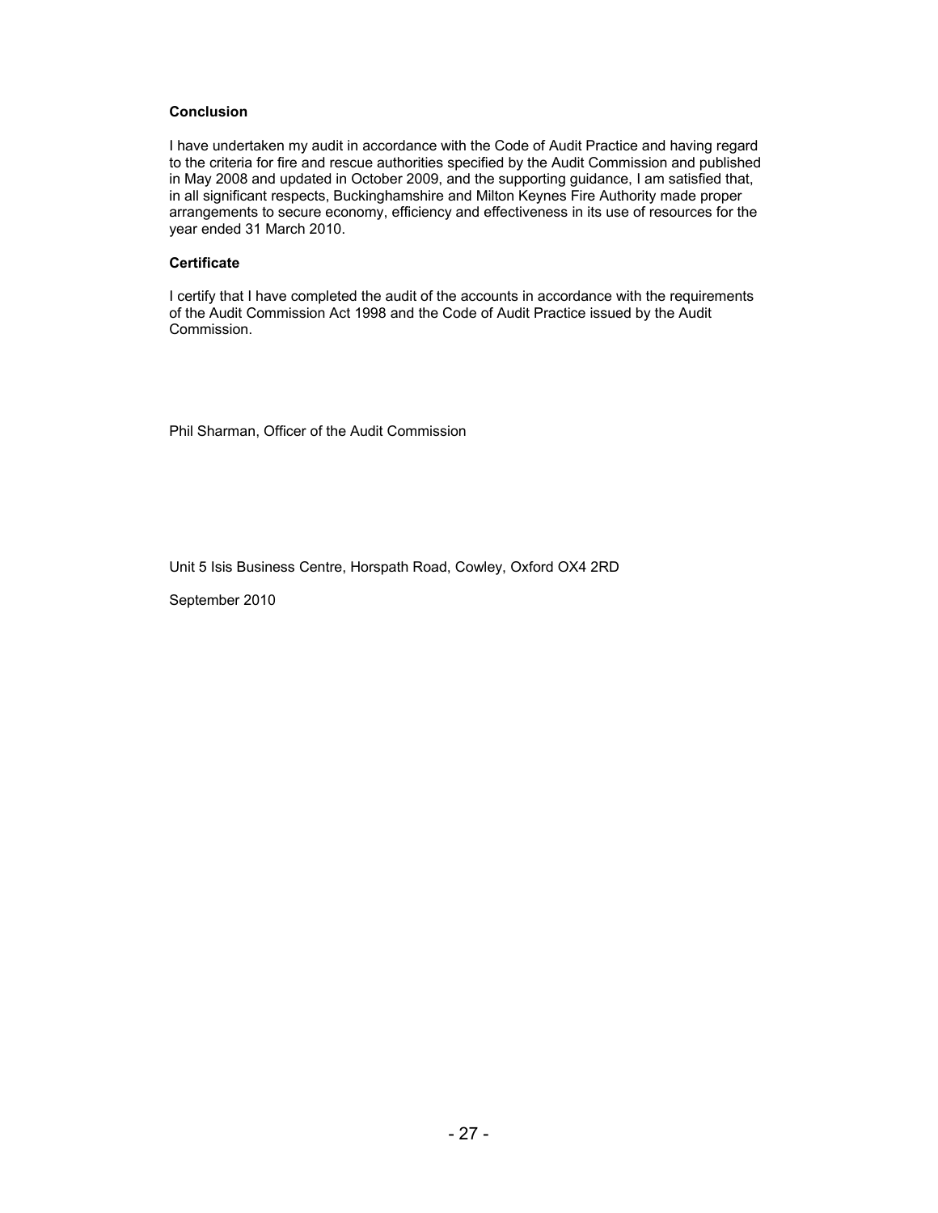**Conclusion**

I have undertaken my audit in accordance with the Code of Audit Practice and having regard to the criteria for fire and rescue authorities specified by the Audit Commission and published in May 2008 and updated in October 2009, and the supporting guidance, I am satisfied that, in all significant respects, Buckinghamshire and Milton Keynes Fire Authority made proper arrangements to secure economy, efficiency and effectiveness in its use of resources for the year ended 31 March 2010.

**Certificate**

I certify that I have completed the audit of the accounts in accordance with the requirements of the Audit Commission Act 1998 and the Code of Audit Practice issued by the Audit Commission.

Phil Sharman, Officer of the Audit Commission

Unit 5 Isis Business Centre, Horspath Road, Cowley, Oxford OX4 2RD

September 2010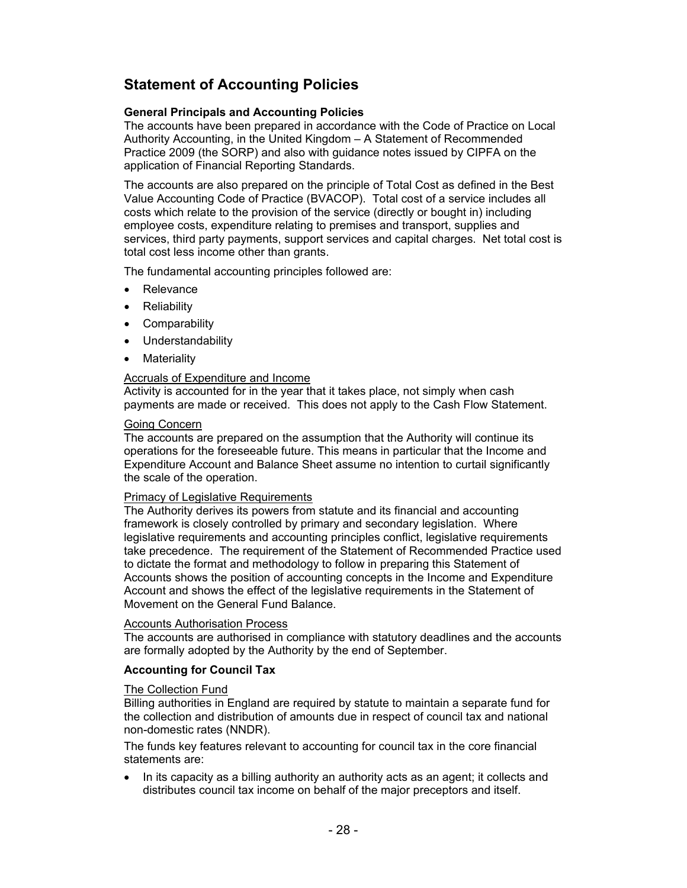## Statement of Accounting Policies

### General Principals and Accounting Policies

The accounts have been prepared in accordance with the Code of Practice on Local Authority Accounting, in the United Kingdom – A Statement of Recommended Practice 2009 (the SORP) and also with guidance notes issued by CIPFA on the application of Financial Reporting Standards.

The accounts are also prepared on the principle of Total Cost as defined in the Best Value Accounting Code of Practice (BVACOP). Total cost of a service includes all costs which relate to the provision of the service (directly or bought in) including employee costs, expenditure relating to premises and transport, supplies and services, third party payments, support services and capital charges. Net total cost is total cost less income other than grants.

The fundamental accounting principles followed are:

- Relevance
- Reliability
- Comparability
- Understandability
- Materiality

<u>Accruals of Expenditure and Income</u>

Activity is accounted for in the year that it takes place, not simply when cash payments are made or received. This does not apply to the Cash Flow Statement.

<u>Going Concern</u>

The accounts are prepared on the assumption that the Authority will continue its operations for the foreseeable future. This means in particular that the Income and Expenditure Account and Balance Sheet assume no intention to curtail significantly the scale of the operation.

<u>Primacy of Legislative Requirements</u>

The Authority derives its powers from statute and its financial and accounting framework is closely controlled by primary and secondary legislation. Where legislative requirements and accounting principles conflict, legislative requirements take precedence. The requirement of the Statement of Recommended Practice used to dictate the format and methodology to follow in preparing this Statement of Accounts shows the position of accounting concepts in the Income and Expenditure Account and shows the effect of the legislative requirements in the Statement of Movement on the General Fund Balance.

<u>Accounts Authorisation Process</u>

The accounts are authorised in compliance with statutory deadlines and the accounts are formally adopted by the Authority by the end of September.

### Accounting for Council Tax

<u>The Collection Fund</u>

Billing authorities in England are required by statute to maintain a separate fund for the collection and distribution of amounts due in respect of council tax and national non-domestic rates (NNDR).

The funds key features relevant to accounting for council tax in the core financial statements are:

- In its capacity as a billing authority an authority acts as an agent; it collects and distributes council tax income on behalf of the major preceptors and itself.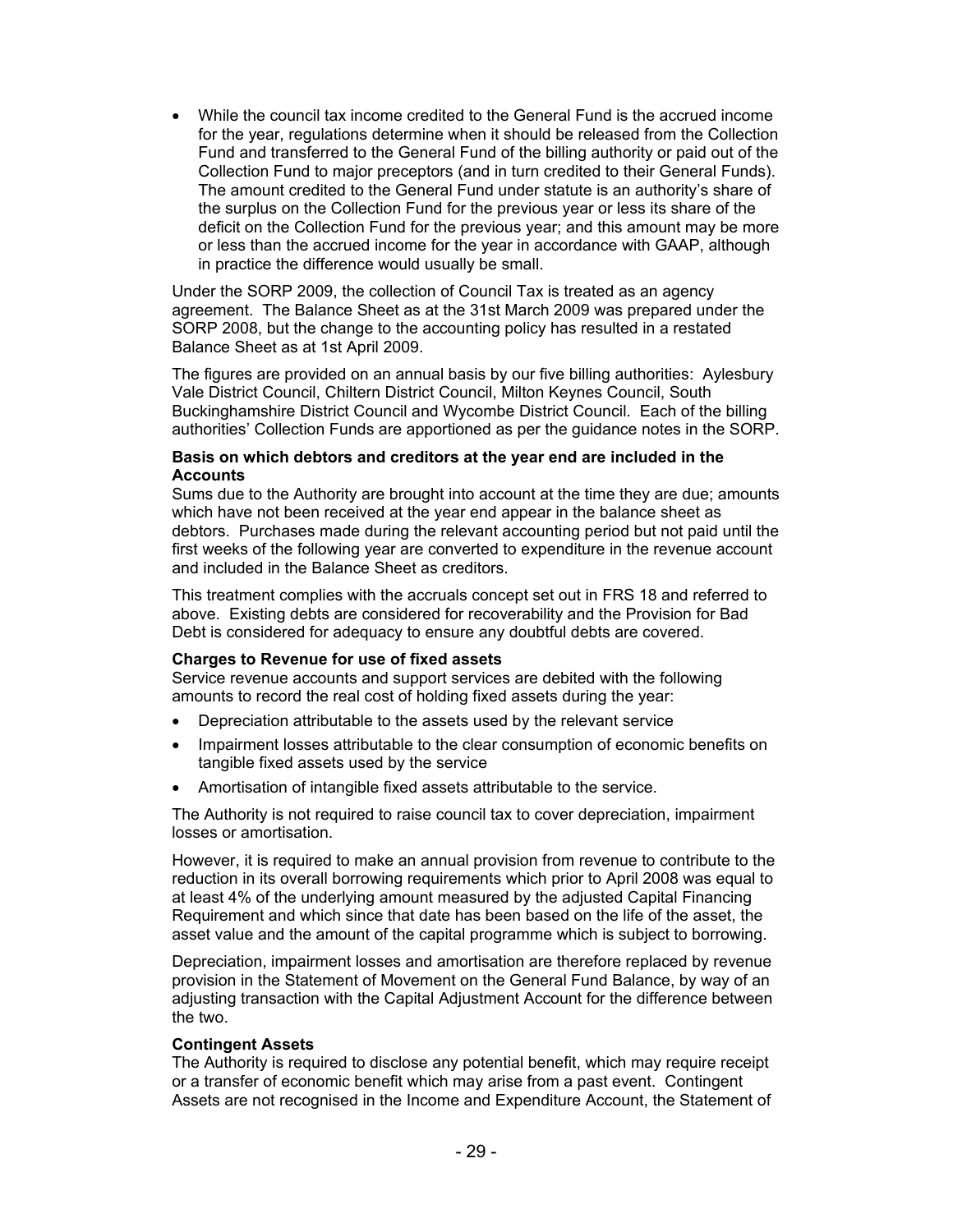- While the council tax income credited to the General Fund is the accrued income for the year, regulations determine when it should be released from the Collection Fund and transferred to the General Fund of the billing authority or paid out of the Collection Fund to major preceptors (and in turn credited to their General Funds). The amount credited to the General Fund under statute is an authority's share of the surplus on the Collection Fund for the previous year or less its share of the deficit on the Collection Fund for the previous year; and this amount may be more or less than the accrued income for the year in accordance with GAAP, although in practice the difference would usually be small.

Under the SORP 2009, the collection of Council Tax is treated as an agency agreement. The Balance Sheet as at the 31st March 2009 was prepared under the SORP 2008, but the change to the accounting policy has resulted in a restated Balance Sheet as at 1st April 2009.

The figures are provided on an annual basis by our five billing authorities: Aylesbury Vale District Council, Chiltern District Council, Milton Keynes Council, South Buckinghamshire District Council and Wycombe District Council. Each of the billing authorities' Collection Funds are apportioned as per the guidance notes in the SORP.

**Basis on which debtors and creditors at the year end are included in the Accounts**

Sums due to the Authority are brought into account at the time they are due; amounts which have not been received at the year end appear in the balance sheet as debtors. Purchases made during the relevant accounting period but not paid until the first weeks of the following year are converted to expenditure in the revenue account and included in the Balance Sheet as creditors.

This treatment complies with the accruals concept set out in FRS 18 and referred to above. Existing debts are considered for recoverability and the Provision for Bad Debt is considered for adequacy to ensure any doubtful debts are covered.

**Charges to Revenue for use of fixed assets**

Service revenue accounts and support services are debited with the following amounts to record the real cost of holding fixed assets during the year:

- Depreciation attributable to the assets used by the relevant service
- Impairment losses attributable to the clear consumption of economic benefits on tangible fixed assets used by the service
- Amortisation of intangible fixed assets attributable to the service.

The Authority is not required to raise council tax to cover depreciation, impairment losses or amortisation.

However, it is required to make an annual provision from revenue to contribute to the reduction in its overall borrowing requirements which prior to April 2008 was equal to at least 4% of the underlying amount measured by the adjusted Capital Financing Requirement and which since that date has been based on the life of the asset, the asset value and the amount of the capital programme which is subject to borrowing.

Depreciation, impairment losses and amortisation are therefore replaced by revenue provision in the Statement of Movement on the General Fund Balance, by way of an adjusting transaction with the Capital Adjustment Account for the difference between the two.

**Contingent Assets**

The Authority is required to disclose any potential benefit, which may require receipt or a transfer of economic benefit which may arise from a past event. Contingent Assets are not recognised in the Income and Expenditure Account, the Statement of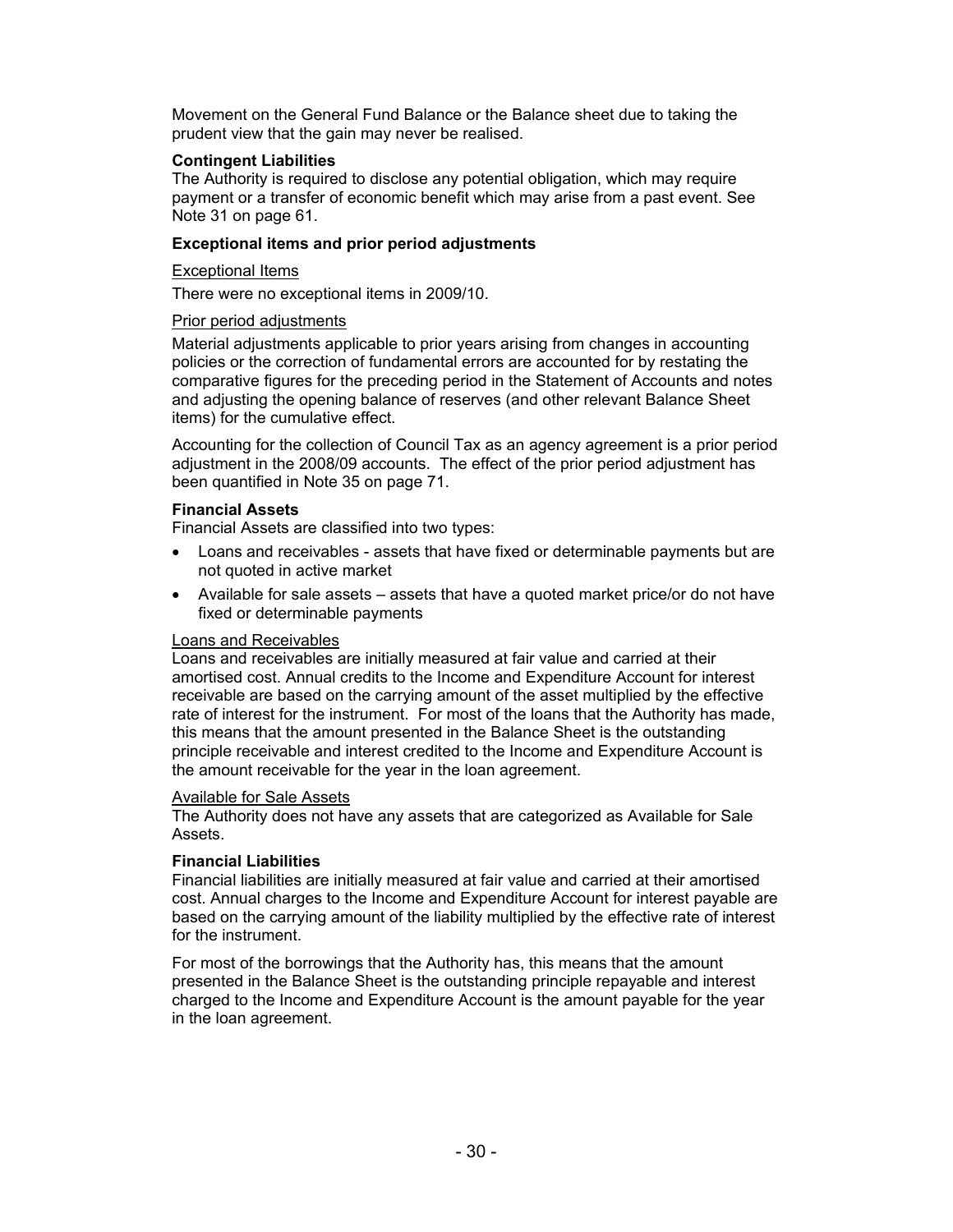Movement on the General Fund Balance or the Balance sheet due to taking the prudent view that the gain may never be realised.

**Contingent Liabilities**

The Authority is required to disclose any potential obligation, which may require payment or a transfer of economic benefit which may arise from a past event. See Note 31 on page 61.

**Exceptional items and prior period adjustments**

Exceptional Items

There were no exceptional items in 2009/10.

Prior period adjustments

Material adjustments applicable to prior years arising from changes in accounting policies or the correction of fundamental errors are accounted for by restating the comparative figures for the preceding period in the Statement of Accounts and notes and adjusting the opening balance of reserves (and other relevant Balance Sheet items) for the cumulative effect.

Accounting for the collection of Council Tax as an agency agreement is a prior period adjustment in the 2008/09 accounts. The effect of the prior period adjustment has been quantified in Note 35 on page 71.

**Financial Assets**

Financial Assets are classified into two types:

- Loans and receivables - assets that have fixed or determinable payments but are not quoted in active market
- Available for sale assets – assets that have a quoted market price/or do not have fixed or determinable payments

Loans and Receivables

Loans and receivables are initially measured at fair value and carried at their amortised cost. Annual credits to the Income and Expenditure Account for interest receivable are based on the carrying amount of the asset multiplied by the effective rate of interest for the instrument. For most of the loans that the Authority has made, this means that the amount presented in the Balance Sheet is the outstanding principle receivable and interest credited to the Income and Expenditure Account is the amount receivable for the year in the loan agreement.

Available for Sale Assets

The Authority does not have any assets that are categorized as Available for Sale Assets.

**Financial Liabilities**

Financial liabilities are initially measured at fair value and carried at their amortised cost. Annual charges to the Income and Expenditure Account for interest payable are based on the carrying amount of the liability multiplied by the effective rate of interest for the instrument.

For most of the borrowings that the Authority has, this means that the amount presented in the Balance Sheet is the outstanding principle repayable and interest charged to the Income and Expenditure Account is the amount payable for the year in the loan agreement.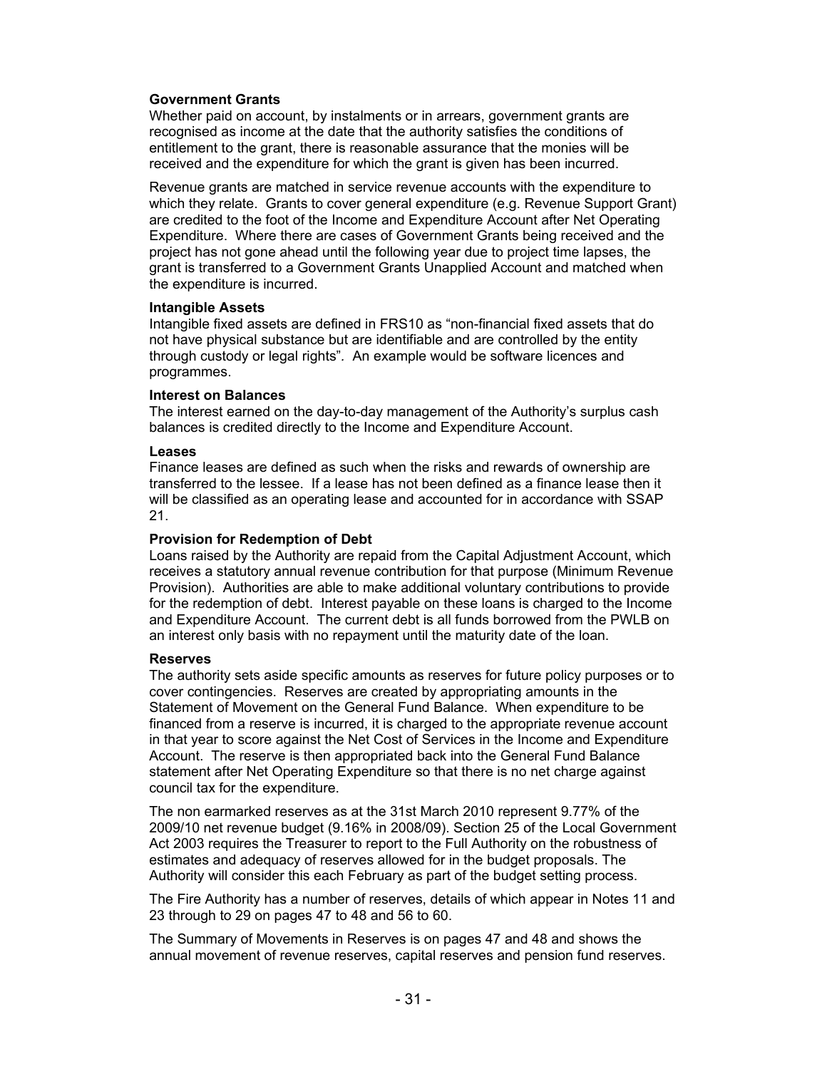**Government Grants**

Whether paid on account, by instalments or in arrears, government grants are recognised as income at the date that the authority satisfies the conditions of entitlement to the grant, there is reasonable assurance that the monies will be received and the expenditure for which the grant is given has been incurred.

Revenue grants are matched in service revenue accounts with the expenditure to which they relate. Grants to cover general expenditure (e.g. Revenue Support Grant) are credited to the foot of the Income and Expenditure Account after Net Operating Expenditure. Where there are cases of Government Grants being received and the project has not gone ahead until the following year due to project time lapses, the grant is transferred to a Government Grants Unapplied Account and matched when the expenditure is incurred.

**Intangible Assets**

Intangible fixed assets are defined in FRS10 as "non-financial fixed assets that do not have physical substance but are identifiable and are controlled by the entity through custody or legal rights". An example would be software licences and programmes.

**Interest on Balances**

The interest earned on the day-to-day management of the Authority's surplus cash balances is credited directly to the Income and Expenditure Account.

**Leases**

Finance leases are defined as such when the risks and rewards of ownership are transferred to the lessee. If a lease has not been defined as a finance lease then it will be classified as an operating lease and accounted for in accordance with SSAP 21.

**Provision for Redemption of Debt**

Loans raised by the Authority are repaid from the Capital Adjustment Account, which receives a statutory annual revenue contribution for that purpose (Minimum Revenue Provision). Authorities are able to make additional voluntary contributions to provide for the redemption of debt. Interest payable on these loans is charged to the Income and Expenditure Account. The current debt is all funds borrowed from the PWLB on an interest only basis with no repayment until the maturity date of the loan.

**Reserves**

The authority sets aside specific amounts as reserves for future policy purposes or to cover contingencies. Reserves are created by appropriating amounts in the Statement of Movement on the General Fund Balance. When expenditure to be financed from a reserve is incurred, it is charged to the appropriate revenue account in that year to score against the Net Cost of Services in the Income and Expenditure Account. The reserve is then appropriated back into the General Fund Balance statement after Net Operating Expenditure so that there is no net charge against council tax for the expenditure.

The non earmarked reserves as at the 31st March 2010 represent 9.77% of the 2009/10 net revenue budget (9.16% in 2008/09). Section 25 of the Local Government Act 2003 requires the Treasurer to report to the Full Authority on the robustness of estimates and adequacy of reserves allowed for in the budget proposals. The Authority will consider this each February as part of the budget setting process.

The Fire Authority has a number of reserves, details of which appear in Notes 11 and 23 through to 29 on pages 47 to 48 and 56 to 60.

The Summary of Movements in Reserves is on pages 47 and 48 and shows the annual movement of revenue reserves, capital reserves and pension fund reserves.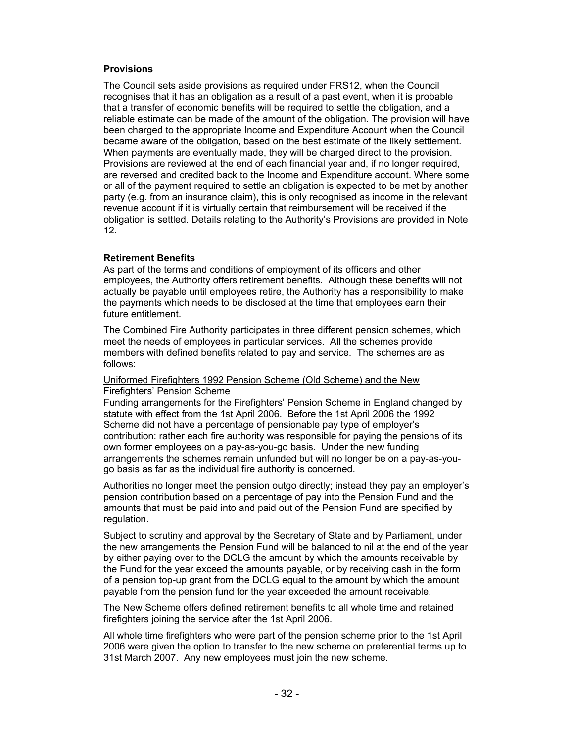**Provisions**

The Council sets aside provisions as required under FRS12, when the Council recognises that it has an obligation as a result of a past event, when it is probable that a transfer of economic benefits will be required to settle the obligation, and a reliable estimate can be made of the amount of the obligation. The provision will have been charged to the appropriate Income and Expenditure Account when the Council became aware of the obligation, based on the best estimate of the likely settlement. When payments are eventually made, they will be charged direct to the provision. Provisions are reviewed at the end of each financial year and, if no longer required, are reversed and credited back to the Income and Expenditure account. Where some or all of the payment required to settle an obligation is expected to be met by another party (e.g. from an insurance claim), this is only recognised as income in the relevant revenue account if it is virtually certain that reimbursement will be received if the obligation is settled. Details relating to the Authority's Provisions are provided in Note 12.

**Retirement Benefits**

As part of the terms and conditions of employment of its officers and other employees, the Authority offers retirement benefits. Although these benefits will not actually be payable until employees retire, the Authority has a responsibility to make the payments which needs to be disclosed at the time that employees earn their future entitlement.

The Combined Fire Authority participates in three different pension schemes, which meet the needs of employees in particular services. All the schemes provide members with defined benefits related to pay and service. The schemes are as follows:

Uniformed Firefighters 1992 Pension Scheme (Old Scheme) and the New Firefighters' Pension Scheme

Funding arrangements for the Firefighters' Pension Scheme in England changed by statute with effect from the 1st April 2006. Before the 1st April 2006 the 1992 Scheme did not have a percentage of pensionable pay type of employer's contribution: rather each fire authority was responsible for paying the pensions of its own former employees on a pay-as-you-go basis. Under the new funding arrangements the schemes remain unfunded but will no longer be on a pay-as-you-go basis as far as the individual fire authority is concerned.

Authorities no longer meet the pension outgo directly; instead they pay an employer's pension contribution based on a percentage of pay into the Pension Fund and the amounts that must be paid into and paid out of the Pension Fund are specified by regulation.

Subject to scrutiny and approval by the Secretary of State and by Parliament, under the new arrangements the Pension Fund will be balanced to nil at the end of the year by either paying over to the DCLG the amount by which the amounts receivable by the Fund for the year exceed the amounts payable, or by receiving cash in the form of a pension top-up grant from the DCLG equal to the amount by which the amount payable from the pension fund for the year exceeded the amount receivable.

The New Scheme offers defined retirement benefits to all whole time and retained firefighters joining the service after the 1st April 2006.

All whole time firefighters who were part of the pension scheme prior to the 1st April 2006 were given the option to transfer to the new scheme on preferential terms up to 31st March 2007. Any new employees must join the new scheme.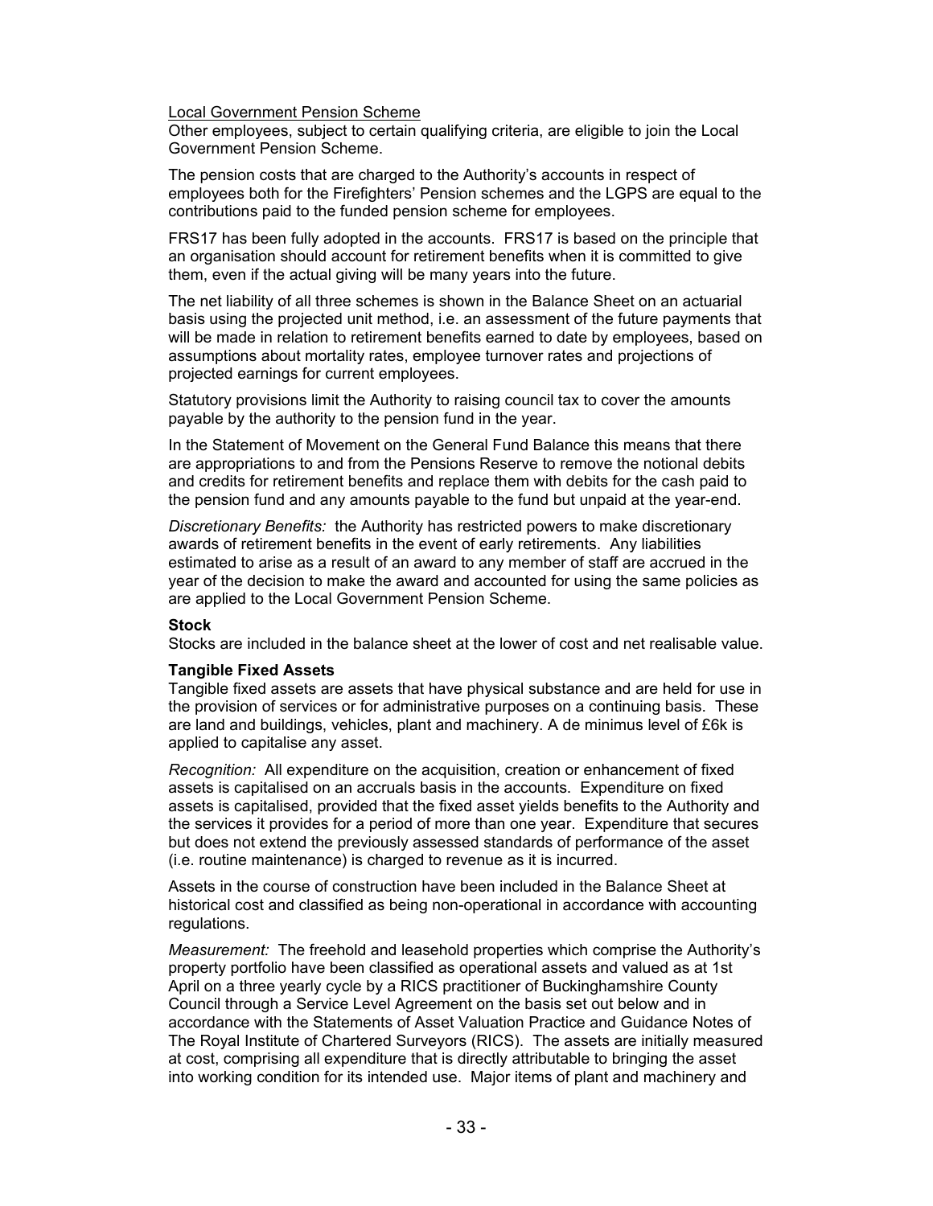Local Government Pension Scheme
Other employees, subject to certain qualifying criteria, are eligible to join the Local Government Pension Scheme.

The pension costs that are charged to the Authority's accounts in respect of employees both for the Firefighters' Pension schemes and the LGPS are equal to the contributions paid to the funded pension scheme for employees.

FRS17 has been fully adopted in the accounts. FRS17 is based on the principle that an organisation should account for retirement benefits when it is committed to give them, even if the actual giving will be many years into the future.

The net liability of all three schemes is shown in the Balance Sheet on an actuarial basis using the projected unit method, i.e. an assessment of the future payments that will be made in relation to retirement benefits earned to date by employees, based on assumptions about mortality rates, employee turnover rates and projections of projected earnings for current employees.

Statutory provisions limit the Authority to raising council tax to cover the amounts payable by the authority to the pension fund in the year.

In the Statement of Movement on the General Fund Balance this means that there are appropriations to and from the Pensions Reserve to remove the notional debits and credits for retirement benefits and replace them with debits for the cash paid to the pension fund and any amounts payable to the fund but unpaid at the year-end.

*Discretionary Benefits:* the Authority has restricted powers to make discretionary awards of retirement benefits in the event of early retirements. Any liabilities estimated to arise as a result of an award to any member of staff are accrued in the year of the decision to make the award and accounted for using the same policies as are applied to the Local Government Pension Scheme.

**Stock**
Stocks are included in the balance sheet at the lower of cost and net realisable value.

**Tangible Fixed Assets**
Tangible fixed assets are assets that have physical substance and are held for use in the provision of services or for administrative purposes on a continuing basis. These are land and buildings, vehicles, plant and machinery. A de minimus level of £6k is applied to capitalise any asset.

*Recognition:* All expenditure on the acquisition, creation or enhancement of fixed assets is capitalised on an accruals basis in the accounts. Expenditure on fixed assets is capitalised, provided that the fixed asset yields benefits to the Authority and the services it provides for a period of more than one year. Expenditure that secures but does not extend the previously assessed standards of performance of the asset (i.e. routine maintenance) is charged to revenue as it is incurred.

Assets in the course of construction have been included in the Balance Sheet at historical cost and classified as being non-operational in accordance with accounting regulations.

*Measurement:* The freehold and leasehold properties which comprise the Authority's property portfolio have been classified as operational assets and valued as at 1st April on a three yearly cycle by a RICS practitioner of Buckinghamshire County Council through a Service Level Agreement on the basis set out below and in accordance with the Statements of Asset Valuation Practice and Guidance Notes of The Royal Institute of Chartered Surveyors (RICS). The assets are initially measured at cost, comprising all expenditure that is directly attributable to bringing the asset into working condition for its intended use. Major items of plant and machinery and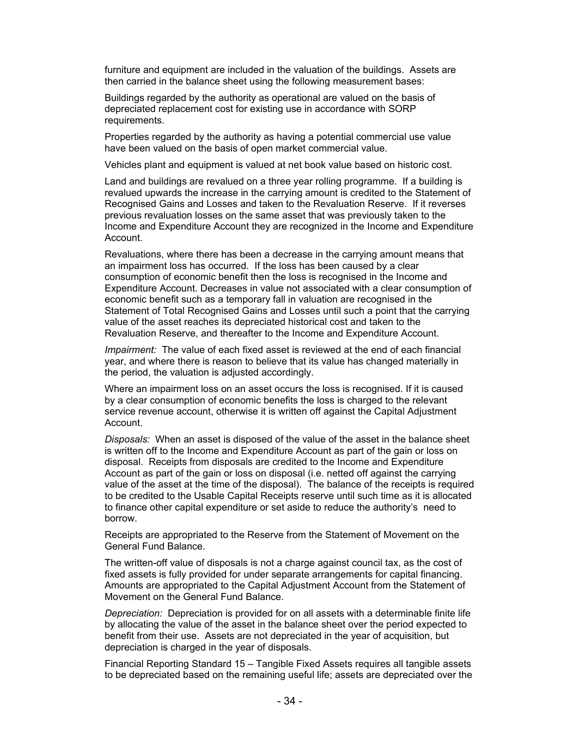furniture and equipment are included in the valuation of the buildings. Assets are then carried in the balance sheet using the following measurement bases:

Buildings regarded by the authority as operational are valued on the basis of depreciated replacement cost for existing use in accordance with SORP requirements.

Properties regarded by the authority as having a potential commercial use value have been valued on the basis of open market commercial value.

Vehicles plant and equipment is valued at net book value based on historic cost.

Land and buildings are revalued on a three year rolling programme. If a building is revalued upwards the increase in the carrying amount is credited to the Statement of Recognised Gains and Losses and taken to the Revaluation Reserve. If it reverses previous revaluation losses on the same asset that was previously taken to the Income and Expenditure Account they are recognized in the Income and Expenditure Account.

Revaluations, where there has been a decrease in the carrying amount means that an impairment loss has occurred. If the loss has been caused by a clear consumption of economic benefit then the loss is recognised in the Income and Expenditure Account. Decreases in value not associated with a clear consumption of economic benefit such as a temporary fall in valuation are recognised in the Statement of Total Recognised Gains and Losses until such a point that the carrying value of the asset reaches its depreciated historical cost and taken to the Revaluation Reserve, and thereafter to the Income and Expenditure Account.

*Impairment:* The value of each fixed asset is reviewed at the end of each financial year, and where there is reason to believe that its value has changed materially in the period, the valuation is adjusted accordingly.

Where an impairment loss on an asset occurs the loss is recognised. If it is caused by a clear consumption of economic benefits the loss is charged to the relevant service revenue account, otherwise it is written off against the Capital Adjustment Account.

*Disposals:* When an asset is disposed of the value of the asset in the balance sheet is written off to the Income and Expenditure Account as part of the gain or loss on disposal. Receipts from disposals are credited to the Income and Expenditure Account as part of the gain or loss on disposal (i.e. netted off against the carrying value of the asset at the time of the disposal). The balance of the receipts is required to be credited to the Usable Capital Receipts reserve until such time as it is allocated to finance other capital expenditure or set aside to reduce the authority's need to borrow.

Receipts are appropriated to the Reserve from the Statement of Movement on the General Fund Balance.

The written-off value of disposals is not a charge against council tax, as the cost of fixed assets is fully provided for under separate arrangements for capital financing. Amounts are appropriated to the Capital Adjustment Account from the Statement of Movement on the General Fund Balance.

*Depreciation:* Depreciation is provided for on all assets with a determinable finite life by allocating the value of the asset in the balance sheet over the period expected to benefit from their use. Assets are not depreciated in the year of acquisition, but depreciation is charged in the year of disposals.

Financial Reporting Standard 15 – Tangible Fixed Assets requires all tangible assets to be depreciated based on the remaining useful life; assets are depreciated over the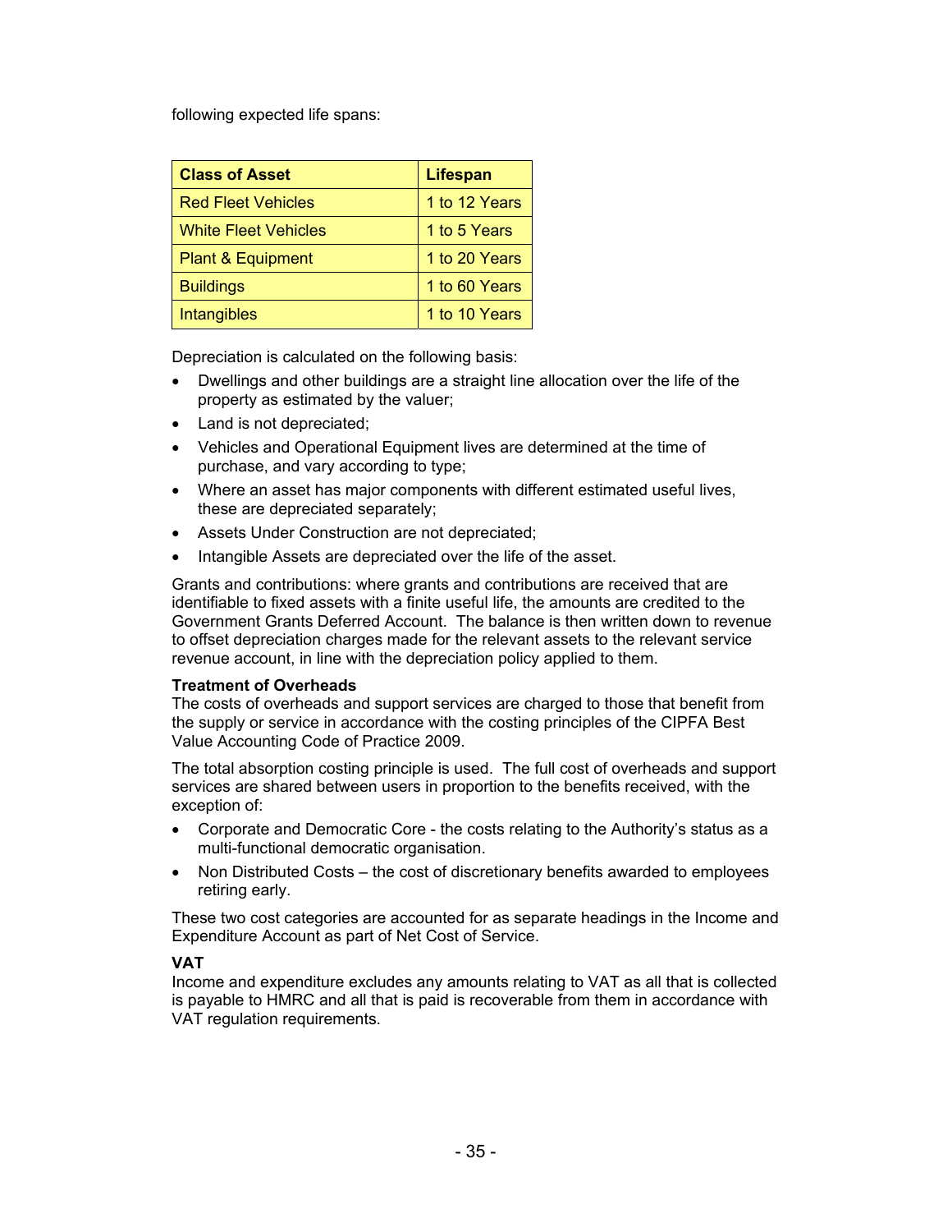following expected life spans:

| Class of Asset | Lifespan |
| --- | --- |
| Red Fleet Vehicles | 1 to 12 Years |
| White Fleet Vehicles | 1 to 5 Years |
| Plant & Equipment | 1 to 20 Years |
| Buildings | 1 to 60 Years |
| Intangibles | 1 to 10 Years |

Depreciation is calculated on the following basis:

- Dwellings and other buildings are a straight line allocation over the life of the property as estimated by the valuer;
- Land is not depreciated;
- Vehicles and Operational Equipment lives are determined at the time of purchase, and vary according to type;
- Where an asset has major components with different estimated useful lives, these are depreciated separately;
- Assets Under Construction are not depreciated;
- Intangible Assets are depreciated over the life of the asset.

Grants and contributions: where grants and contributions are received that are identifiable to fixed assets with a finite useful life, the amounts are credited to the Government Grants Deferred Account. The balance is then written down to revenue to offset depreciation charges made for the relevant assets to the relevant service revenue account, in line with the depreciation policy applied to them.

**Treatment of Overheads**

The costs of overheads and support services are charged to those that benefit from the supply or service in accordance with the costing principles of the CIPFA Best Value Accounting Code of Practice 2009.

The total absorption costing principle is used. The full cost of overheads and support services are shared between users in proportion to the benefits received, with the exception of:

- Corporate and Democratic Core - the costs relating to the Authority's status as a multi-functional democratic organisation.
- Non Distributed Costs – the cost of discretionary benefits awarded to employees retiring early.

These two cost categories are accounted for as separate headings in the Income and Expenditure Account as part of Net Cost of Service.

**VAT**

Income and expenditure excludes any amounts relating to VAT as all that is collected is payable to HMRC and all that is paid is recoverable from them in accordance with VAT regulation requirements.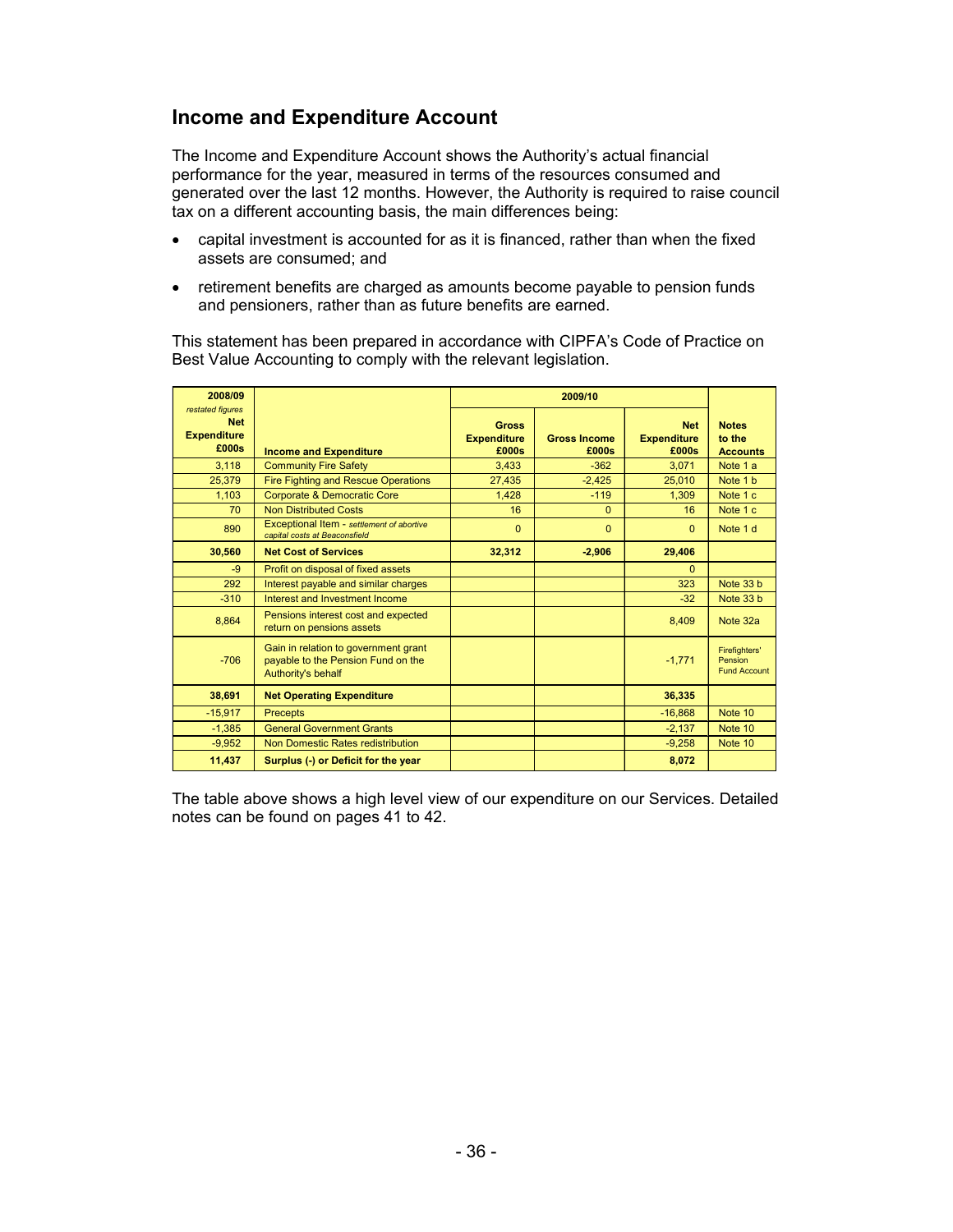## Income and Expenditure Account

The Income and Expenditure Account shows the Authority's actual financial performance for the year, measured in terms of the resources consumed and generated over the last 12 months. However, the Authority is required to raise council tax on a different accounting basis, the main differences being:

- capital investment is accounted for as it is financed, rather than when the fixed assets are consumed; and
- retirement benefits are charged as amounts become payable to pension funds and pensioners, rather than as future benefits are earned.

This statement has been prepared in accordance with CIPFA's Code of Practice on Best Value Accounting to comply with the relevant legislation.

| 2008/09 *restated figures* Net Expenditure £000s | Income and Expenditure | 2009/10 Gross Expenditure £000s | Gross Income £000s | Net Expenditure £000s | Notes to the Accounts |
|---|---|---|---|---|---|
| 3,118 | Community Fire Safety | 3,433 | -362 | 3,071 | Note 1 a |
| 25,379 | Fire Fighting and Rescue Operations | 27,435 | -2,425 | 25,010 | Note 1 b |
| 1,103 | Corporate & Democratic Core | 1,428 | -119 | 1,309 | Note 1 c |
| 70 | Non Distributed Costs | 16 | 0 | 16 | Note 1 c |
| 890 | Exceptional Item - *settlement of abortive capital costs at Beaconsfield* | 0 | 0 | 0 | Note 1 d |
| **30,560** | **Net Cost of Services** | **32,312** | **-2,906** | **29,406** | |
| -9 | Profit on disposal of fixed assets | | | 0 | |
| 292 | Interest payable and similar charges | | | 323 | Note 33 b |
| -310 | Interest and Investment Income | | | -32 | Note 33 b |
| 8,864 | Pensions interest cost and expected return on pensions assets | | | 8,409 | Note 32a |
| -706 | Gain in relation to government grant payable to the Pension Fund on the Authority's behalf | | | -1,771 | Firefighters' Pension Fund Account |
| **38,691** | **Net Operating Expenditure** | | | **36,335** | |
| -15,917 | Precepts | | | -16,868 | Note 10 |
| -1,385 | General Government Grants | | | -2,137 | Note 10 |
| -9,952 | Non Domestic Rates redistribution | | | -9,258 | Note 10 |
| **11,437** | **Surplus (-) or Deficit for the year** | | | **8,072** | |

The table above shows a high level view of our expenditure on our Services. Detailed notes can be found on pages 41 to 42.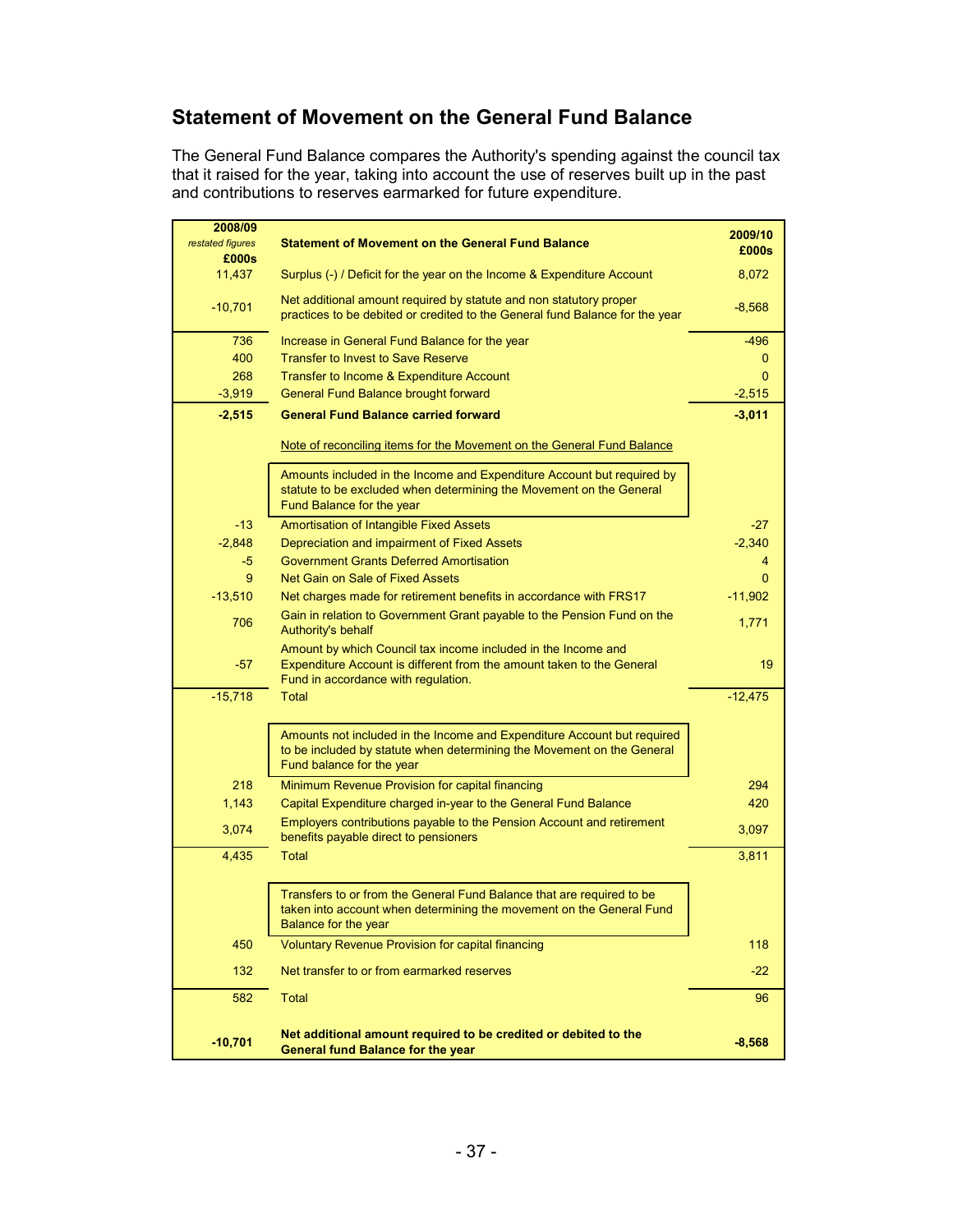## Statement of Movement on the General Fund Balance

The General Fund Balance compares the Authority's spending against the council tax that it raised for the year, taking into account the use of reserves built up in the past and contributions to reserves earmarked for future expenditure.

| 2008/09 *restated figures* £000s | Statement of Movement on the General Fund Balance | 2009/10 £000s |
|---|---|---|
| 11,437 | Surplus (-) / Deficit for the year on the Income & Expenditure Account | 8,072 |
| -10,701 | Net additional amount required by statute and non statutory proper practices to be debited or credited to the General fund Balance for the year | -8,568 |
| 736 | Increase in General Fund Balance for the year | -496 |
| 400 | Transfer to Invest to Save Reserve | 0 |
| 268 | Transfer to Income & Expenditure Account | 0 |
| -3,919 | General Fund Balance brought forward | -2,515 |
| **-2,515** | **General Fund Balance carried forward** | **-3,011** |
| | Note of reconciling items for the Movement on the General Fund Balance | |
| | Amounts included in the Income and Expenditure Account but required by statute to be excluded when determining the Movement on the General Fund Balance for the year | |
| -13 | Amortisation of Intangible Fixed Assets | -27 |
| -2,848 | Depreciation and impairment of Fixed Assets | -2,340 |
| -5 | Government Grants Deferred Amortisation | 4 |
| 9 | Net Gain on Sale of Fixed Assets | 0 |
| -13,510 | Net charges made for retirement benefits in accordance with FRS17 | -11,902 |
| 706 | Gain in relation to Government Grant payable to the Pension Fund on the Authority's behalf | 1,771 |
| -57 | Amount by which Council tax income included in the Income and Expenditure Account is different from the amount taken to the General Fund in accordance with regulation. | 19 |
| -15,718 | Total | -12,475 |
| | Amounts not included in the Income and Expenditure Account but required to be included by statute when determining the Movement on the General Fund balance for the year | |
| 218 | Minimum Revenue Provision for capital financing | 294 |
| 1,143 | Capital Expenditure charged in-year to the General Fund Balance | 420 |
| 3,074 | Employers contributions payable to the Pension Account and retirement benefits payable direct to pensioners | 3,097 |
| 4,435 | Total | 3,811 |
| | Transfers to or from the General Fund Balance that are required to be taken into account when determining the movement on the General Fund Balance for the year | |
| 450 | Voluntary Revenue Provision for capital financing | 118 |
| 132 | Net transfer to or from earmarked reserves | -22 |
| 582 | Total | 96 |
| **-10,701** | **Net additional amount required to be credited or debited to the General fund Balance for the year** | **-8,568** |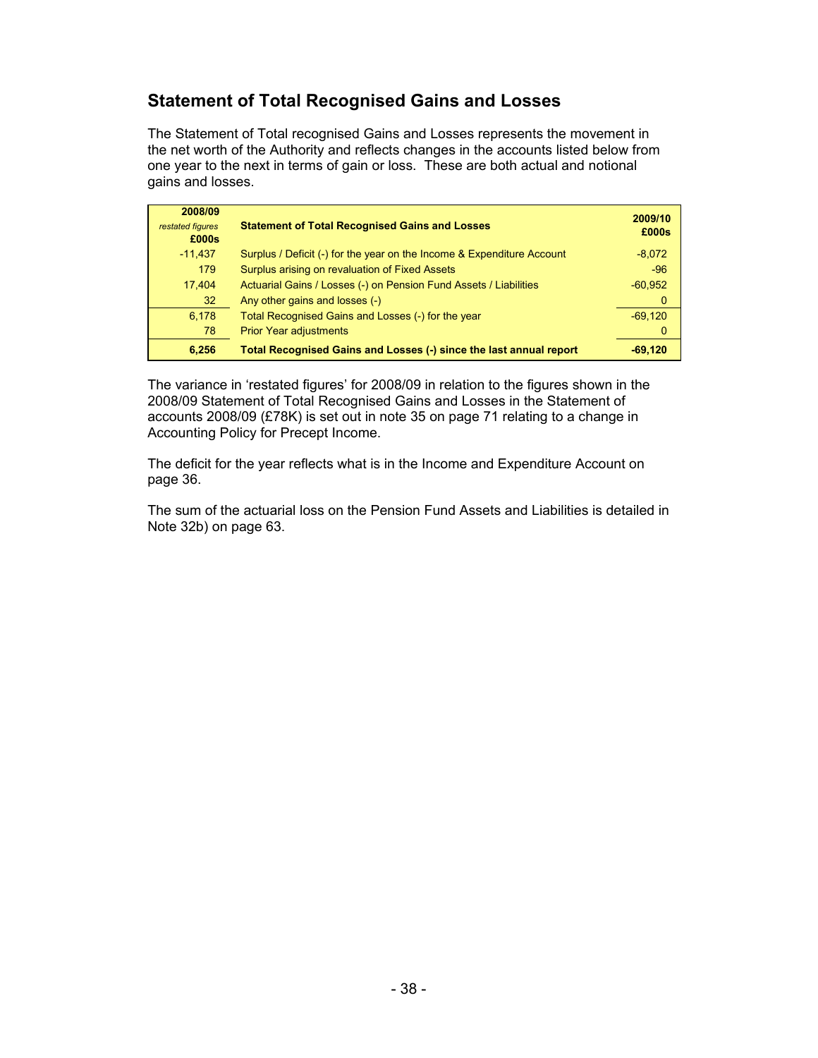## Statement of Total Recognised Gains and Losses

The Statement of Total recognised Gains and Losses represents the movement in the net worth of the Authority and reflects changes in the accounts listed below from one year to the next in terms of gain or loss. These are both actual and notional gains and losses.

| 2008/09 *restated figures* £000s | Statement of Total Recognised Gains and Losses | 2009/10 £000s |
|---|---|---|
| -11,437 | Surplus / Deficit (-) for the year on the Income & Expenditure Account | -8,072 |
| 179 | Surplus arising on revaluation of Fixed Assets | -96 |
| 17,404 | Actuarial Gains / Losses (-) on Pension Fund Assets / Liabilities | -60,952 |
| 32 | Any other gains and losses (-) | 0 |
| 6,178 | Total Recognised Gains and Losses (-) for the year | -69,120 |
| 78 | Prior Year adjustments | 0 |
| **6,256** | **Total Recognised Gains and Losses (-) since the last annual report** | **-69,120** |

The variance in 'restated figures' for 2008/09 in relation to the figures shown in the 2008/09 Statement of Total Recognised Gains and Losses in the Statement of accounts 2008/09 (£78K) is set out in note 35 on page 71 relating to a change in Accounting Policy for Precept Income.

The deficit for the year reflects what is in the Income and Expenditure Account on page 36.

The sum of the actuarial loss on the Pension Fund Assets and Liabilities is detailed in Note 32b) on page 63.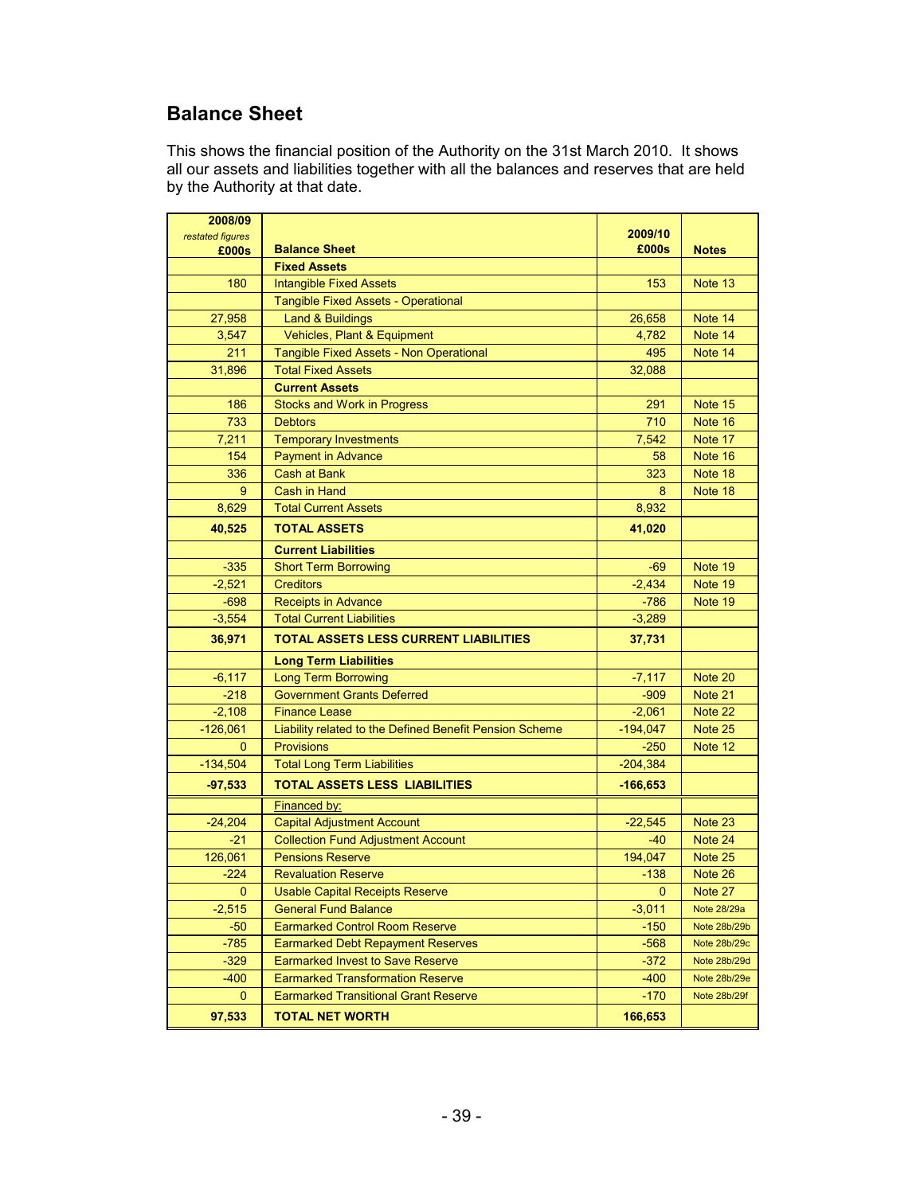## Balance Sheet

This shows the financial position of the Authority on the 31st March 2010. It shows all our assets and liabilities together with all the balances and reserves that are held by the Authority at that date.

| 2008/09 *restated figures* £000s | Balance Sheet | 2009/10 £000s | Notes |
|---|---|---|---|
| | **Fixed Assets** | | |
| 180 | Intangible Fixed Assets | 153 | Note 13 |
| | Tangible Fixed Assets - Operational | | |
| 27,958 | Land & Buildings | 26,658 | Note 14 |
| 3,547 | Vehicles, Plant & Equipment | 4,782 | Note 14 |
| 211 | Tangible Fixed Assets - Non Operational | 495 | Note 14 |
| 31,896 | Total Fixed Assets | 32,088 | |
| | **Current Assets** | | |
| 186 | Stocks and Work in Progress | 291 | Note 15 |
| 733 | Debtors | 710 | Note 16 |
| 7,211 | Temporary Investments | 7,542 | Note 17 |
| 154 | Payment in Advance | 58 | Note 16 |
| 336 | Cash at Bank | 323 | Note 18 |
| 9 | Cash in Hand | 8 | Note 18 |
| 8,629 | Total Current Assets | 8,932 | |
| **40,525** | **TOTAL ASSETS** | **41,020** | |
| | **Current Liabilities** | | |
| -335 | Short Term Borrowing | -69 | Note 19 |
| -2,521 | Creditors | -2,434 | Note 19 |
| -698 | Receipts in Advance | -786 | Note 19 |
| -3,554 | Total Current Liabilities | -3,289 | |
| **36,971** | **TOTAL ASSETS LESS CURRENT LIABILITIES** | **37,731** | |
| | **Long Term Liabilities** | | |
| -6,117 | Long Term Borrowing | -7,117 | Note 20 |
| -218 | Government Grants Deferred | -909 | Note 21 |
| -2,108 | Finance Lease | -2,061 | Note 22 |
| -126,061 | Liability related to the Defined Benefit Pension Scheme | -194,047 | Note 25 |
| 0 | Provisions | -250 | Note 12 |
| -134,504 | Total Long Term Liabilities | -204,384 | |
| **-97,533** | **TOTAL ASSETS LESS LIABILITIES** | **-166,653** | |
| | Financed by: | | |
| -24,204 | Capital Adjustment Account | -22,545 | Note 23 |
| -21 | Collection Fund Adjustment Account | -40 | Note 24 |
| 126,061 | Pensions Reserve | 194,047 | Note 25 |
| -224 | Revaluation Reserve | -138 | Note 26 |
| 0 | Usable Capital Receipts Reserve | 0 | Note 27 |
| -2,515 | General Fund Balance | -3,011 | Note 28/29a |
| -50 | Earmarked Control Room Reserve | -150 | Note 28b/29b |
| -785 | Earmarked Debt Repayment Reserves | -568 | Note 28b/29c |
| -329 | Earmarked Invest to Save Reserve | -372 | Note 28b/29d |
| -400 | Earmarked Transformation Reserve | -400 | Note 28b/29e |
| 0 | Earmarked Transitional Grant Reserve | -170 | Note 28b/29f |
| **97,533** | **TOTAL NET WORTH** | **166,653** | |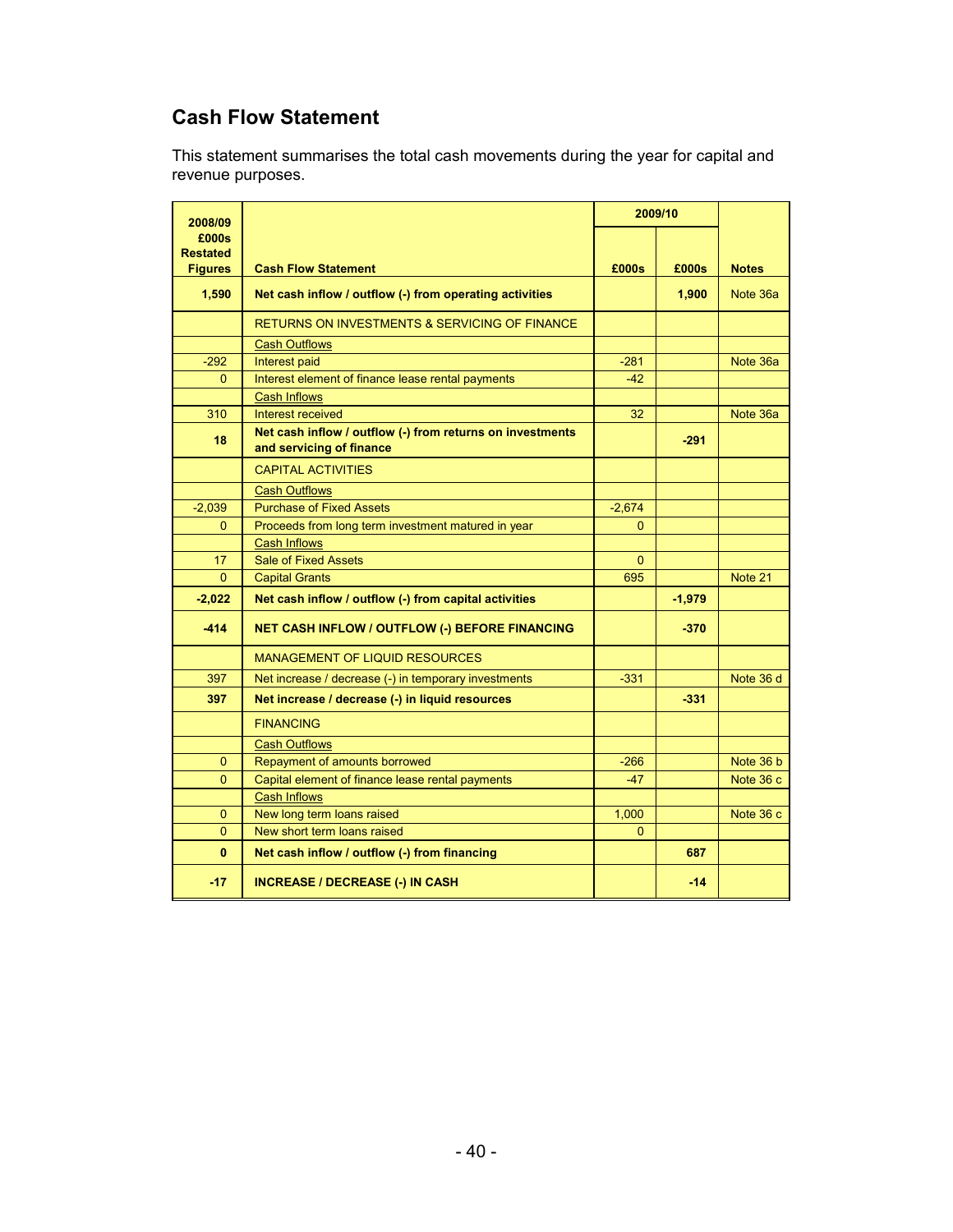## Cash Flow Statement

This statement summarises the total cash movements during the year for capital and revenue purposes.

| 2008/09 £000s Restated Figures | Cash Flow Statement | 2009/10 £000s | 2009/10 £000s | Notes |
|---|---|---|---|---|
| **1,590** | **Net cash inflow / outflow (-) from operating activities** | | **1,900** | Note 36a |
| | RETURNS ON INVESTMENTS & SERVICING OF FINANCE | | | |
| | Cash Outflows | | | |
| -292 | Interest paid | -281 | | Note 36a |
| 0 | Interest element of finance lease rental payments | -42 | | |
| | Cash Inflows | | | |
| 310 | Interest received | 32 | | Note 36a |
| **18** | **Net cash inflow / outflow (-) from returns on investments and servicing of finance** | | **-291** | |
| | CAPITAL ACTIVITIES | | | |
| | Cash Outflows | | | |
| -2,039 | Purchase of Fixed Assets | -2,674 | | |
| 0 | Proceeds from long term investment matured in year | 0 | | |
| | Cash Inflows | | | |
| 17 | Sale of Fixed Assets | 0 | | |
| 0 | Capital Grants | 695 | | Note 21 |
| **-2,022** | **Net cash inflow / outflow (-) from capital activities** | | **-1,979** | |
| **-414** | **NET CASH INFLOW / OUTFLOW (-) BEFORE FINANCING** | | **-370** | |
| | MANAGEMENT OF LIQUID RESOURCES | | | |
| 397 | Net increase / decrease (-) in temporary investments | -331 | | Note 36 d |
| **397** | **Net increase / decrease (-) in liquid resources** | | **-331** | |
| | FINANCING | | | |
| | Cash Outflows | | | |
| 0 | Repayment of amounts borrowed | -266 | | Note 36 b |
| 0 | Capital element of finance lease rental payments | -47 | | Note 36 c |
| | Cash Inflows | | | |
| 0 | New long term loans raised | 1,000 | | Note 36 c |
| 0 | New short term loans raised | 0 | | |
| **0** | **Net cash inflow / outflow (-) from financing** | | **687** | |
| **-17** | **INCREASE / DECREASE (-) IN CASH** | | **-14** | |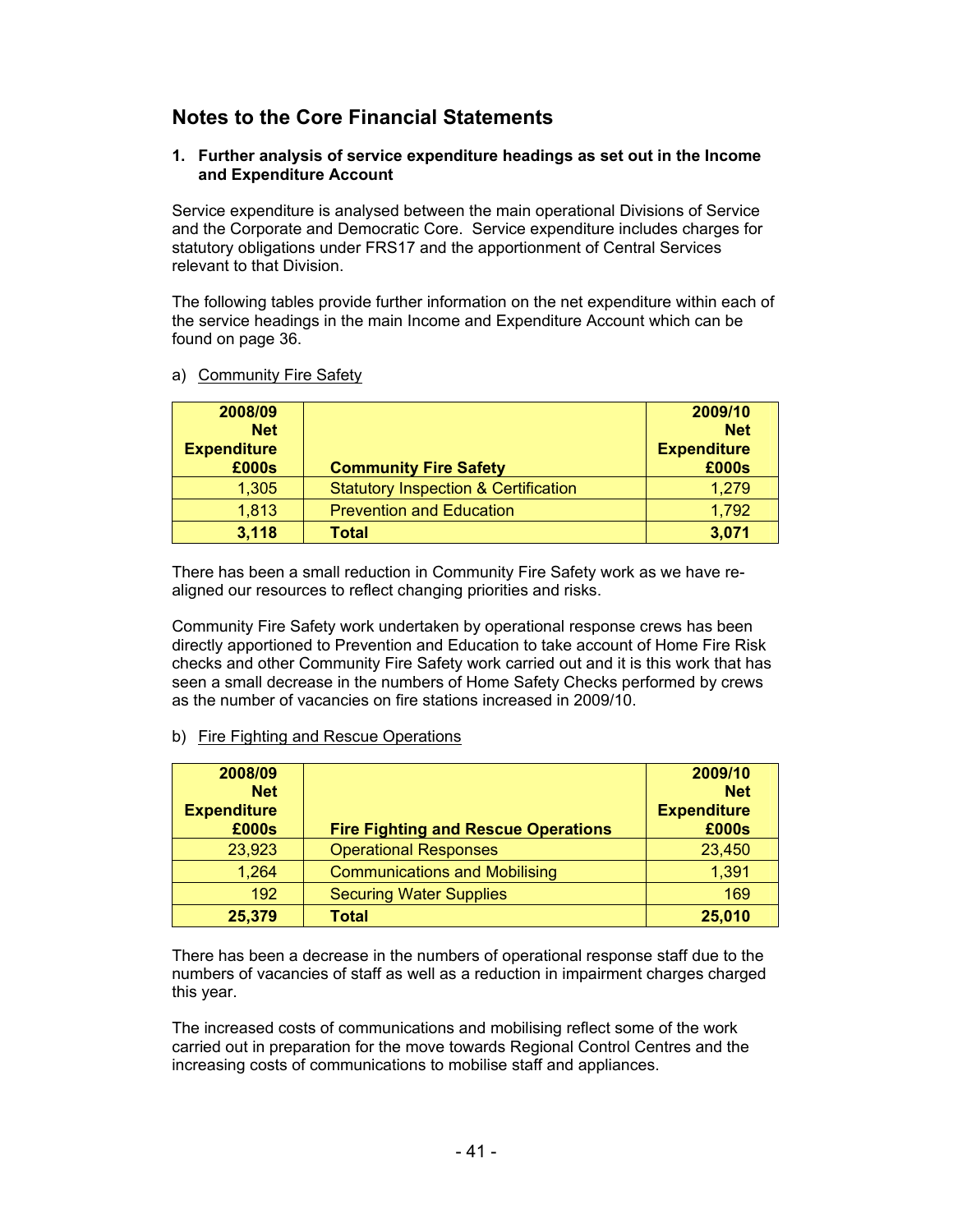## Notes to the Core Financial Statements

### 1. Further analysis of service expenditure headings as set out in the Income and Expenditure Account

Service expenditure is analysed between the main operational Divisions of Service and the Corporate and Democratic Core. Service expenditure includes charges for statutory obligations under FRS17 and the apportionment of Central Services relevant to that Division.

The following tables provide further information on the net expenditure within each of the service headings in the main Income and Expenditure Account which can be found on page 36.

a) Community Fire Safety

| 2008/09 Net Expenditure £000s | Community Fire Safety | 2009/10 Net Expenditure £000s |
|---|---|---|
| 1,305 | Statutory Inspection & Certification | 1,279 |
| 1,813 | Prevention and Education | 1,792 |
| **3,118** | **Total** | **3,071** |

There has been a small reduction in Community Fire Safety work as we have re-aligned our resources to reflect changing priorities and risks.

Community Fire Safety work undertaken by operational response crews has been directly apportioned to Prevention and Education to take account of Home Fire Risk checks and other Community Fire Safety work carried out and it is this work that has seen a small decrease in the numbers of Home Safety Checks performed by crews as the number of vacancies on fire stations increased in 2009/10.

b) Fire Fighting and Rescue Operations

| 2008/09 Net Expenditure £000s | Fire Fighting and Rescue Operations | 2009/10 Net Expenditure £000s |
|---|---|---|
| 23,923 | Operational Responses | 23,450 |
| 1,264 | Communications and Mobilising | 1,391 |
| 192 | Securing Water Supplies | 169 |
| **25,379** | **Total** | **25,010** |

There has been a decrease in the numbers of operational response staff due to the numbers of vacancies of staff as well as a reduction in impairment charges charged this year.

The increased costs of communications and mobilising reflect some of the work carried out in preparation for the move towards Regional Control Centres and the increasing costs of communications to mobilise staff and appliances.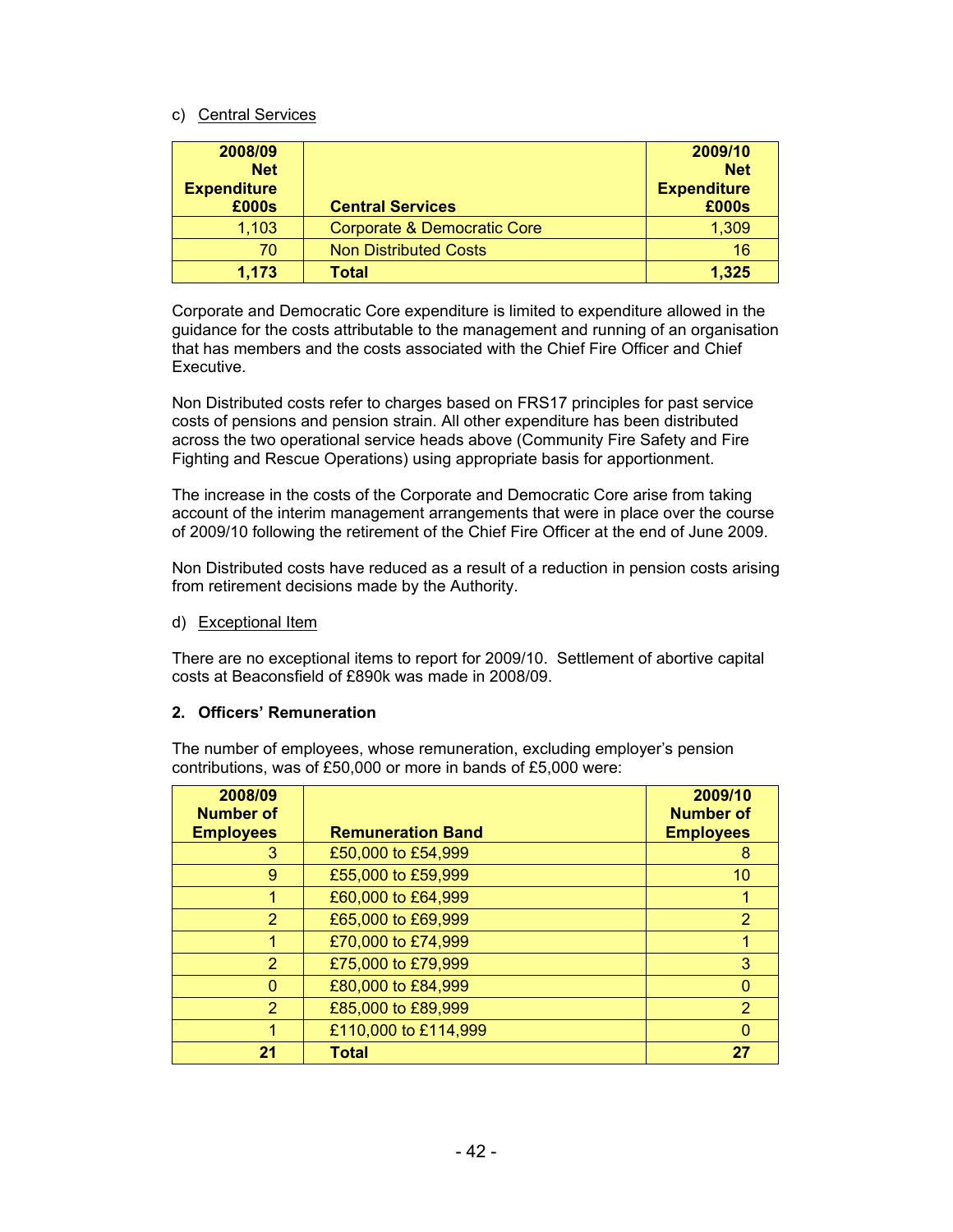c) Central Services

| 2008/09 Net Expenditure £000s | Central Services | 2009/10 Net Expenditure £000s |
|---|---|---|
| 1,103 | Corporate & Democratic Core | 1,309 |
| 70 | Non Distributed Costs | 16 |
| **1,173** | **Total** | **1,325** |

Corporate and Democratic Core expenditure is limited to expenditure allowed in the guidance for the costs attributable to the management and running of an organisation that has members and the costs associated with the Chief Fire Officer and Chief Executive.

Non Distributed costs refer to charges based on FRS17 principles for past service costs of pensions and pension strain. All other expenditure has been distributed across the two operational service heads above (Community Fire Safety and Fire Fighting and Rescue Operations) using appropriate basis for apportionment.

The increase in the costs of the Corporate and Democratic Core arise from taking account of the interim management arrangements that were in place over the course of 2009/10 following the retirement of the Chief Fire Officer at the end of June 2009.

Non Distributed costs have reduced as a result of a reduction in pension costs arising from retirement decisions made by the Authority.

d) Exceptional Item

There are no exceptional items to report for 2009/10. Settlement of abortive capital costs at Beaconsfield of £890k was made in 2008/09.

## 2. Officers' Remuneration

The number of employees, whose remuneration, excluding employer's pension contributions, was of £50,000 or more in bands of £5,000 were:

| 2008/09 Number of Employees | Remuneration Band | 2009/10 Number of Employees |
|---|---|---|
| 3 | £50,000 to £54,999 | 8 |
| 9 | £55,000 to £59,999 | 10 |
| 1 | £60,000 to £64,999 | 1 |
| 2 | £65,000 to £69,999 | 2 |
| 1 | £70,000 to £74,999 | 1 |
| 2 | £75,000 to £79,999 | 3 |
| 0 | £80,000 to £84,999 | 0 |
| 2 | £85,000 to £89,999 | 2 |
| 1 | £110,000 to £114,999 | 0 |
| **21** | **Total** | **27** |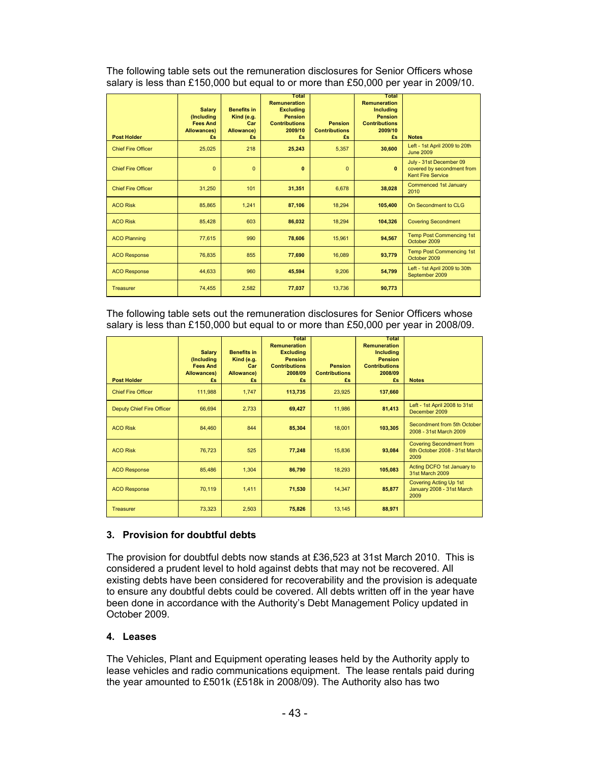The following table sets out the remuneration disclosures for Senior Officers whose salary is less than £150,000 but equal to or more than £50,000 per year in 2009/10.

| Post Holder | Salary (Including Fees And Allowances) £s | Benefits in Kind (e.g. Car Allowance) £s | Total Remuneration Excluding Pension Contributions 2009/10 £s | Pension Contributions £s | Total Remuneration Including Pension Contributions 2009/10 £s | Notes |
|---|---|---|---|---|---|---|
| Chief Fire Officer | 25,025 | 218 | **25,243** | 5,357 | **30,600** | Left - 1st April 2009 to 20th June 2009 |
| Chief Fire Officer | 0 | 0 | **0** | 0 | **0** | July - 31st December 09 covered by secondment from Kent Fire Service |
| Chief Fire Officer | 31,250 | 101 | **31,351** | 6,678 | **38,028** | Commenced 1st January 2010 |
| ACO Risk | 85,865 | 1,241 | **87,106** | 18,294 | **105,400** | On Secondment to CLG |
| ACO Risk | 85,428 | 603 | **86,032** | 18,294 | **104,326** | Covering Secondment |
| ACO Planning | 77,615 | 990 | **78,606** | 15,961 | **94,567** | Temp Post Commencing 1st October 2009 |
| ACO Response | 76,835 | 855 | **77,690** | 16,089 | **93,779** | Temp Post Commencing 1st October 2009 |
| ACO Response | 44,633 | 960 | **45,594** | 9,206 | **54,799** | Left - 1st April 2009 to 30th September 2009 |
| Treasurer | 74,455 | 2,582 | **77,037** | 13,736 | **90,773** | |

The following table sets out the remuneration disclosures for Senior Officers whose salary is less than £150,000 but equal to or more than £50,000 per year in 2008/09.

| Post Holder | Salary (Including Fees And Allowances) £s | Benefits in Kind (e.g. Car Allowance) £s | Total Remuneration Excluding Pension Contributions 2008/09 £s | Pension Contributions £s | Total Remuneration Including Pension Contributions 2008/09 £s | Notes |
|---|---|---|---|---|---|---|
| Chief Fire Officer | 111,988 | 1,747 | **113,735** | 23,925 | **137,660** | |
| Deputy Chief Fire Officer | 66,694 | 2,733 | **69,427** | 11,986 | **81,413** | Left - 1st April 2008 to 31st December 2009 |
| ACO Risk | 84,460 | 844 | **85,304** | 18,001 | **103,305** | Secondment from 5th October 2008 - 31st March 2009 |
| ACO Risk | 76,723 | 525 | **77,248** | 15,836 | **93,084** | Covering Secondment from 6th October 2008 - 31st March 2009 |
| ACO Response | 85,486 | 1,304 | **86,790** | 18,293 | **105,083** | Acting DCFO 1st January to 31st March 2009 |
| ACO Response | 70,119 | 1,411 | **71,530** | 14,347 | **85,877** | Covering Acting Up 1st January 2008 - 31st March 2009 |
| Treasurer | 73,323 | 2,503 | **75,826** | 13,145 | **88,971** | |

## 3. Provision for doubtful debts

The provision for doubtful debts now stands at £36,523 at 31st March 2010. This is considered a prudent level to hold against debts that may not be recovered. All existing debts have been considered for recoverability and the provision is adequate to ensure any doubtful debts could be covered. All debts written off in the year have been done in accordance with the Authority's Debt Management Policy updated in October 2009.

## 4. Leases

The Vehicles, Plant and Equipment operating leases held by the Authority apply to lease vehicles and radio communications equipment. The lease rentals paid during the year amounted to £501k (£518k in 2008/09). The Authority also has two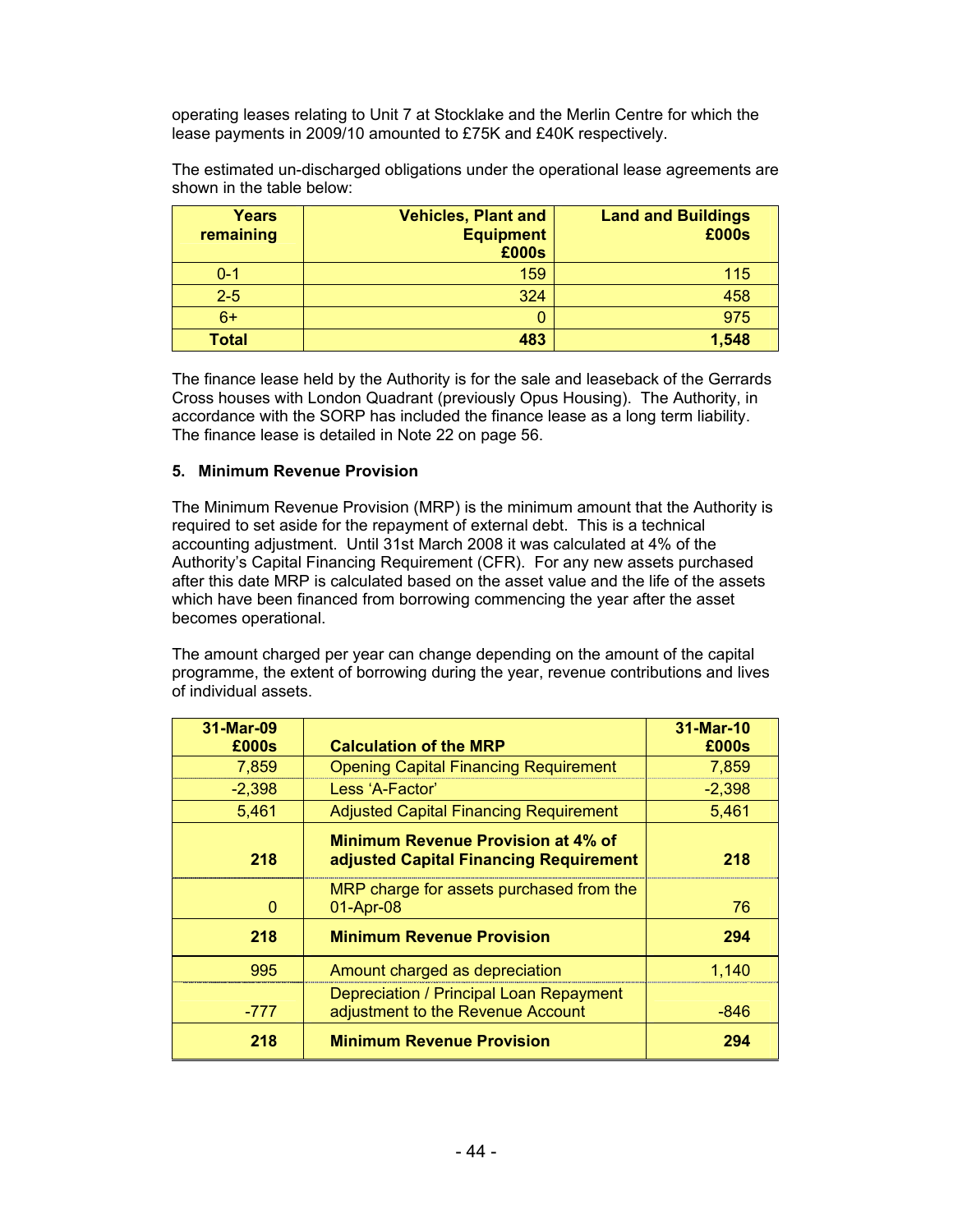operating leases relating to Unit 7 at Stocklake and the Merlin Centre for which the lease payments in 2009/10 amounted to £75K and £40K respectively.

The estimated un-discharged obligations under the operational lease agreements are shown in the table below:

| Years remaining | Vehicles, Plant and Equipment £000s | Land and Buildings £000s |
|---|---|---|
| 0-1 | 159 | 115 |
| 2-5 | 324 | 458 |
| 6+ | 0 | 975 |
| **Total** | **483** | **1,548** |

The finance lease held by the Authority is for the sale and leaseback of the Gerrards Cross houses with London Quadrant (previously Opus Housing). The Authority, in accordance with the SORP has included the finance lease as a long term liability. The finance lease is detailed in Note 22 on page 56.

### 5. Minimum Revenue Provision

The Minimum Revenue Provision (MRP) is the minimum amount that the Authority is required to set aside for the repayment of external debt. This is a technical accounting adjustment. Until 31st March 2008 it was calculated at 4% of the Authority's Capital Financing Requirement (CFR). For any new assets purchased after this date MRP is calculated based on the asset value and the life of the assets which have been financed from borrowing commencing the year after the asset becomes operational.

The amount charged per year can change depending on the amount of the capital programme, the extent of borrowing during the year, revenue contributions and lives of individual assets.

| 31-Mar-09 £000s | Calculation of the MRP | 31-Mar-10 £000s |
|---|---|---|
| 7,859 | Opening Capital Financing Requirement | 7,859 |
| -2,398 | Less 'A-Factor' | -2,398 |
| 5,461 | Adjusted Capital Financing Requirement | 5,461 |
| **218** | **Minimum Revenue Provision at 4% of adjusted Capital Financing Requirement** | **218** |
| 0 | MRP charge for assets purchased from the 01-Apr-08 | 76 |
| **218** | **Minimum Revenue Provision** | **294** |
| 995 | Amount charged as depreciation | 1,140 |
| -777 | Depreciation / Principal Loan Repayment adjustment to the Revenue Account | -846 |
| **218** | **Minimum Revenue Provision** | **294** |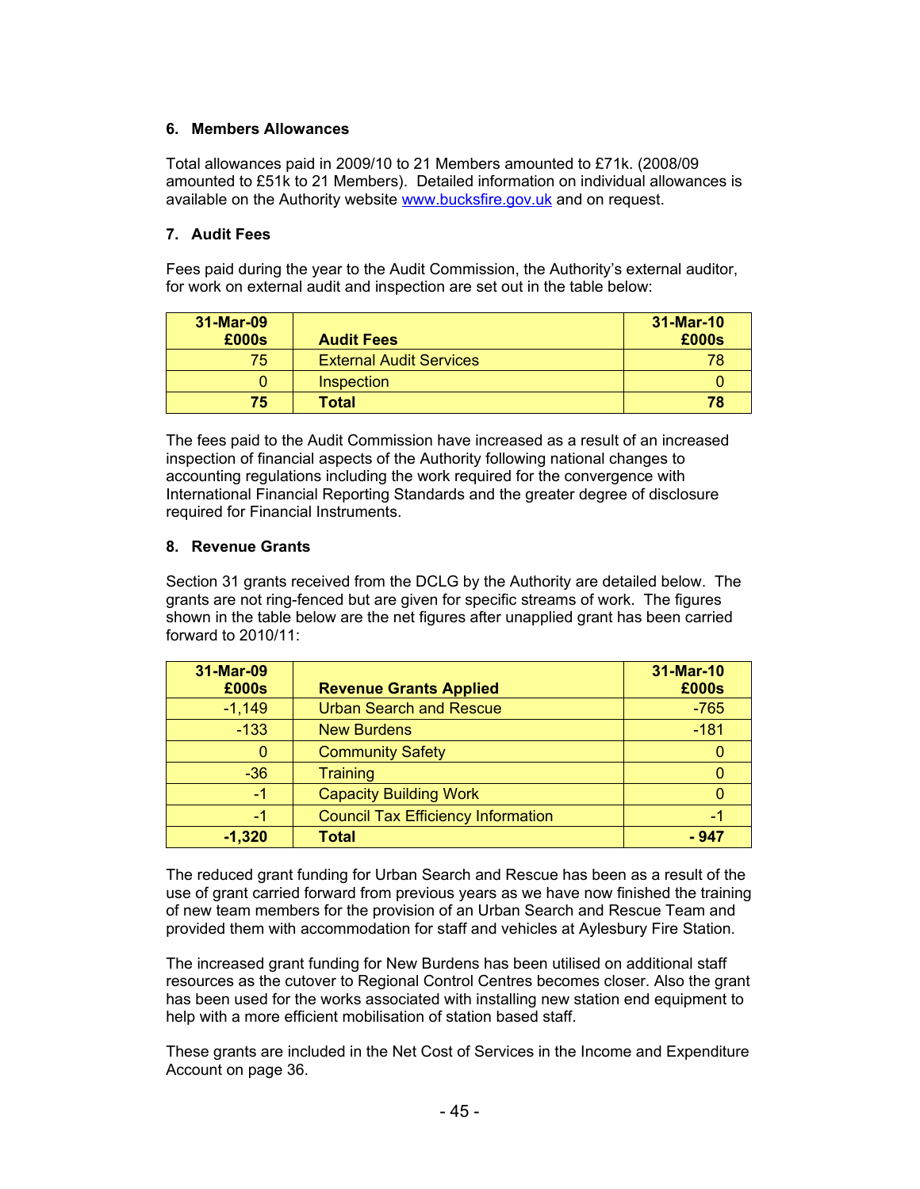## 6. Members Allowances

Total allowances paid in 2009/10 to 21 Members amounted to £71k. (2008/09 amounted to £51k to 21 Members). Detailed information on individual allowances is available on the Authority website www.bucksfire.gov.uk and on request.

## 7. Audit Fees

Fees paid during the year to the Audit Commission, the Authority's external auditor, for work on external audit and inspection are set out in the table below:

| 31-Mar-09 £000s | Audit Fees | 31-Mar-10 £000s |
|---|---|---|
| 75 | External Audit Services | 78 |
| 0 | Inspection | 0 |
| **75** | **Total** | **78** |

The fees paid to the Audit Commission have increased as a result of an increased inspection of financial aspects of the Authority following national changes to accounting regulations including the work required for the convergence with International Financial Reporting Standards and the greater degree of disclosure required for Financial Instruments.

## 8. Revenue Grants

Section 31 grants received from the DCLG by the Authority are detailed below. The grants are not ring-fenced but are given for specific streams of work. The figures shown in the table below are the net figures after unapplied grant has been carried forward to 2010/11:

| 31-Mar-09 £000s | Revenue Grants Applied | 31-Mar-10 £000s |
|---|---|---|
| -1,149 | Urban Search and Rescue | -765 |
| -133 | New Burdens | -181 |
| 0 | Community Safety | 0 |
| -36 | Training | 0 |
| -1 | Capacity Building Work | 0 |
| -1 | Council Tax Efficiency Information | -1 |
| **-1,320** | **Total** | **- 947** |

The reduced grant funding for Urban Search and Rescue has been as a result of the use of grant carried forward from previous years as we have now finished the training of new team members for the provision of an Urban Search and Rescue Team and provided them with accommodation for staff and vehicles at Aylesbury Fire Station.

The increased grant funding for New Burdens has been utilised on additional staff resources as the cutover to Regional Control Centres becomes closer. Also the grant has been used for the works associated with installing new station end equipment to help with a more efficient mobilisation of station based staff.

These grants are included in the Net Cost of Services in the Income and Expenditure Account on page 36.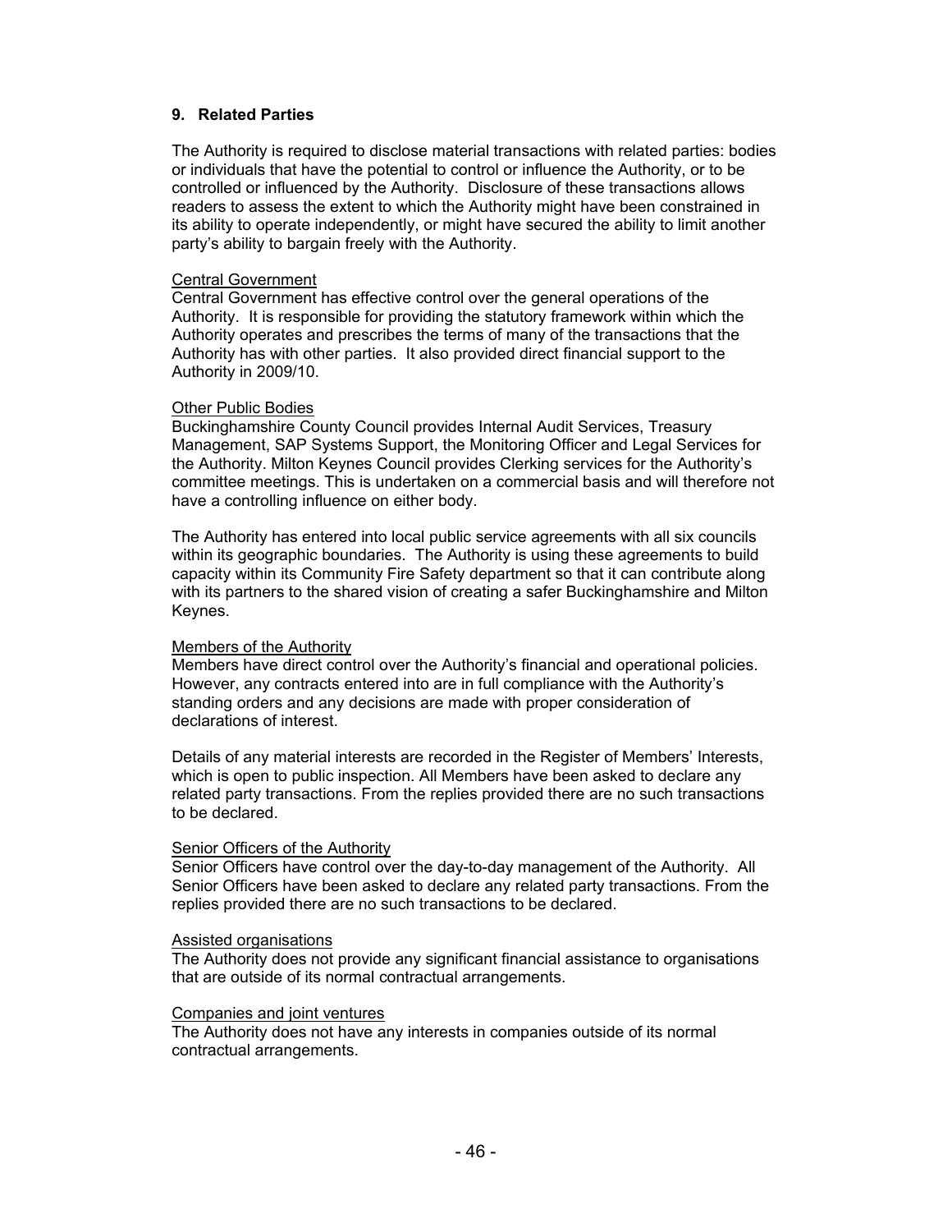## 9. Related Parties

The Authority is required to disclose material transactions with related parties: bodies or individuals that have the potential to control or influence the Authority, or to be controlled or influenced by the Authority. Disclosure of these transactions allows readers to assess the extent to which the Authority might have been constrained in its ability to operate independently, or might have secured the ability to limit another party's ability to bargain freely with the Authority.

Central Government
Central Government has effective control over the general operations of the Authority. It is responsible for providing the statutory framework within which the Authority operates and prescribes the terms of many of the transactions that the Authority has with other parties. It also provided direct financial support to the Authority in 2009/10.

Other Public Bodies
Buckinghamshire County Council provides Internal Audit Services, Treasury Management, SAP Systems Support, the Monitoring Officer and Legal Services for the Authority. Milton Keynes Council provides Clerking services for the Authority's committee meetings. This is undertaken on a commercial basis and will therefore not have a controlling influence on either body.

The Authority has entered into local public service agreements with all six councils within its geographic boundaries. The Authority is using these agreements to build capacity within its Community Fire Safety department so that it can contribute along with its partners to the shared vision of creating a safer Buckinghamshire and Milton Keynes.

Members of the Authority
Members have direct control over the Authority's financial and operational policies. However, any contracts entered into are in full compliance with the Authority's standing orders and any decisions are made with proper consideration of declarations of interest.

Details of any material interests are recorded in the Register of Members' Interests, which is open to public inspection. All Members have been asked to declare any related party transactions. From the replies provided there are no such transactions to be declared.

Senior Officers of the Authority
Senior Officers have control over the day-to-day management of the Authority. All Senior Officers have been asked to declare any related party transactions. From the replies provided there are no such transactions to be declared.

Assisted organisations
The Authority does not provide any significant financial assistance to organisations that are outside of its normal contractual arrangements.

Companies and joint ventures
The Authority does not have any interests in companies outside of its normal contractual arrangements.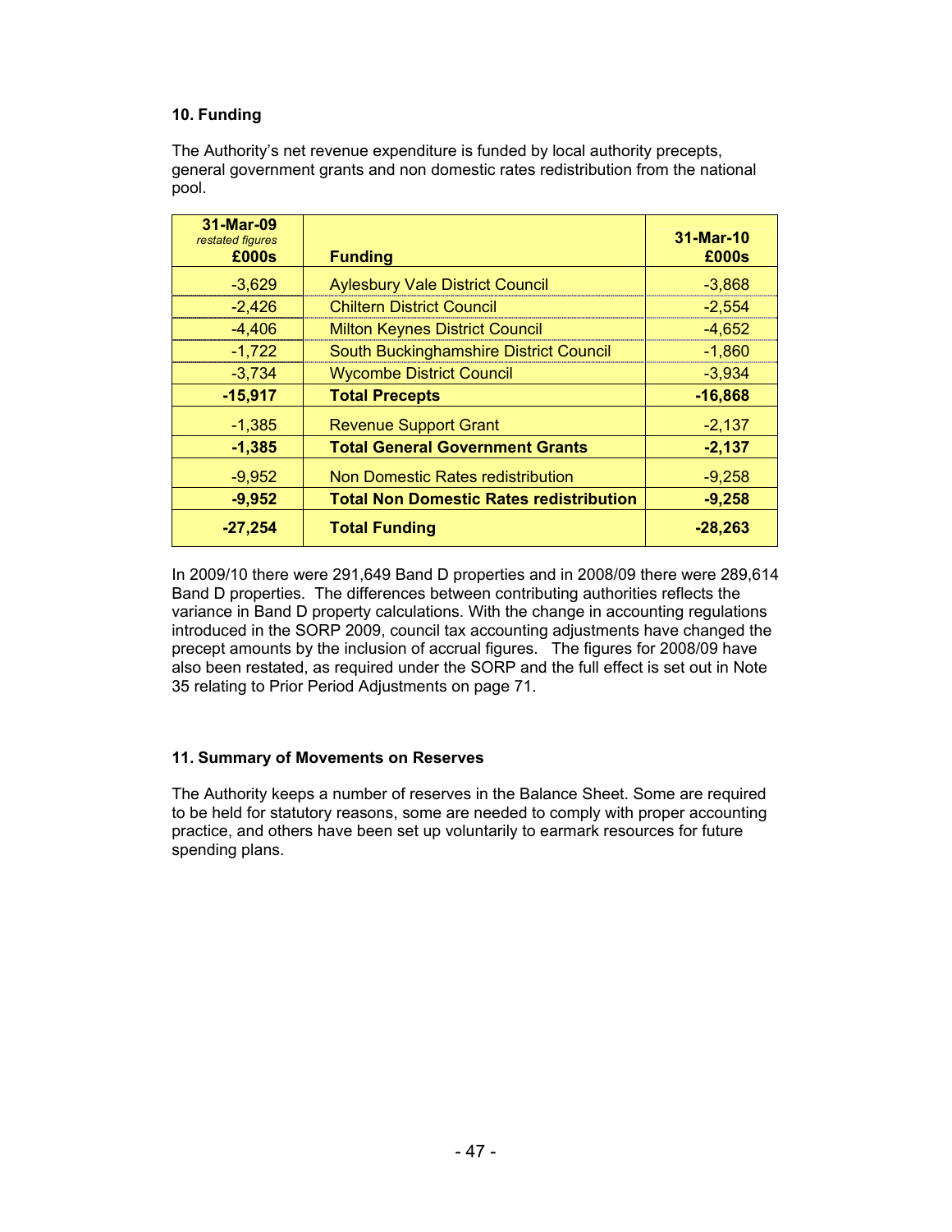**10. Funding**

The Authority's net revenue expenditure is funded by local authority precepts, general government grants and non domestic rates redistribution from the national pool.

| 31-Mar-09 *restated figures* £000s | Funding | 31-Mar-10 £000s |
|---|---|---|
| -3,629 | Aylesbury Vale District Council | -3,868 |
| -2,426 | Chiltern District Council | -2,554 |
| -4,406 | Milton Keynes District Council | -4,652 |
| -1,722 | South Buckinghamshire District Council | -1,860 |
| -3,734 | Wycombe District Council | -3,934 |
| **-15,917** | **Total Precepts** | **-16,868** |
| -1,385 | Revenue Support Grant | -2,137 |
| **-1,385** | **Total General Government Grants** | **-2,137** |
| -9,952 | Non Domestic Rates redistribution | -9,258 |
| **-9,952** | **Total Non Domestic Rates redistribution** | **-9,258** |
| **-27,254** | **Total Funding** | **-28,263** |

In 2009/10 there were 291,649 Band D properties and in 2008/09 there were 289,614 Band D properties. The differences between contributing authorities reflects the variance in Band D property calculations. With the change in accounting regulations introduced in the SORP 2009, council tax accounting adjustments have changed the precept amounts by the inclusion of accrual figures. The figures for 2008/09 have also been restated, as required under the SORP and the full effect is set out in Note 35 relating to Prior Period Adjustments on page 71.

**11. Summary of Movements on Reserves**

The Authority keeps a number of reserves in the Balance Sheet. Some are required to be held for statutory reasons, some are needed to comply with proper accounting practice, and others have been set up voluntarily to earmark resources for future spending plans.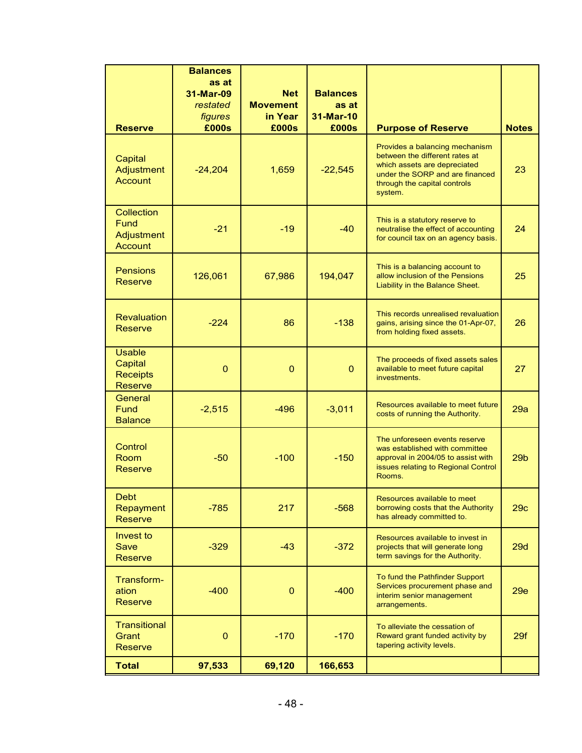| Reserve | Balances as at 31-Mar-09 *restated figures* £000s | Net Movement in Year £000s | Balances as at 31-Mar-10 £000s | Purpose of Reserve | Notes |
|---|---|---|---|---|---|
| Capital Adjustment Account | -24,204 | 1,659 | -22,545 | Provides a balancing mechanism between the different rates at which assets are depreciated under the SORP and are financed through the capital controls system. | 23 |
| Collection Fund Adjustment Account | -21 | -19 | -40 | This is a statutory reserve to neutralise the effect of accounting for council tax on an agency basis. | 24 |
| Pensions Reserve | 126,061 | 67,986 | 194,047 | This is a balancing account to allow inclusion of the Pensions Liability in the Balance Sheet. | 25 |
| Revaluation Reserve | -224 | 86 | -138 | This records unrealised revaluation gains, arising since the 01-Apr-07, from holding fixed assets. | 26 |
| Usable Capital Receipts Reserve | 0 | 0 | 0 | The proceeds of fixed assets sales available to meet future capital investments. | 27 |
| General Fund Balance | -2,515 | -496 | -3,011 | Resources available to meet future costs of running the Authority. | 29a |
| Control Room Reserve | -50 | -100 | -150 | The unforeseen events reserve was established with committee approval in 2004/05 to assist with issues relating to Regional Control Rooms. | 29b |
| Debt Repayment Reserve | -785 | 217 | -568 | Resources available to meet borrowing costs that the Authority has already committed to. | 29c |
| Invest to Save Reserve | -329 | -43 | -372 | Resources available to invest in projects that will generate long term savings for the Authority. | 29d |
| Transform-ation Reserve | -400 | 0 | -400 | To fund the Pathfinder Support Services procurement phase and interim senior management arrangements. | 29e |
| Transitional Grant Reserve | 0 | -170 | -170 | To alleviate the cessation of Reward grant funded activity by tapering activity levels. | 29f |
| **Total** | **97,533** | **69,120** | **166,653** | | |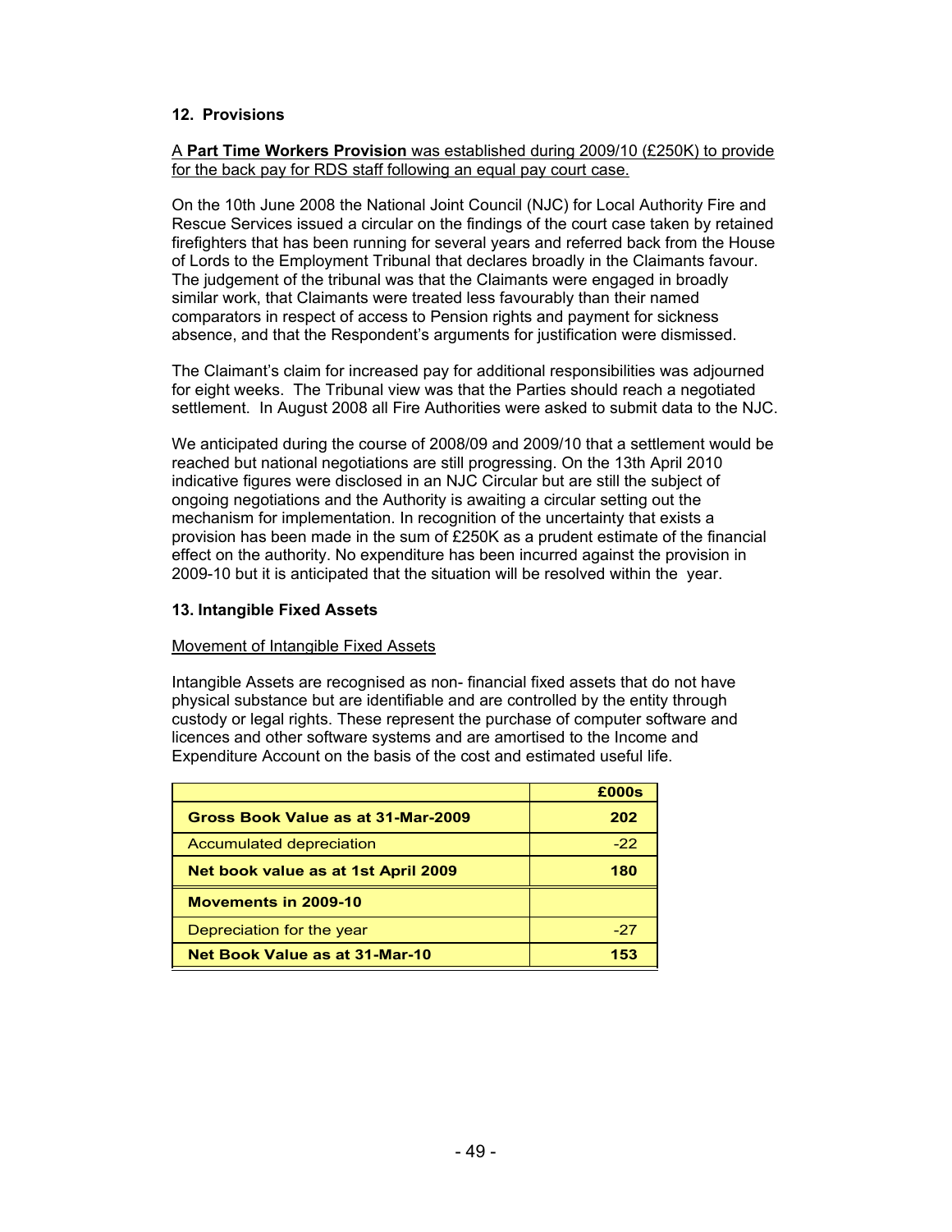## 12. Provisions

A **Part Time Workers Provision** was established during 2009/10 (£250K) to provide for the back pay for RDS staff following an equal pay court case.

On the 10th June 2008 the National Joint Council (NJC) for Local Authority Fire and Rescue Services issued a circular on the findings of the court case taken by retained firefighters that has been running for several years and referred back from the House of Lords to the Employment Tribunal that declares broadly in the Claimants favour. The judgement of the tribunal was that the Claimants were engaged in broadly similar work, that Claimants were treated less favourably than their named comparators in respect of access to Pension rights and payment for sickness absence, and that the Respondent's arguments for justification were dismissed.

The Claimant's claim for increased pay for additional responsibilities was adjourned for eight weeks. The Tribunal view was that the Parties should reach a negotiated settlement. In August 2008 all Fire Authorities were asked to submit data to the NJC.

We anticipated during the course of 2008/09 and 2009/10 that a settlement would be reached but national negotiations are still progressing. On the 13th April 2010 indicative figures were disclosed in an NJC Circular but are still the subject of ongoing negotiations and the Authority is awaiting a circular setting out the mechanism for implementation. In recognition of the uncertainty that exists a provision has been made in the sum of £250K as a prudent estimate of the financial effect on the authority. No expenditure has been incurred against the provision in 2009-10 but it is anticipated that the situation will be resolved within the year.

## 13. Intangible Fixed Assets

Movement of Intangible Fixed Assets

Intangible Assets are recognised as non- financial fixed assets that do not have physical substance but are identifiable and are controlled by the entity through custody or legal rights. These represent the purchase of computer software and licences and other software systems and are amortised to the Income and Expenditure Account on the basis of the cost and estimated useful life.

| | £000s |
|---|---|
| **Gross Book Value as at 31-Mar-2009** | **202** |
| Accumulated depreciation | -22 |
| **Net book value as at 1st April 2009** | **180** |
| **Movements in 2009-10** | |
| Depreciation for the year | -27 |
| **Net Book Value as at 31-Mar-10** | **153** |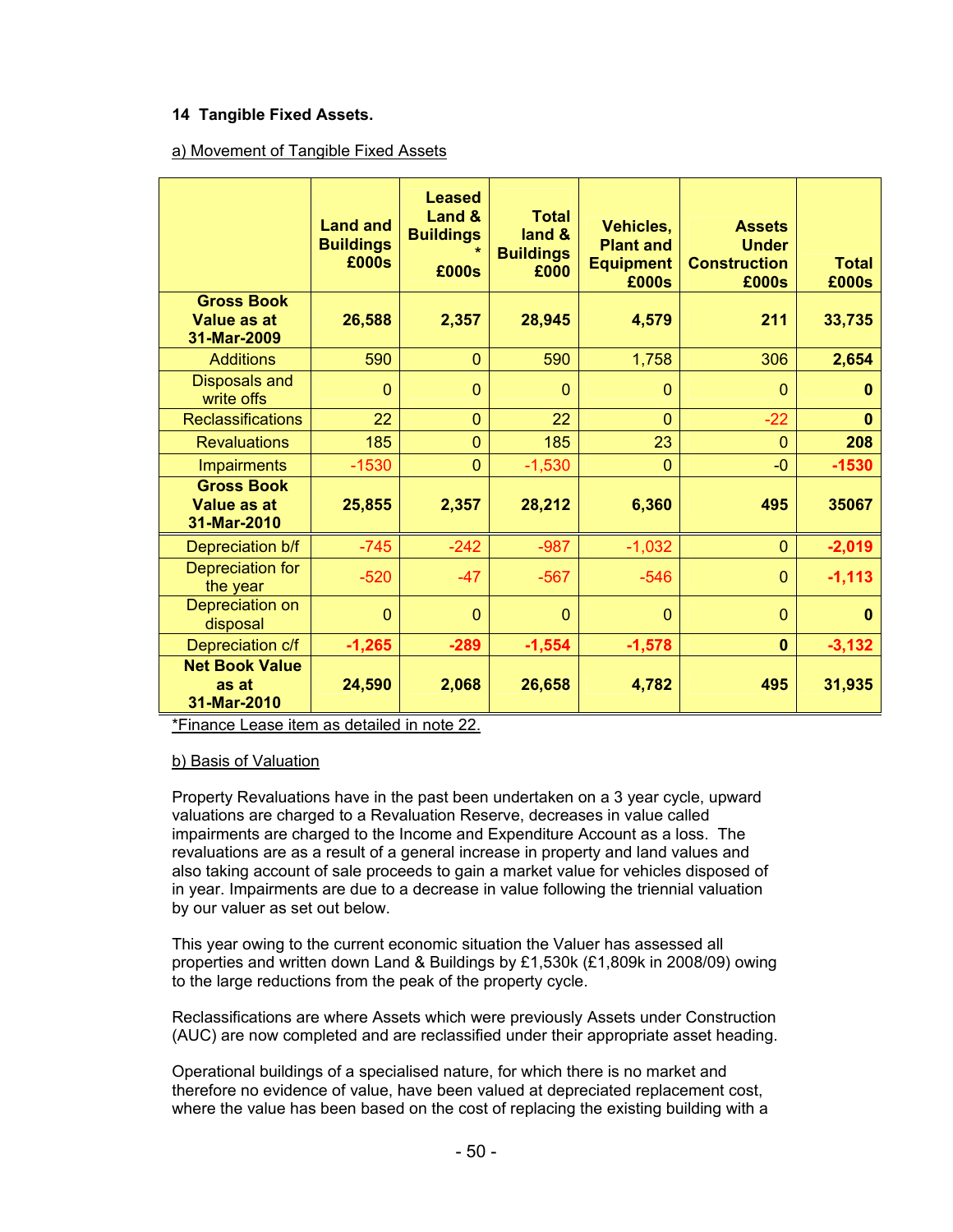## 14 Tangible Fixed Assets.

a) Movement of Tangible Fixed Assets

| | Land and Buildings £000s | Leased Land & Buildings * £000s | Total land & Buildings £000 | Vehicles, Plant and Equipment £000s | Assets Under Construction £000s | Total £000s |
|---|---|---|---|---|---|---|
| **Gross Book Value as at 31-Mar-2009** | **26,588** | **2,357** | **28,945** | **4,579** | **211** | **33,735** |
| Additions | 590 | 0 | 590 | 1,758 | 306 | **2,654** |
| Disposals and write offs | 0 | 0 | 0 | 0 | 0 | **0** |
| Reclassifications | 22 | 0 | 22 | 0 | -22 | **0** |
| Revaluations | 185 | 0 | 185 | 23 | 0 | **208** |
| Impairments | -1530 | 0 | -1,530 | 0 | -0 | **-1530** |
| **Gross Book Value as at 31-Mar-2010** | **25,855** | **2,357** | **28,212** | **6,360** | **495** | **35067** |
| Depreciation b/f | -745 | -242 | -987 | -1,032 | 0 | **-2,019** |
| Depreciation for the year | -520 | -47 | -567 | -546 | 0 | **-1,113** |
| Depreciation on disposal | 0 | 0 | 0 | 0 | 0 | **0** |
| Depreciation c/f | **-1,265** | **-289** | **-1,554** | **-1,578** | **0** | **-3,132** |
| **Net Book Value as at 31-Mar-2010** | **24,590** | **2,068** | **26,658** | **4,782** | **495** | **31,935** |

*Finance Lease item as detailed in note 22.

b) Basis of Valuation

Property Revaluations have in the past been undertaken on a 3 year cycle, upward valuations are charged to a Revaluation Reserve, decreases in value called impairments are charged to the Income and Expenditure Account as a loss. The revaluations are as a result of a general increase in property and land values and also taking account of sale proceeds to gain a market value for vehicles disposed of in year. Impairments are due to a decrease in value following the triennial valuation by our valuer as set out below.

This year owing to the current economic situation the Valuer has assessed all properties and written down Land & Buildings by £1,530k (£1,809k in 2008/09) owing to the large reductions from the peak of the property cycle.

Reclassifications are where Assets which were previously Assets under Construction (AUC) are now completed and are reclassified under their appropriate asset heading.

Operational buildings of a specialised nature, for which there is no market and therefore no evidence of value, have been valued at depreciated replacement cost, where the value has been based on the cost of replacing the existing building with a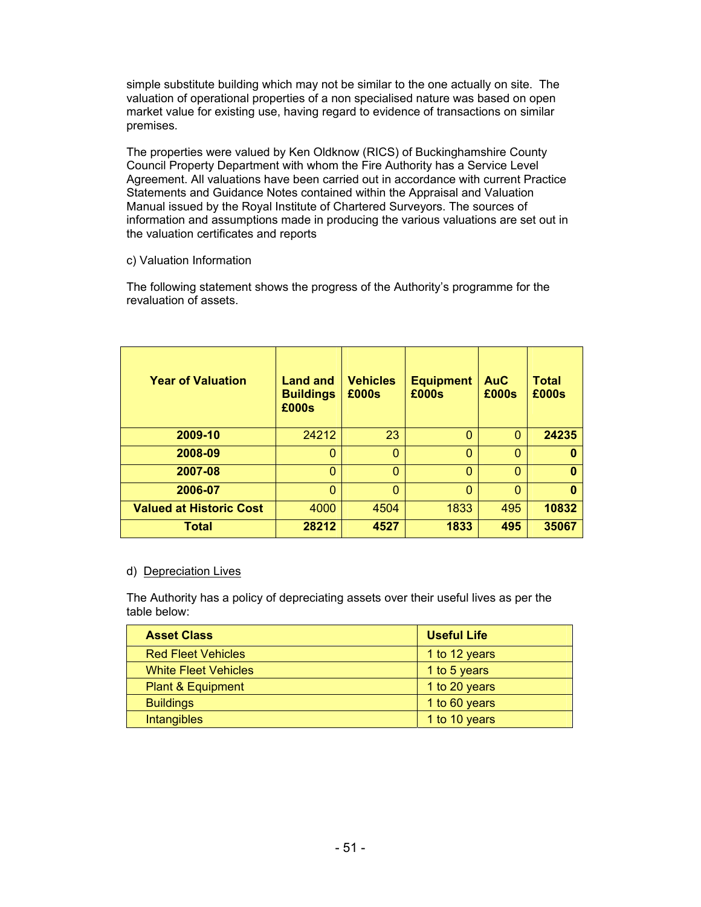simple substitute building which may not be similar to the one actually on site. The valuation of operational properties of a non specialised nature was based on open market value for existing use, having regard to evidence of transactions on similar premises.

The properties were valued by Ken Oldknow (RICS) of Buckinghamshire County Council Property Department with whom the Fire Authority has a Service Level Agreement. All valuations have been carried out in accordance with current Practice Statements and Guidance Notes contained within the Appraisal and Valuation Manual issued by the Royal Institute of Chartered Surveyors. The sources of information and assumptions made in producing the various valuations are set out in the valuation certificates and reports

c) Valuation Information

The following statement shows the progress of the Authority's programme for the revaluation of assets.

| Year of Valuation | Land and Buildings £000s | Vehicles £000s | Equipment £000s | AuC £000s | Total £000s |
|---|---|---|---|---|---|
| **2009-10** | 24212 | 23 | 0 | 0 | **24235** |
| **2008-09** | 0 | 0 | 0 | 0 | **0** |
| **2007-08** | 0 | 0 | 0 | 0 | **0** |
| **2006-07** | 0 | 0 | 0 | 0 | **0** |
| **Valued at Historic Cost** | 4000 | 4504 | 1833 | 495 | **10832** |
| **Total** | **28212** | **4527** | **1833** | **495** | **35067** |

d) Depreciation Lives

The Authority has a policy of depreciating assets over their useful lives as per the table below:

| Asset Class | Useful Life |
|---|---|
| Red Fleet Vehicles | 1 to 12 years |
| White Fleet Vehicles | 1 to 5 years |
| Plant & Equipment | 1 to 20 years |
| Buildings | 1 to 60 years |
| Intangibles | 1 to 10 years |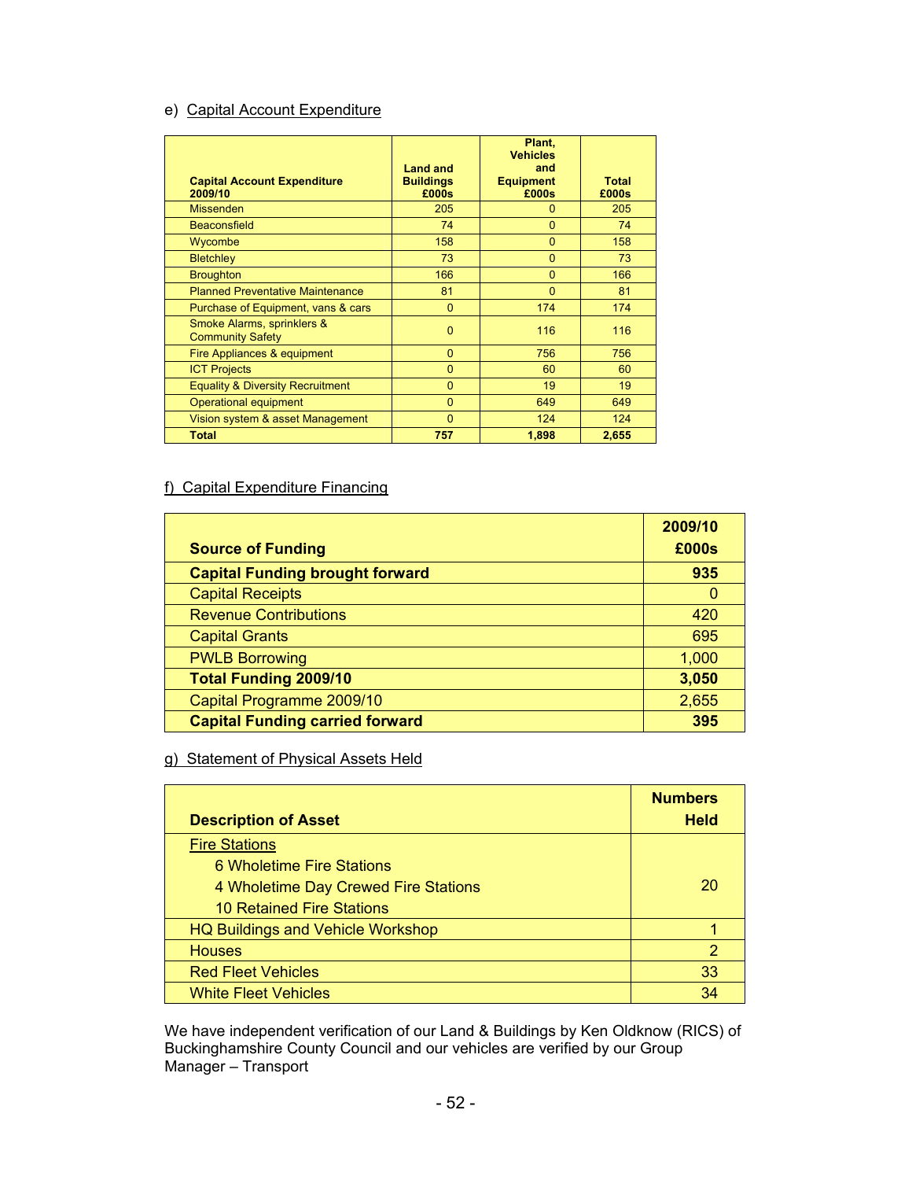e) Capital Account Expenditure

| Capital Account Expenditure 2009/10 | Land and Buildings £000s | Plant, Vehicles and Equipment £000s | Total £000s |
|---|---|---|---|
| Missenden | 205 | 0 | 205 |
| Beaconsfield | 74 | 0 | 74 |
| Wycombe | 158 | 0 | 158 |
| Bletchley | 73 | 0 | 73 |
| Broughton | 166 | 0 | 166 |
| Planned Preventative Maintenance | 81 | 0 | 81 |
| Purchase of Equipment, vans & cars | 0 | 174 | 174 |
| Smoke Alarms, sprinklers & Community Safety | 0 | 116 | 116 |
| Fire Appliances & equipment | 0 | 756 | 756 |
| ICT Projects | 0 | 60 | 60 |
| Equality & Diversity Recruitment | 0 | 19 | 19 |
| Operational equipment | 0 | 649 | 649 |
| Vision system & asset Management | 0 | 124 | 124 |
| **Total** | **757** | **1,898** | **2,655** |

f) Capital Expenditure Financing

| Source of Funding | 2009/10 £000s |
|---|---|
| **Capital Funding brought forward** | **935** |
| Capital Receipts | 0 |
| Revenue Contributions | 420 |
| Capital Grants | 695 |
| PWLB Borrowing | 1,000 |
| **Total Funding 2009/10** | **3,050** |
| Capital Programme 2009/10 | 2,655 |
| **Capital Funding carried forward** | **395** |

g) Statement of Physical Assets Held

| Description of Asset | Numbers Held |
|---|---|
| Fire Stations<br>6 Wholetime Fire Stations<br>4 Wholetime Day Crewed Fire Stations<br>10 Retained Fire Stations | 20 |
| HQ Buildings and Vehicle Workshop | 1 |
| Houses | 2 |
| Red Fleet Vehicles | 33 |
| White Fleet Vehicles | 34 |

We have independent verification of our Land & Buildings by Ken Oldknow (RICS) of Buckinghamshire County Council and our vehicles are verified by our Group Manager – Transport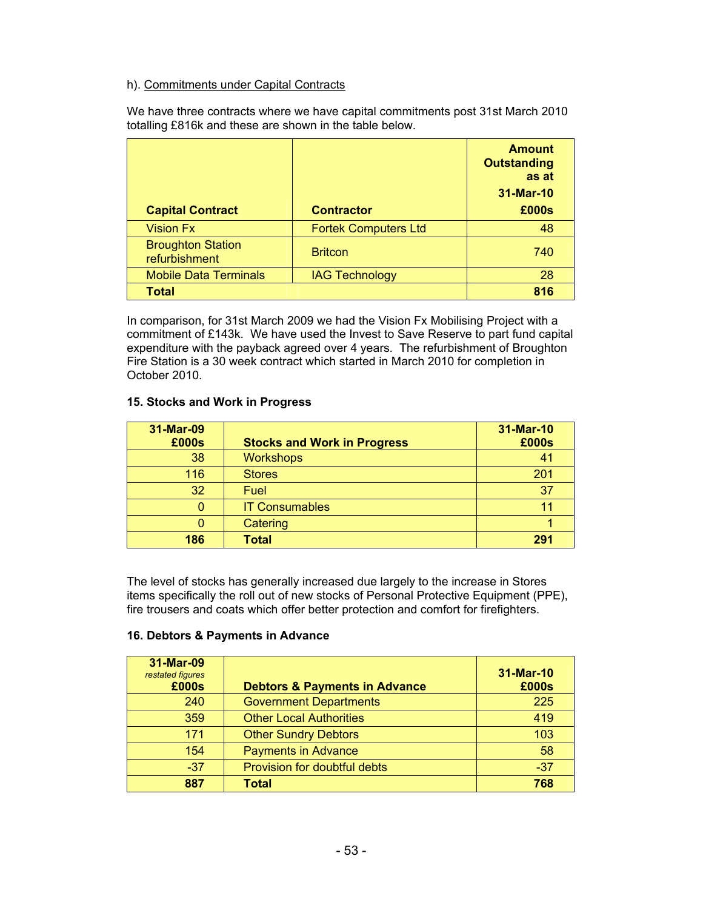h). Commitments under Capital Contracts

We have three contracts where we have capital commitments post 31st March 2010 totalling £816k and these are shown in the table below.

| Capital Contract | Contractor | Amount Outstanding as at 31-Mar-10 £000s |
|---|---|---|
| Vision Fx | Fortek Computers Ltd | 48 |
| Broughton Station refurbishment | Britcon | 740 |
| Mobile Data Terminals | IAG Technology | 28 |
| **Total** | | **816** |

In comparison, for 31st March 2009 we had the Vision Fx Mobilising Project with a commitment of £143k. We have used the Invest to Save Reserve to part fund capital expenditure with the payback agreed over 4 years. The refurbishment of Broughton Fire Station is a 30 week contract which started in March 2010 for completion in October 2010.

### 15. Stocks and Work in Progress

| 31-Mar-09 £000s | Stocks and Work in Progress | 31-Mar-10 £000s |
|---|---|---|
| 38 | Workshops | 41 |
| 116 | Stores | 201 |
| 32 | Fuel | 37 |
| 0 | IT Consumables | 11 |
| 0 | Catering | 1 |
| **186** | **Total** | **291** |

The level of stocks has generally increased due largely to the increase in Stores items specifically the roll out of new stocks of Personal Protective Equipment (PPE), fire trousers and coats which offer better protection and comfort for firefighters.

### 16. Debtors & Payments in Advance

| 31-Mar-09 *restated figures* £000s | Debtors & Payments in Advance | 31-Mar-10 £000s |
|---|---|---|
| 240 | Government Departments | 225 |
| 359 | Other Local Authorities | 419 |
| 171 | Other Sundry Debtors | 103 |
| 154 | Payments in Advance | 58 |
| -37 | Provision for doubtful debts | -37 |
| **887** | **Total** | **768** |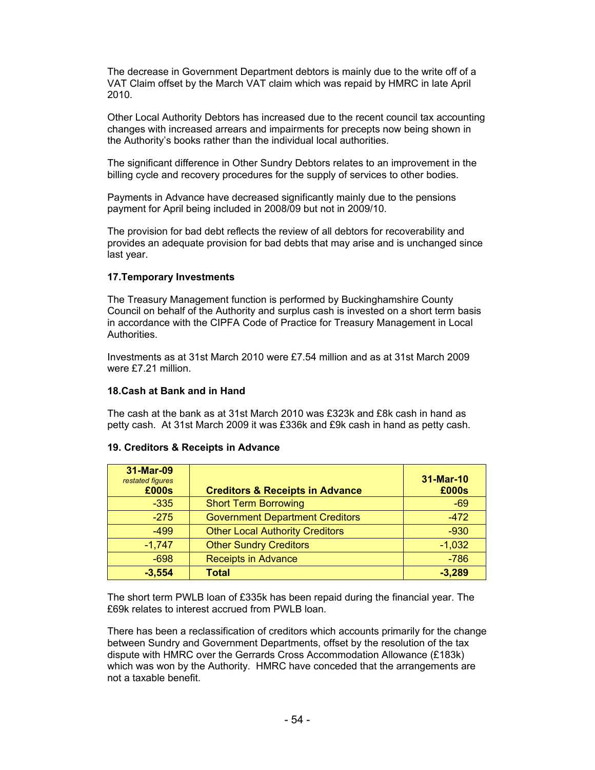The decrease in Government Department debtors is mainly due to the write off of a VAT Claim offset by the March VAT claim which was repaid by HMRC in late April 2010.

Other Local Authority Debtors has increased due to the recent council tax accounting changes with increased arrears and impairments for precepts now being shown in the Authority's books rather than the individual local authorities.

The significant difference in Other Sundry Debtors relates to an improvement in the billing cycle and recovery procedures for the supply of services to other bodies.

Payments in Advance have decreased significantly mainly due to the pensions payment for April being included in 2008/09 but not in 2009/10.

The provision for bad debt reflects the review of all debtors for recoverability and provides an adequate provision for bad debts that may arise and is unchanged since last year.

**17.Temporary Investments**

The Treasury Management function is performed by Buckinghamshire County Council on behalf of the Authority and surplus cash is invested on a short term basis in accordance with the CIPFA Code of Practice for Treasury Management in Local Authorities.

Investments as at 31st March 2010 were £7.54 million and as at 31st March 2009 were £7.21 million.

**18.Cash at Bank and in Hand**

The cash at the bank as at 31st March 2010 was £323k and £8k cash in hand as petty cash. At 31st March 2009 it was £336k and £9k cash in hand as petty cash.

**19. Creditors & Receipts in Advance**

| **31-Mar-09** *restated figures* **£000s** | **Creditors & Receipts in Advance** | **31-Mar-10 £000s** |
|---|---|---|
| -335 | Short Term Borrowing | -69 |
| -275 | Government Department Creditors | -472 |
| -499 | Other Local Authority Creditors | -930 |
| -1,747 | Other Sundry Creditors | -1,032 |
| -698 | Receipts in Advance | -786 |
| **-3,554** | **Total** | **-3,289** |

The short term PWLB loan of £335k has been repaid during the financial year. The £69k relates to interest accrued from PWLB loan.

There has been a reclassification of creditors which accounts primarily for the change between Sundry and Government Departments, offset by the resolution of the tax dispute with HMRC over the Gerrards Cross Accommodation Allowance (£183k) which was won by the Authority. HMRC have conceded that the arrangements are not a taxable benefit.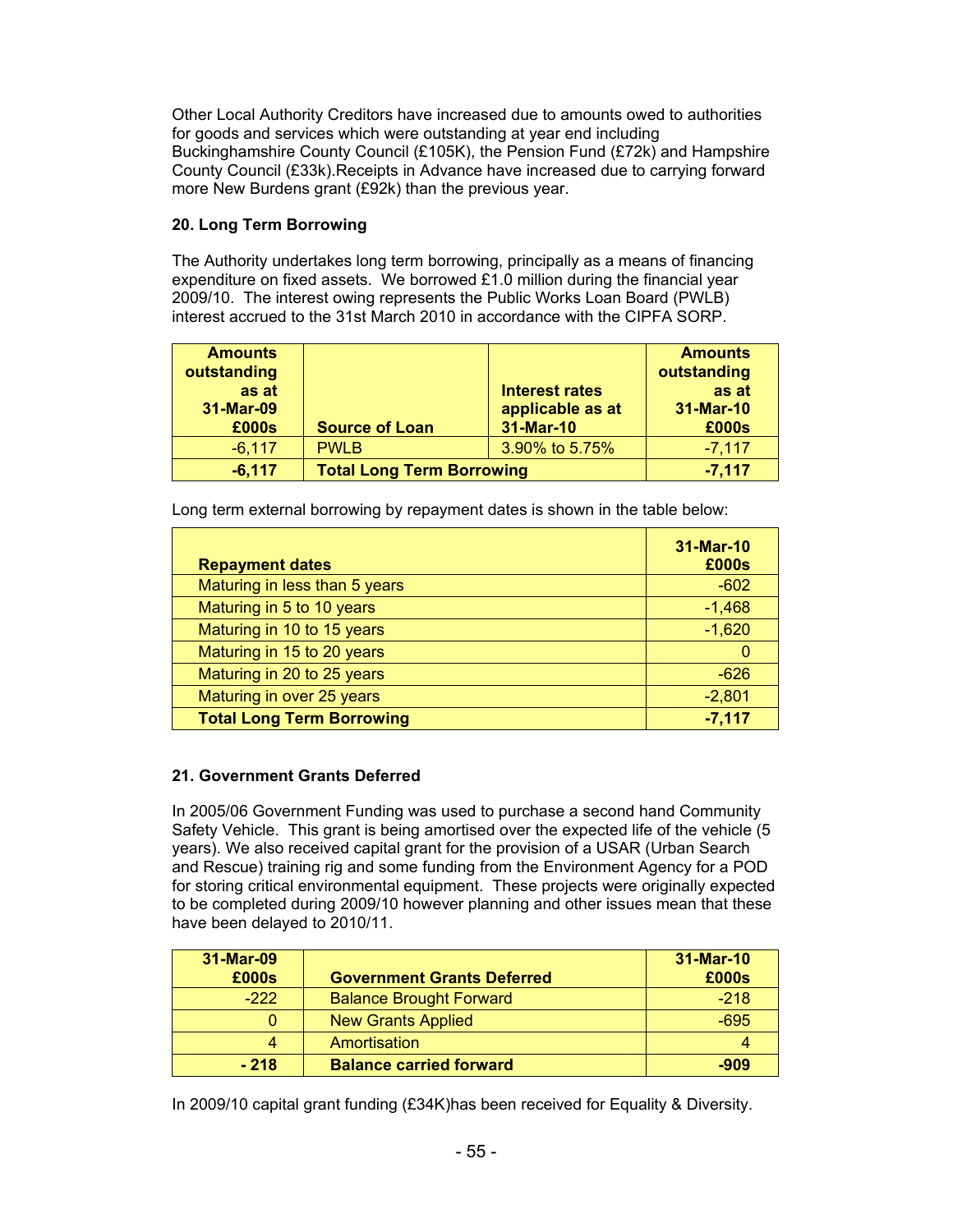Other Local Authority Creditors have increased due to amounts owed to authorities for goods and services which were outstanding at year end including Buckinghamshire County Council (£105K), the Pension Fund (£72k) and Hampshire County Council (£33k).Receipts in Advance have increased due to carrying forward more New Burdens grant (£92k) than the previous year.

## 20. Long Term Borrowing

The Authority undertakes long term borrowing, principally as a means of financing expenditure on fixed assets. We borrowed £1.0 million during the financial year 2009/10. The interest owing represents the Public Works Loan Board (PWLB) interest accrued to the 31st March 2010 in accordance with the CIPFA SORP.

| Amounts outstanding as at 31-Mar-09 £000s | Source of Loan | Interest rates applicable as at 31-Mar-10 | Amounts outstanding as at 31-Mar-10 £000s |
|---|---|---|---|
| -6,117 | PWLB | 3.90% to 5.75% | -7,117 |
| **-6,117** | **Total Long Term Borrowing** | | **-7,117** |

Long term external borrowing by repayment dates is shown in the table below:

| Repayment dates | 31-Mar-10 £000s |
|---|---|
| Maturing in less than 5 years | -602 |
| Maturing in 5 to 10 years | -1,468 |
| Maturing in 10 to 15 years | -1,620 |
| Maturing in 15 to 20 years | 0 |
| Maturing in 20 to 25 years | -626 |
| Maturing in over 25 years | -2,801 |
| **Total Long Term Borrowing** | **-7,117** |

## 21. Government Grants Deferred

In 2005/06 Government Funding was used to purchase a second hand Community Safety Vehicle. This grant is being amortised over the expected life of the vehicle (5 years). We also received capital grant for the provision of a USAR (Urban Search and Rescue) training rig and some funding from the Environment Agency for a POD for storing critical environmental equipment. These projects were originally expected to be completed during 2009/10 however planning and other issues mean that these have been delayed to 2010/11.

| 31-Mar-09 £000s | Government Grants Deferred | 31-Mar-10 £000s |
|---|---|---|
| -222 | Balance Brought Forward | -218 |
| 0 | New Grants Applied | -695 |
| 4 | Amortisation | 4 |
| **- 218** | **Balance carried forward** | **-909** |

In 2009/10 capital grant funding (£34K)has been received for Equality & Diversity.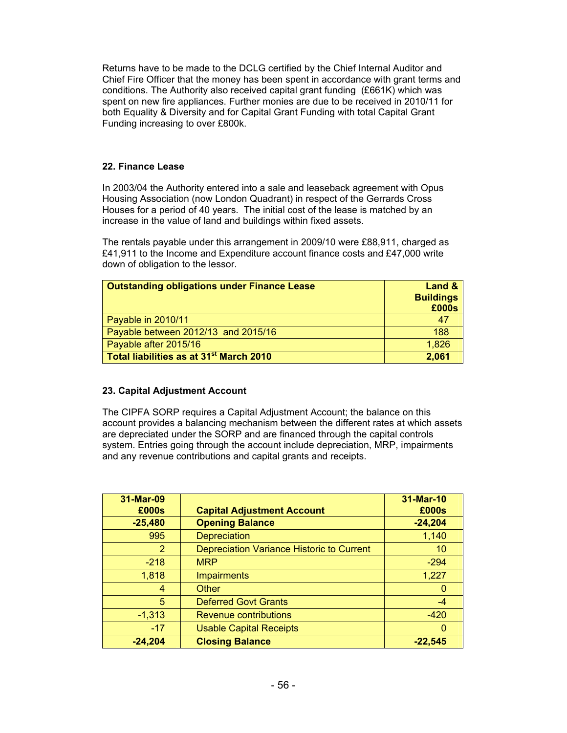Returns have to be made to the DCLG certified by the Chief Internal Auditor and Chief Fire Officer that the money has been spent in accordance with grant terms and conditions. The Authority also received capital grant funding (£661K) which was spent on new fire appliances. Further monies are due to be received in 2010/11 for both Equality & Diversity and for Capital Grant Funding with total Capital Grant Funding increasing to over £800k.

**22. Finance Lease**

In 2003/04 the Authority entered into a sale and leaseback agreement with Opus Housing Association (now London Quadrant) in respect of the Gerrards Cross Houses for a period of 40 years. The initial cost of the lease is matched by an increase in the value of land and buildings within fixed assets.

The rentals payable under this arrangement in 2009/10 were £88,911, charged as £41,911 to the Income and Expenditure account finance costs and £47,000 write down of obligation to the lessor.

| **Outstanding obligations under Finance Lease** | **Land & Buildings £000s** |
|---|---|
| Payable in 2010/11 | 47 |
| Payable between 2012/13 and 2015/16 | 188 |
| Payable after 2015/16 | 1,826 |
| **Total liabilities as at 31st March 2010** | **2,061** |

**23. Capital Adjustment Account**

The CIPFA SORP requires a Capital Adjustment Account; the balance on this account provides a balancing mechanism between the different rates at which assets are depreciated under the SORP and are financed through the capital controls system. Entries going through the account include depreciation, MRP, impairments and any revenue contributions and capital grants and receipts.

| **31-Mar-09 £000s** | **Capital Adjustment Account** | **31-Mar-10 £000s** |
|---|---|---|
| **-25,480** | **Opening Balance** | **-24,204** |
| 995 | Depreciation | 1,140 |
| 2 | Depreciation Variance Historic to Current | 10 |
| -218 | MRP | -294 |
| 1,818 | Impairments | 1,227 |
| 4 | Other | 0 |
| 5 | Deferred Govt Grants | -4 |
| -1,313 | Revenue contributions | -420 |
| -17 | Usable Capital Receipts | 0 |
| **-24,204** | **Closing Balance** | **-22,545** |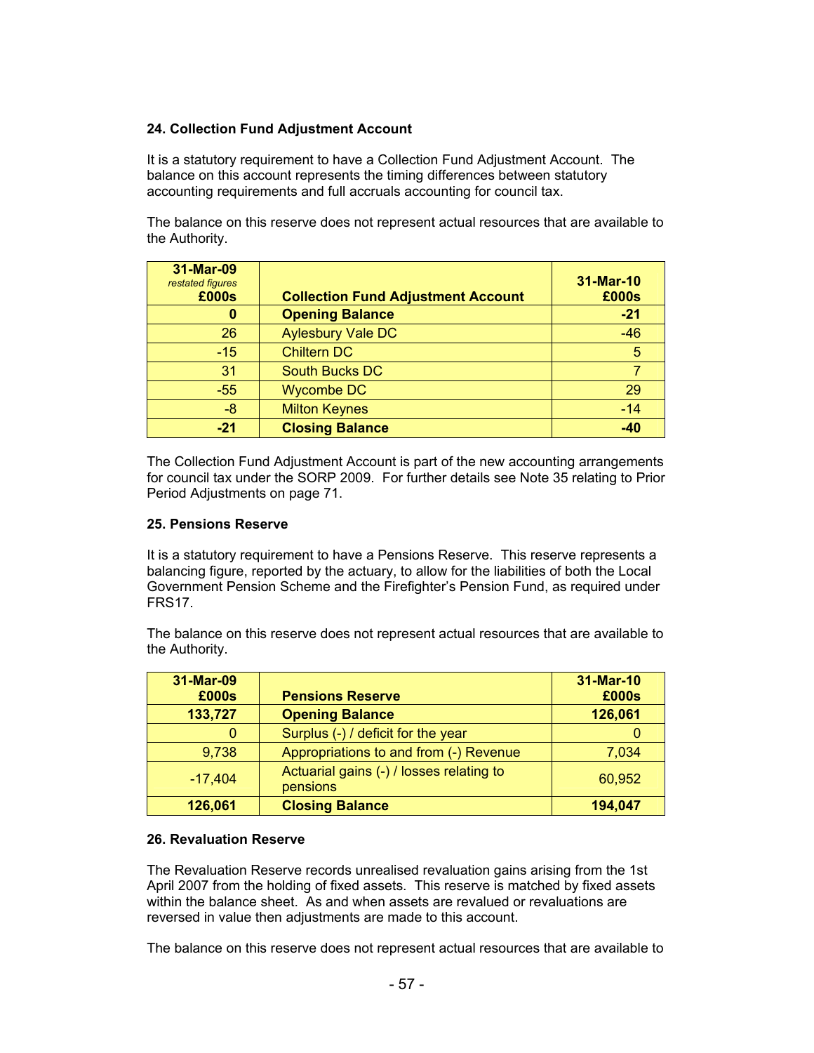### 24. Collection Fund Adjustment Account

It is a statutory requirement to have a Collection Fund Adjustment Account. The balance on this account represents the timing differences between statutory accounting requirements and full accruals accounting for council tax.

The balance on this reserve does not represent actual resources that are available to the Authority.

| 31-Mar-09 *restated figures* £000s | Collection Fund Adjustment Account | 31-Mar-10 £000s |
|---|---|---|
| **0** | **Opening Balance** | **-21** |
| 26 | Aylesbury Vale DC | -46 |
| -15 | Chiltern DC | 5 |
| 31 | South Bucks DC | 7 |
| -55 | Wycombe DC | 29 |
| -8 | Milton Keynes | -14 |
| **-21** | **Closing Balance** | **-40** |

The Collection Fund Adjustment Account is part of the new accounting arrangements for council tax under the SORP 2009. For further details see Note 35 relating to Prior Period Adjustments on page 71.

### 25. Pensions Reserve

It is a statutory requirement to have a Pensions Reserve. This reserve represents a balancing figure, reported by the actuary, to allow for the liabilities of both the Local Government Pension Scheme and the Firefighter's Pension Fund, as required under FRS17.

The balance on this reserve does not represent actual resources that are available to the Authority.

| 31-Mar-09 £000s | Pensions Reserve | 31-Mar-10 £000s |
|---|---|---|
| **133,727** | **Opening Balance** | **126,061** |
| 0 | Surplus (-) / deficit for the year | 0 |
| 9,738 | Appropriations to and from (-) Revenue | 7,034 |
| -17,404 | Actuarial gains (-) / losses relating to pensions | 60,952 |
| **126,061** | **Closing Balance** | **194,047** |

### 26. Revaluation Reserve

The Revaluation Reserve records unrealised revaluation gains arising from the 1st April 2007 from the holding of fixed assets. This reserve is matched by fixed assets within the balance sheet. As and when assets are revalued or revaluations are reversed in value then adjustments are made to this account.

The balance on this reserve does not represent actual resources that are available to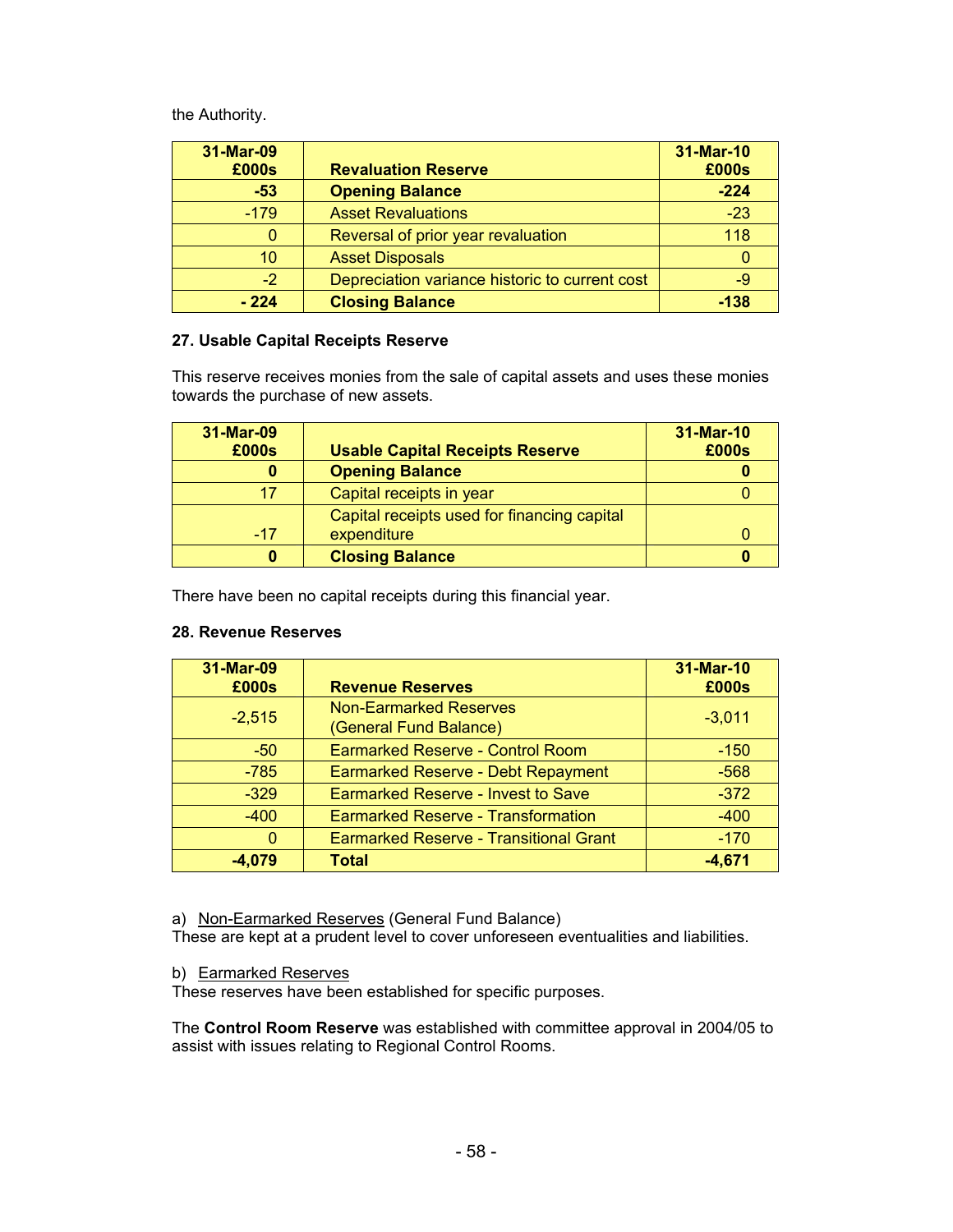the Authority.

| 31-Mar-09 £000s | Revaluation Reserve | 31-Mar-10 £000s |
|---|---|---|
| **-53** | **Opening Balance** | **-224** |
| -179 | Asset Revaluations | -23 |
| 0 | Reversal of prior year revaluation | 118 |
| 10 | Asset Disposals | 0 |
| -2 | Depreciation variance historic to current cost | -9 |
| **- 224** | **Closing Balance** | **-138** |

**27. Usable Capital Receipts Reserve**

This reserve receives monies from the sale of capital assets and uses these monies towards the purchase of new assets.

| 31-Mar-09 £000s | Usable Capital Receipts Reserve | 31-Mar-10 £000s |
|---|---|---|
| **0** | **Opening Balance** | **0** |
| 17 | Capital receipts in year | 0 |
| -17 | Capital receipts used for financing capital expenditure | 0 |
| **0** | **Closing Balance** | **0** |

There have been no capital receipts during this financial year.

**28. Revenue Reserves**

| 31-Mar-09 £000s | Revenue Reserves | 31-Mar-10 £000s |
|---|---|---|
| -2,515 | Non-Earmarked Reserves (General Fund Balance) | -3,011 |
| -50 | Earmarked Reserve - Control Room | -150 |
| -785 | Earmarked Reserve - Debt Repayment | -568 |
| -329 | Earmarked Reserve - Invest to Save | -372 |
| -400 | Earmarked Reserve - Transformation | -400 |
| 0 | Earmarked Reserve - Transitional Grant | -170 |
| **-4,079** | **Total** | **-4,671** |

a) Non-Earmarked Reserves (General Fund Balance)
These are kept at a prudent level to cover unforeseen eventualities and liabilities.

b) Earmarked Reserves
These reserves have been established for specific purposes.

The **Control Room Reserve** was established with committee approval in 2004/05 to assist with issues relating to Regional Control Rooms.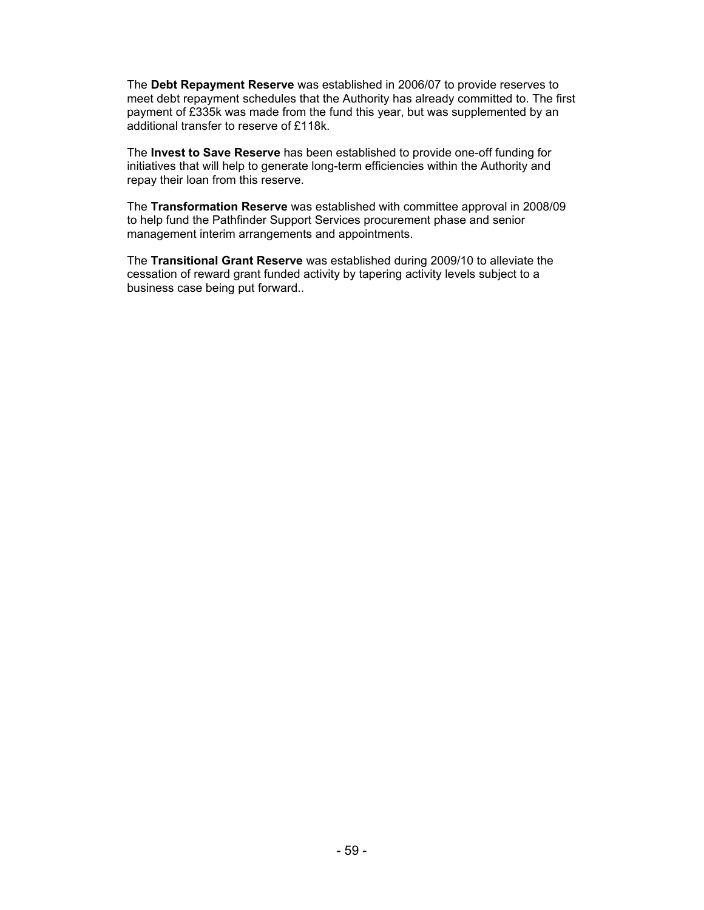The **Debt Repayment Reserve** was established in 2006/07 to provide reserves to meet debt repayment schedules that the Authority has already committed to. The first payment of £335k was made from the fund this year, but was supplemented by an additional transfer to reserve of £118k.

The **Invest to Save Reserve** has been established to provide one-off funding for initiatives that will help to generate long-term efficiencies within the Authority and repay their loan from this reserve.

The **Transformation Reserve** was established with committee approval in 2008/09 to help fund the Pathfinder Support Services procurement phase and senior management interim arrangements and appointments.

The **Transitional Grant Reserve** was established during 2009/10 to alleviate the cessation of reward grant funded activity by tapering activity levels subject to a business case being put forward..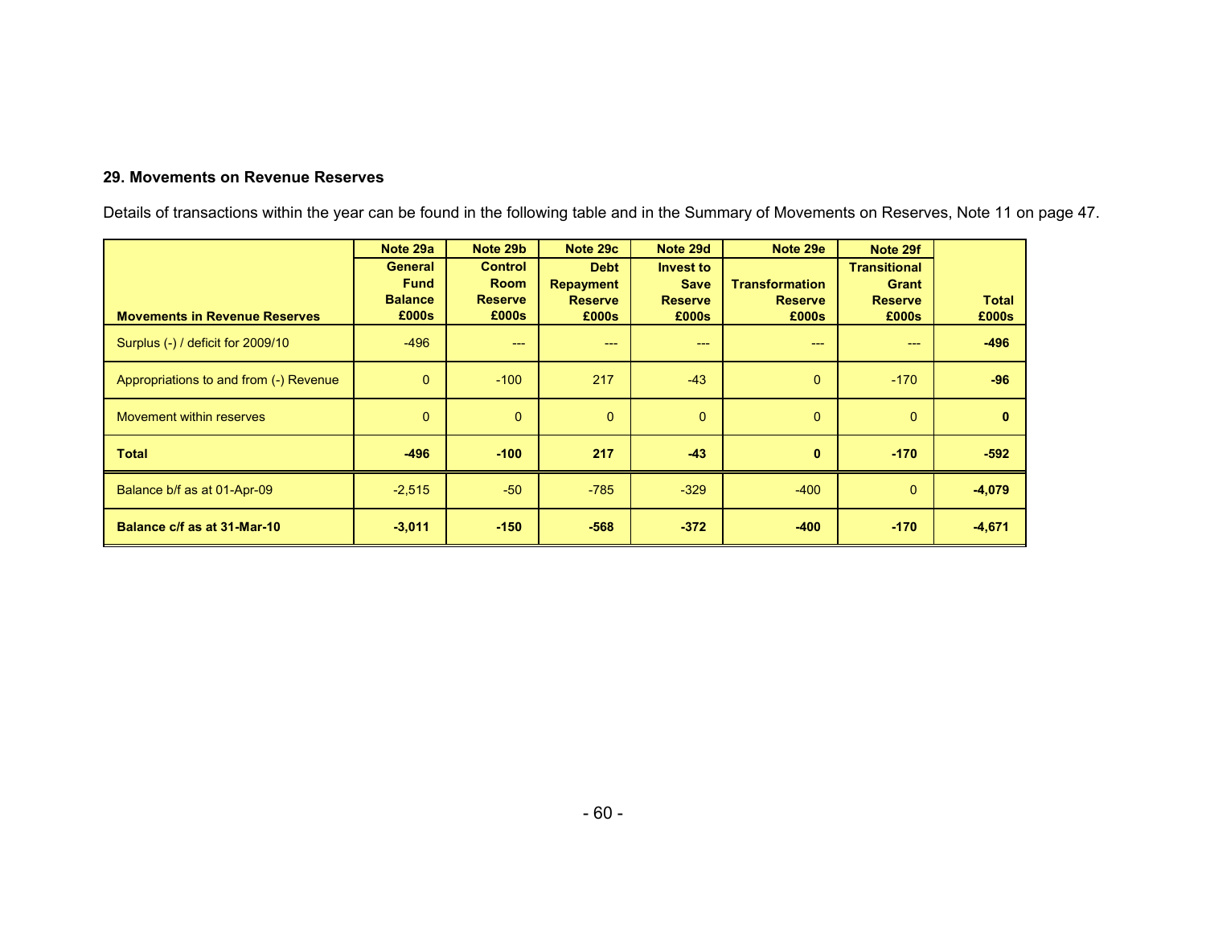## 29. Movements on Revenue Reserves

Details of transactions within the year can be found in the following table and in the Summary of Movements on Reserves, Note 11 on page 47.

| Movements in Revenue Reserves | Note 29a<br>General Fund Balance<br>£000s | Note 29b<br>Control Room Reserve<br>£000s | Note 29c<br>Debt Repayment Reserve<br>£000s | Note 29d<br>Invest to Save Reserve<br>£000s | Note 29e<br>Transformation Reserve<br>£000s | Note 29f<br>Transitional Grant Reserve<br>£000s | Total<br>£000s |
|---|---|---|---|---|---|---|---|
| Surplus (-) / deficit for 2009/10 | -496 | --- | --- | --- | --- | --- | **-496** |
| Appropriations to and from (-) Revenue | 0 | -100 | 217 | -43 | 0 | -170 | **-96** |
| Movement within reserves | 0 | 0 | 0 | 0 | 0 | 0 | **0** |
| **Total** | **-496** | **-100** | **217** | **-43** | **0** | **-170** | **-592** |
| Balance b/f as at 01-Apr-09 | -2,515 | -50 | -785 | -329 | -400 | 0 | **-4,079** |
| **Balance c/f as at 31-Mar-10** | **-3,011** | **-150** | **-568** | **-372** | **-400** | **-170** | **-4,671** |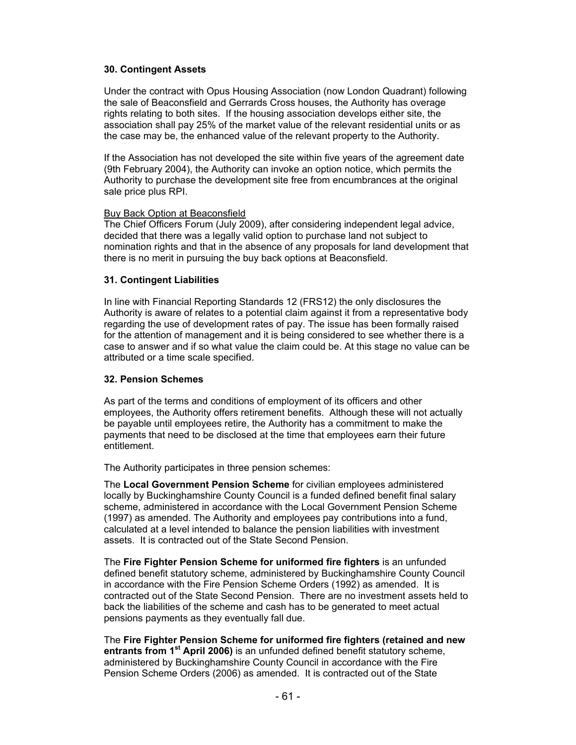### 30. Contingent Assets

Under the contract with Opus Housing Association (now London Quadrant) following the sale of Beaconsfield and Gerrards Cross houses, the Authority has overage rights relating to both sites. If the housing association develops either site, the association shall pay 25% of the market value of the relevant residential units or as the case may be, the enhanced value of the relevant property to the Authority.

If the Association has not developed the site within five years of the agreement date (9th February 2004), the Authority can invoke an option notice, which permits the Authority to purchase the development site free from encumbrances at the original sale price plus RPI.

Buy Back Option at Beaconsfield
The Chief Officers Forum (July 2009), after considering independent legal advice, decided that there was a legally valid option to purchase land not subject to nomination rights and that in the absence of any proposals for land development that there is no merit in pursuing the buy back options at Beaconsfield.

### 31. Contingent Liabilities

In line with Financial Reporting Standards 12 (FRS12) the only disclosures the Authority is aware of relates to a potential claim against it from a representative body regarding the use of development rates of pay. The issue has been formally raised for the attention of management and it is being considered to see whether there is a case to answer and if so what value the claim could be. At this stage no value can be attributed or a time scale specified.

### 32. Pension Schemes

As part of the terms and conditions of employment of its officers and other employees, the Authority offers retirement benefits. Although these will not actually be payable until employees retire, the Authority has a commitment to make the payments that need to be disclosed at the time that employees earn their future entitlement.

The Authority participates in three pension schemes:

The **Local Government Pension Scheme** for civilian employees administered locally by Buckinghamshire County Council is a funded defined benefit final salary scheme, administered in accordance with the Local Government Pension Scheme (1997) as amended. The Authority and employees pay contributions into a fund, calculated at a level intended to balance the pension liabilities with investment assets. It is contracted out of the State Second Pension.

The **Fire Fighter Pension Scheme for uniformed fire fighters** is an unfunded defined benefit statutory scheme, administered by Buckinghamshire County Council in accordance with the Fire Pension Scheme Orders (1992) as amended. It is contracted out of the State Second Pension. There are no investment assets held to back the liabilities of the scheme and cash has to be generated to meet actual pensions payments as they eventually fall due.

The **Fire Fighter Pension Scheme for uniformed fire fighters (retained and new entrants from 1st April 2006)** is an unfunded defined benefit statutory scheme, administered by Buckinghamshire County Council in accordance with the Fire Pension Scheme Orders (2006) as amended. It is contracted out of the State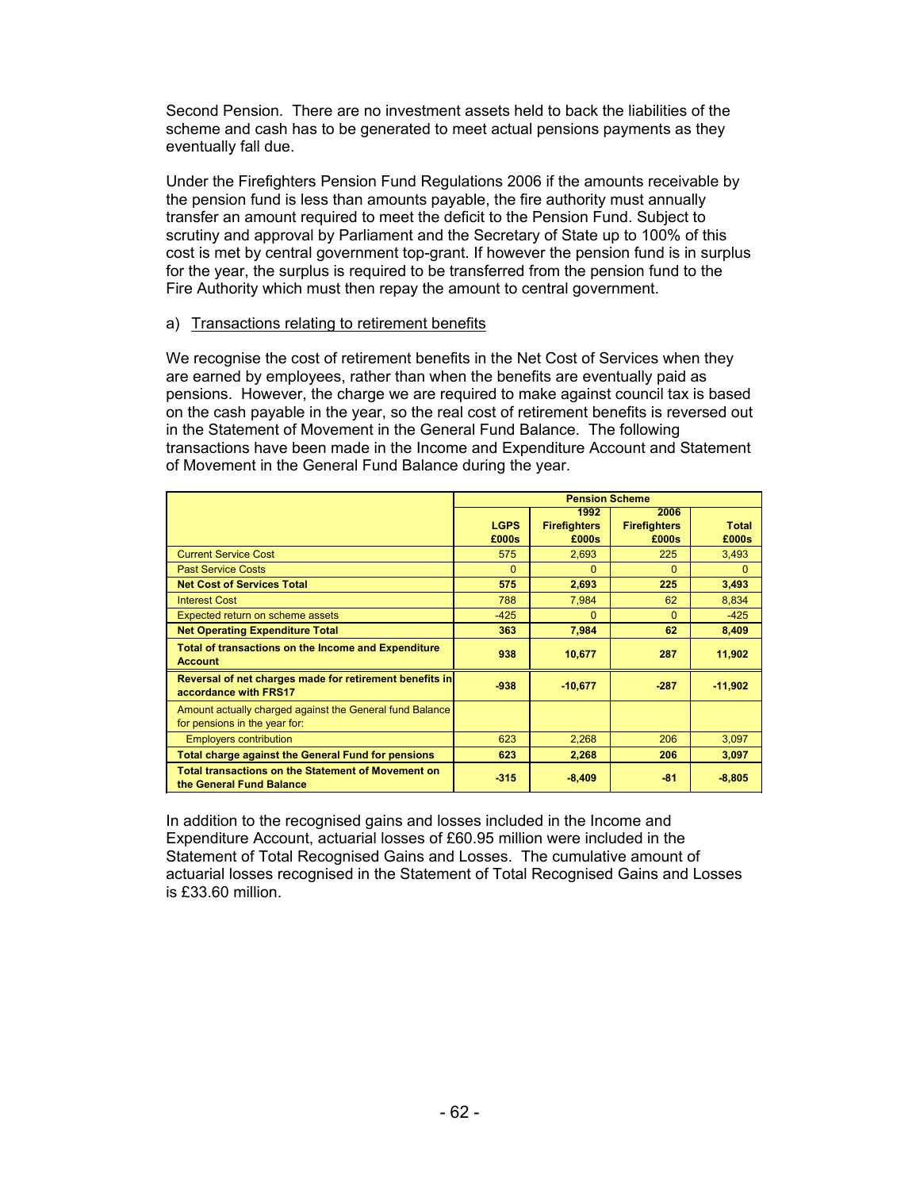Second Pension. There are no investment assets held to back the liabilities of the scheme and cash has to be generated to meet actual pensions payments as they eventually fall due.

Under the Firefighters Pension Fund Regulations 2006 if the amounts receivable by the pension fund is less than amounts payable, the fire authority must annually transfer an amount required to meet the deficit to the Pension Fund. Subject to scrutiny and approval by Parliament and the Secretary of State up to 100% of this cost is met by central government top-grant. If however the pension fund is in surplus for the year, the surplus is required to be transferred from the pension fund to the Fire Authority which must then repay the amount to central government.

a) Transactions relating to retirement benefits

We recognise the cost of retirement benefits in the Net Cost of Services when they are earned by employees, rather than when the benefits are eventually paid as pensions. However, the charge we are required to make against council tax is based on the cash payable in the year, so the real cost of retirement benefits is reversed out in the Statement of Movement in the General Fund Balance. The following transactions have been made in the Income and Expenditure Account and Statement of Movement in the General Fund Balance during the year.

| | Pension Scheme | | | |
|---|---|---|---|---|
| | LGPS £000s | 1992 Firefighters £000s | 2006 Firefighters £000s | Total £000s |
| Current Service Cost | 575 | 2,693 | 225 | 3,493 |
| Past Service Costs | 0 | 0 | 0 | 0 |
| **Net Cost of Services Total** | **575** | **2,693** | **225** | **3,493** |
| Interest Cost | 788 | 7,984 | 62 | 8,834 |
| Expected return on scheme assets | -425 | 0 | 0 | -425 |
| **Net Operating Expenditure Total** | **363** | **7,984** | **62** | **8,409** |
| **Total of transactions on the Income and Expenditure Account** | **938** | **10,677** | **287** | **11,902** |
| **Reversal of net charges made for retirement benefits in accordance with FRS17** | **-938** | **-10,677** | **-287** | **-11,902** |
| Amount actually charged against the General fund Balance for pensions in the year for: | | | | |
| Employers contribution | 623 | 2,268 | 206 | 3,097 |
| **Total charge against the General Fund for pensions** | **623** | **2,268** | **206** | **3,097** |
| **Total transactions on the Statement of Movement on the General Fund Balance** | **-315** | **-8,409** | **-81** | **-8,805** |

In addition to the recognised gains and losses included in the Income and Expenditure Account, actuarial losses of £60.95 million were included in the Statement of Total Recognised Gains and Losses. The cumulative amount of actuarial losses recognised in the Statement of Total Recognised Gains and Losses is £33.60 million.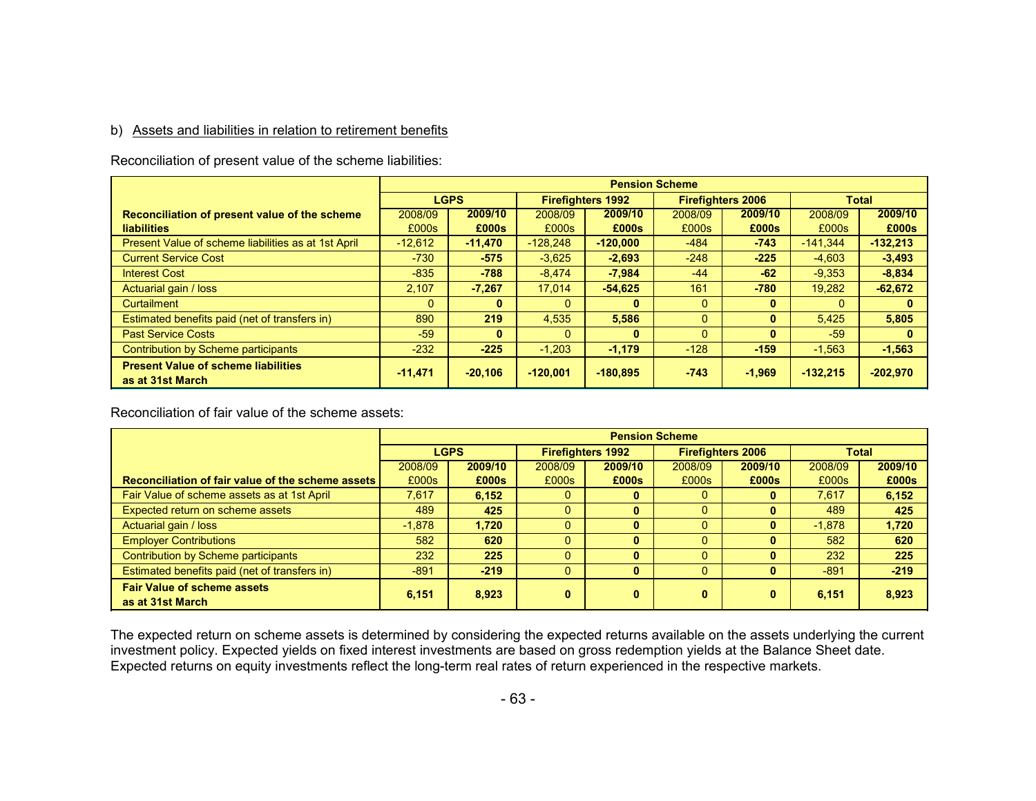b) Assets and liabilities in relation to retirement benefits

Reconciliation of present value of the scheme liabilities:

| | Pension Scheme | | | | | | | |
|---|---|---|---|---|---|---|---|---|
| | LGPS | | Firefighters 1992 | | Firefighters 2006 | | Total | |
| **Reconciliation of present value of the scheme liabilities** | 2008/09 £000s | **2009/10 £000s** | 2008/09 £000s | **2009/10 £000s** | 2008/09 £000s | **2009/10 £000s** | 2008/09 £000s | **2009/10 £000s** |
| Present Value of scheme liabilities as at 1st April | -12,612 | **-11,470** | -128,248 | **-120,000** | -484 | **-743** | -141,344 | **-132,213** |
| Current Service Cost | -730 | **-575** | -3,625 | **-2,693** | -248 | **-225** | -4,603 | **-3,493** |
| Interest Cost | -835 | **-788** | -8,474 | **-7,984** | -44 | **-62** | -9,353 | **-8,834** |
| Actuarial gain / loss | 2,107 | **-7,267** | 17,014 | **-54,625** | 161 | **-780** | 19,282 | **-62,672** |
| Curtailment | 0 | **0** | 0 | **0** | 0 | **0** | 0 | **0** |
| Estimated benefits paid (net of transfers in) | 890 | **219** | 4,535 | **5,586** | 0 | **0** | 5,425 | **5,805** |
| Past Service Costs | -59 | **0** | 0 | **0** | 0 | **0** | -59 | **0** |
| Contribution by Scheme participants | -232 | **-225** | -1,203 | **-1,179** | -128 | **-159** | -1,563 | **-1,563** |
| **Present Value of scheme liabilities as at 31st March** | **-11,471** | **-20,106** | **-120,001** | **-180,895** | **-743** | **-1,969** | **-132,215** | **-202,970** |

Reconciliation of fair value of the scheme assets:

| | Pension Scheme | | | | | | | |
|---|---|---|---|---|---|---|---|---|
| | LGPS | | Firefighters 1992 | | Firefighters 2006 | | Total | |
| **Reconciliation of fair value of the scheme assets** | 2008/09 £000s | **2009/10 £000s** | 2008/09 £000s | **2009/10 £000s** | 2008/09 £000s | **2009/10 £000s** | 2008/09 £000s | **2009/10 £000s** |
| Fair Value of scheme assets as at 1st April | 7,617 | **6,152** | 0 | **0** | 0 | **0** | 7,617 | **6,152** |
| Expected return on scheme assets | 489 | **425** | 0 | **0** | 0 | **0** | 489 | **425** |
| Actuarial gain / loss | -1,878 | **1,720** | 0 | **0** | 0 | **0** | -1,878 | **1,720** |
| Employer Contributions | 582 | **620** | 0 | **0** | 0 | **0** | 582 | **620** |
| Contribution by Scheme participants | 232 | **225** | 0 | **0** | 0 | **0** | 232 | **225** |
| Estimated benefits paid (net of transfers in) | -891 | **-219** | 0 | **0** | 0 | **0** | -891 | **-219** |
| **Fair Value of scheme assets as at 31st March** | **6,151** | **8,923** | **0** | **0** | **0** | **0** | **6,151** | **8,923** |

The expected return on scheme assets is determined by considering the expected returns available on the assets underlying the current investment policy. Expected yields on fixed interest investments are based on gross redemption yields at the Balance Sheet date. Expected returns on equity investments reflect the long-term real rates of return experienced in the respective markets.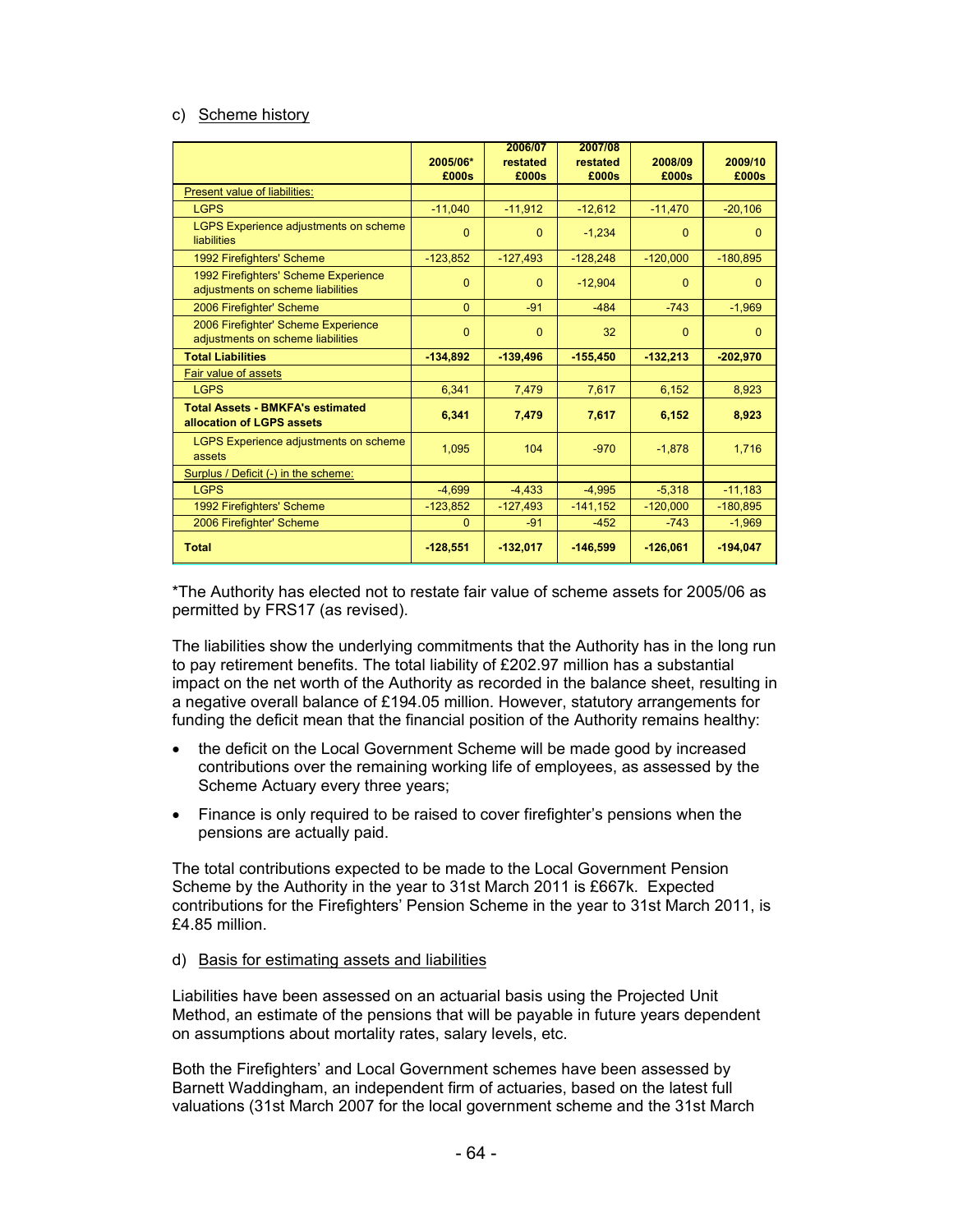c) Scheme history

| | 2005/06* £000s | 2006/07 restated £000s | 2007/08 restated £000s | 2008/09 £000s | 2009/10 £000s |
|---|---|---|---|---|---|
| Present value of liabilities: | | | | | |
| LGPS | -11,040 | -11,912 | -12,612 | -11,470 | -20,106 |
| LGPS Experience adjustments on scheme liabilities | 0 | 0 | -1,234 | 0 | 0 |
| 1992 Firefighters' Scheme | -123,852 | -127,493 | -128,248 | -120,000 | -180,895 |
| 1992 Firefighters' Scheme Experience adjustments on scheme liabilities | 0 | 0 | -12,904 | 0 | 0 |
| 2006 Firefighter' Scheme | 0 | -91 | -484 | -743 | -1,969 |
| 2006 Firefighter' Scheme Experience adjustments on scheme liabilities | 0 | 0 | 32 | 0 | 0 |
| **Total Liabilities** | **-134,892** | **-139,496** | **-155,450** | **-132,213** | **-202,970** |
| Fair value of assets | | | | | |
| LGPS | 6,341 | 7,479 | 7,617 | 6,152 | 8,923 |
| **Total Assets - BMKFA's estimated allocation of LGPS assets** | **6,341** | **7,479** | **7,617** | **6,152** | **8,923** |
| LGPS Experience adjustments on scheme assets | 1,095 | 104 | -970 | -1,878 | 1,716 |
| Surplus / Deficit (-) in the scheme: | | | | | |
| LGPS | -4,699 | -4,433 | -4,995 | -5,318 | -11,183 |
| 1992 Firefighters' Scheme | -123,852 | -127,493 | -141,152 | -120,000 | -180,895 |
| 2006 Firefighter' Scheme | 0 | -91 | -452 | -743 | -1,969 |
| **Total** | **-128,551** | **-132,017** | **-146,599** | **-126,061** | **-194,047** |

*The Authority has elected not to restate fair value of scheme assets for 2005/06 as permitted by FRS17 (as revised).

The liabilities show the underlying commitments that the Authority has in the long run to pay retirement benefits. The total liability of £202.97 million has a substantial impact on the net worth of the Authority as recorded in the balance sheet, resulting in a negative overall balance of £194.05 million. However, statutory arrangements for funding the deficit mean that the financial position of the Authority remains healthy:

- the deficit on the Local Government Scheme will be made good by increased contributions over the remaining working life of employees, as assessed by the Scheme Actuary every three years;
- Finance is only required to be raised to cover firefighter's pensions when the pensions are actually paid.

The total contributions expected to be made to the Local Government Pension Scheme by the Authority in the year to 31st March 2011 is £667k. Expected contributions for the Firefighters' Pension Scheme in the year to 31st March 2011, is £4.85 million.

d) Basis for estimating assets and liabilities

Liabilities have been assessed on an actuarial basis using the Projected Unit Method, an estimate of the pensions that will be payable in future years dependent on assumptions about mortality rates, salary levels, etc.

Both the Firefighters' and Local Government schemes have been assessed by Barnett Waddingham, an independent firm of actuaries, based on the latest full valuations (31st March 2007 for the local government scheme and the 31st March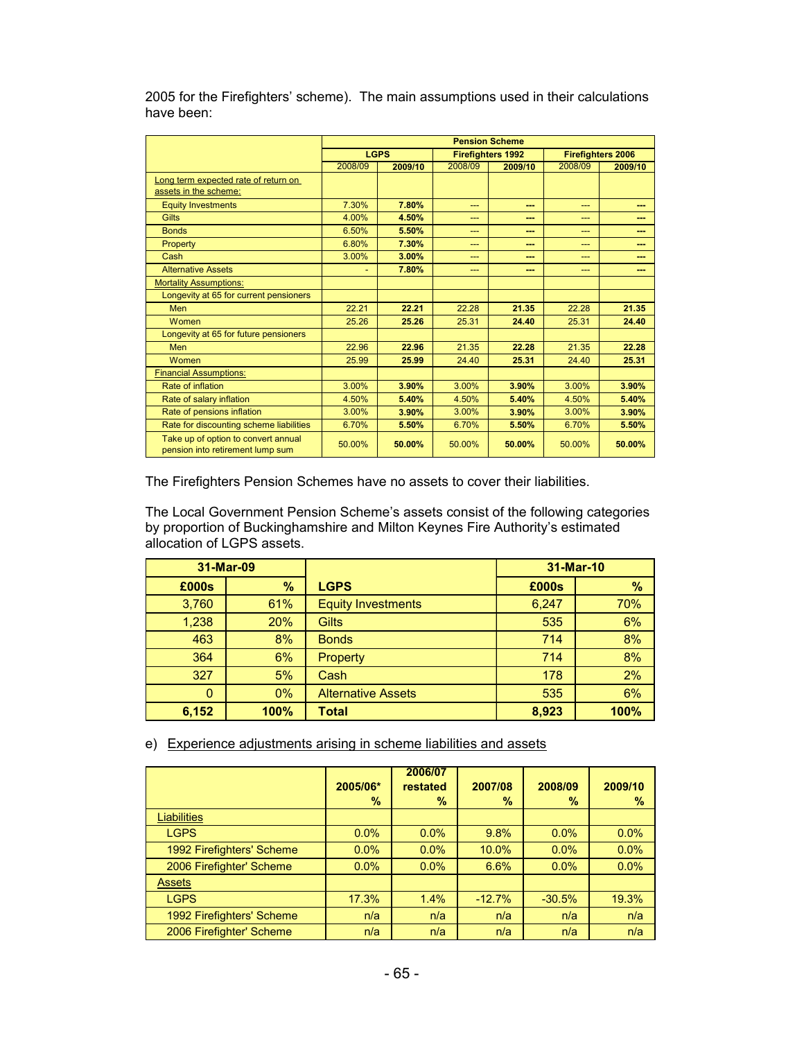2005 for the Firefighters' scheme). The main assumptions used in their calculations have been:

| | Pension Scheme | | | | | |
|---|---|---|---|---|---|---|
| | LGPS | | Firefighters 1992 | | Firefighters 2006 | |
| | 2008/09 | **2009/10** | 2008/09 | **2009/10** | 2008/09 | **2009/10** |
| Long term expected rate of return on assets in the scheme: | | | | | | |
| Equity Investments | 7.30% | **7.80%** | --- | **---** | --- | **---** |
| Gilts | 4.00% | **4.50%** | --- | **---** | --- | **---** |
| Bonds | 6.50% | **5.50%** | --- | **---** | --- | **---** |
| Property | 6.80% | **7.30%** | --- | **---** | --- | **---** |
| Cash | 3.00% | **3.00%** | --- | **---** | --- | **---** |
| Alternative Assets | - | **7.80%** | --- | **---** | --- | **---** |
| Mortality Assumptions: | | | | | | |
| Longevity at 65 for current pensioners | | | | | | |
| Men | 22.21 | **22.21** | 22.28 | **21.35** | 22.28 | **21.35** |
| Women | 25.26 | **25.26** | 25.31 | **24.40** | 25.31 | **24.40** |
| Longevity at 65 for future pensioners | | | | | | |
| Men | 22.96 | **22.96** | 21.35 | **22.28** | 21.35 | **22.28** |
| Women | 25.99 | **25.99** | 24.40 | **25.31** | 24.40 | **25.31** |
| Financial Assumptions: | | | | | | |
| Rate of inflation | 3.00% | **3.90%** | 3.00% | **3.90%** | 3.00% | **3.90%** |
| Rate of salary inflation | 4.50% | **5.40%** | 4.50% | **5.40%** | 4.50% | **5.40%** |
| Rate of pensions inflation | 3.00% | **3.90%** | 3.00% | **3.90%** | 3.00% | **3.90%** |
| Rate for discounting scheme liabilities | 6.70% | **5.50%** | 6.70% | **5.50%** | 6.70% | **5.50%** |
| Take up of option to convert annual pension into retirement lump sum | 50.00% | **50.00%** | 50.00% | **50.00%** | 50.00% | **50.00%** |

The Firefighters Pension Schemes have no assets to cover their liabilities.

The Local Government Pension Scheme's assets consist of the following categories by proportion of Buckinghamshire and Milton Keynes Fire Authority's estimated allocation of LGPS assets.

| 31-Mar-09 | | | 31-Mar-10 | |
|---|---|---|---|---|
| **£000s** | **%** | **LGPS** | **£000s** | **%** |
| 3,760 | 61% | Equity Investments | 6,247 | 70% |
| 1,238 | 20% | Gilts | 535 | 6% |
| 463 | 8% | Bonds | 714 | 8% |
| 364 | 6% | Property | 714 | 8% |
| 327 | 5% | Cash | 178 | 2% |
| 0 | 0% | Alternative Assets | 535 | 6% |
| **6,152** | **100%** | **Total** | **8,923** | **100%** |

e) Experience adjustments arising in scheme liabilities and assets

| | 2005/06* % | 2006/07 restated % | 2007/08 % | 2008/09 % | 2009/10 % |
|---|---|---|---|---|---|
| Liabilities | | | | | |
| LGPS | 0.0% | 0.0% | 9.8% | 0.0% | 0.0% |
| 1992 Firefighters' Scheme | 0.0% | 0.0% | 10.0% | 0.0% | 0.0% |
| 2006 Firefighter' Scheme | 0.0% | 0.0% | 6.6% | 0.0% | 0.0% |
| Assets | | | | | |
| LGPS | 17.3% | 1.4% | -12.7% | -30.5% | 19.3% |
| 1992 Firefighters' Scheme | n/a | n/a | n/a | n/a | n/a |
| 2006 Firefighter' Scheme | n/a | n/a | n/a | n/a | n/a |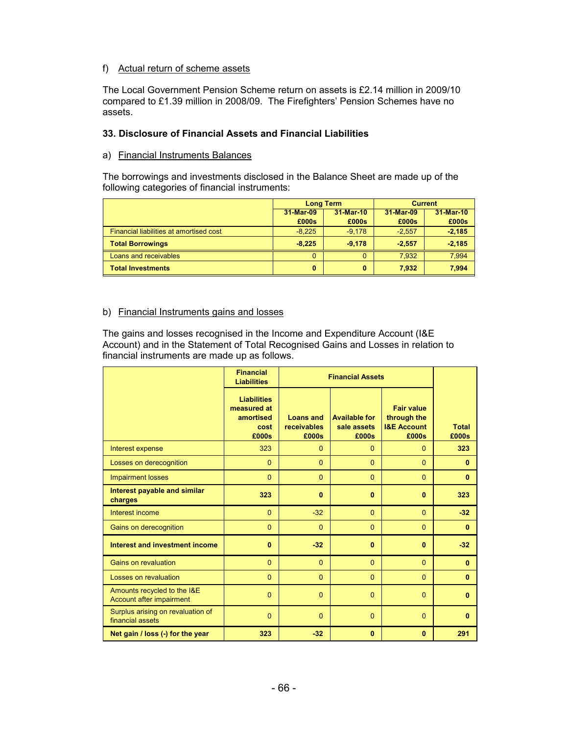f) Actual return of scheme assets

The Local Government Pension Scheme return on assets is £2.14 million in 2009/10 compared to £1.39 million in 2008/09. The Firefighters' Pension Schemes have no assets.

**33. Disclosure of Financial Assets and Financial Liabilities**

a) Financial Instruments Balances

The borrowings and investments disclosed in the Balance Sheet are made up of the following categories of financial instruments:

| | Long Term | | Current | |
|---|---|---|---|---|
| | 31-Mar-09 £000s | 31-Mar-10 £000s | 31-Mar-09 £000s | 31-Mar-10 £000s |
| Financial liabilities at amortised cost | -8,225 | -9,178 | -2,557 | -2,185 |
| **Total Borrowings** | **-8,225** | **-9,178** | **-2,557** | **-2,185** |
| Loans and receivables | 0 | 0 | 7,932 | 7,994 |
| **Total Investments** | **0** | **0** | **7,932** | **7,994** |

b) Financial Instruments gains and losses

The gains and losses recognised in the Income and Expenditure Account (I&E Account) and in the Statement of Total Recognised Gains and Losses in relation to financial instruments are made up as follows.

| | Financial Liabilities | Financial Assets | | | |
|---|---|---|---|---|---|
| | Liabilities measured at amortised cost £000s | Loans and receivables £000s | Available for sale assets £000s | Fair value through the I&E Account £000s | Total £000s |
| Interest expense | 323 | 0 | 0 | 0 | **323** |
| Losses on derecognition | 0 | 0 | 0 | 0 | **0** |
| Impairment losses | 0 | 0 | 0 | 0 | **0** |
| **Interest payable and similar charges** | **323** | **0** | **0** | **0** | **323** |
| Interest income | 0 | -32 | 0 | 0 | **-32** |
| Gains on derecognition | 0 | 0 | 0 | 0 | **0** |
| **Interest and investment income** | **0** | **-32** | **0** | **0** | **-32** |
| Gains on revaluation | 0 | 0 | 0 | 0 | **0** |
| Losses on revaluation | 0 | 0 | 0 | 0 | **0** |
| Amounts recycled to the I&E Account after impairment | 0 | 0 | 0 | 0 | **0** |
| Surplus arising on revaluation of financial assets | 0 | 0 | 0 | 0 | **0** |
| **Net gain / loss (-) for the year** | **323** | **-32** | **0** | **0** | **291** |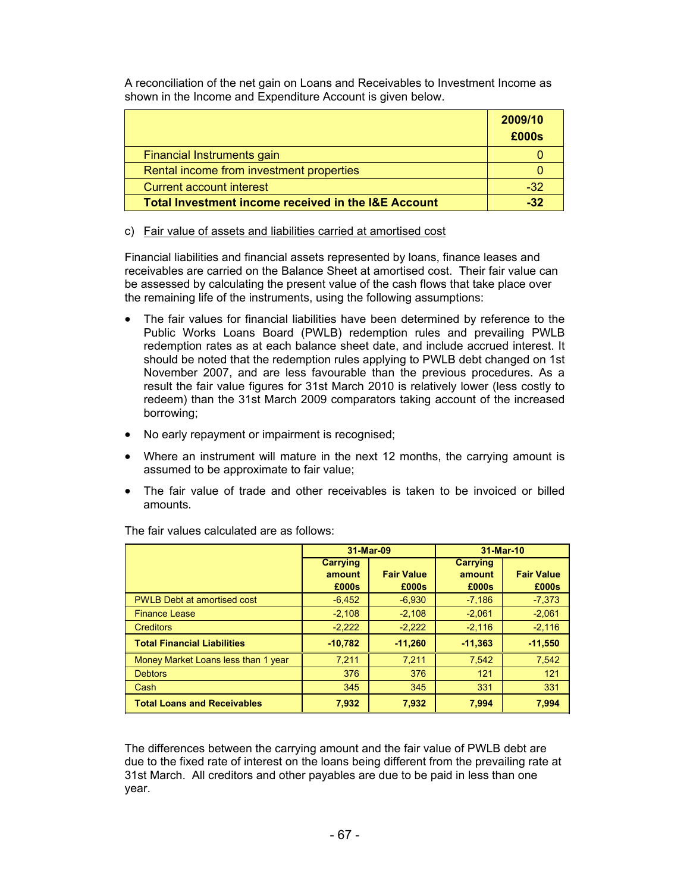A reconciliation of the net gain on Loans and Receivables to Investment Income as shown in the Income and Expenditure Account is given below.

| | 2009/10 £000s |
|---|---|
| Financial Instruments gain | 0 |
| Rental income from investment properties | 0 |
| Current account interest | -32 |
| **Total Investment income received in the I&E Account** | **-32** |

c) Fair value of assets and liabilities carried at amortised cost

Financial liabilities and financial assets represented by loans, finance leases and receivables are carried on the Balance Sheet at amortised cost. Their fair value can be assessed by calculating the present value of the cash flows that take place over the remaining life of the instruments, using the following assumptions:

- The fair values for financial liabilities have been determined by reference to the Public Works Loans Board (PWLB) redemption rules and prevailing PWLB redemption rates as at each balance sheet date, and include accrued interest. It should be noted that the redemption rules applying to PWLB debt changed on 1st November 2007, and are less favourable than the previous procedures. As a result the fair value figures for 31st March 2010 is relatively lower (less costly to redeem) than the 31st March 2009 comparators taking account of the increased borrowing;
- No early repayment or impairment is recognised;
- Where an instrument will mature in the next 12 months, the carrying amount is assumed to be approximate to fair value;
- The fair value of trade and other receivables is taken to be invoiced or billed amounts.

The fair values calculated are as follows:

| | 31-Mar-09 | | 31-Mar-10 | |
|---|---|---|---|---|
| | Carrying amount £000s | Fair Value £000s | Carrying amount £000s | Fair Value £000s |
| PWLB Debt at amortised cost | -6,452 | -6,930 | -7,186 | -7,373 |
| Finance Lease | -2,108 | -2,108 | -2,061 | -2,061 |
| Creditors | -2,222 | -2,222 | -2,116 | -2,116 |
| **Total Financial Liabilities** | **-10,782** | **-11,260** | **-11,363** | **-11,550** |
| Money Market Loans less than 1 year | 7,211 | 7,211 | 7,542 | 7,542 |
| Debtors | 376 | 376 | 121 | 121 |
| Cash | 345 | 345 | 331 | 331 |
| **Total Loans and Receivables** | **7,932** | **7,932** | **7,994** | **7,994** |

The differences between the carrying amount and the fair value of PWLB debt are due to the fixed rate of interest on the loans being different from the prevailing rate at 31st March. All creditors and other payables are due to be paid in less than one year.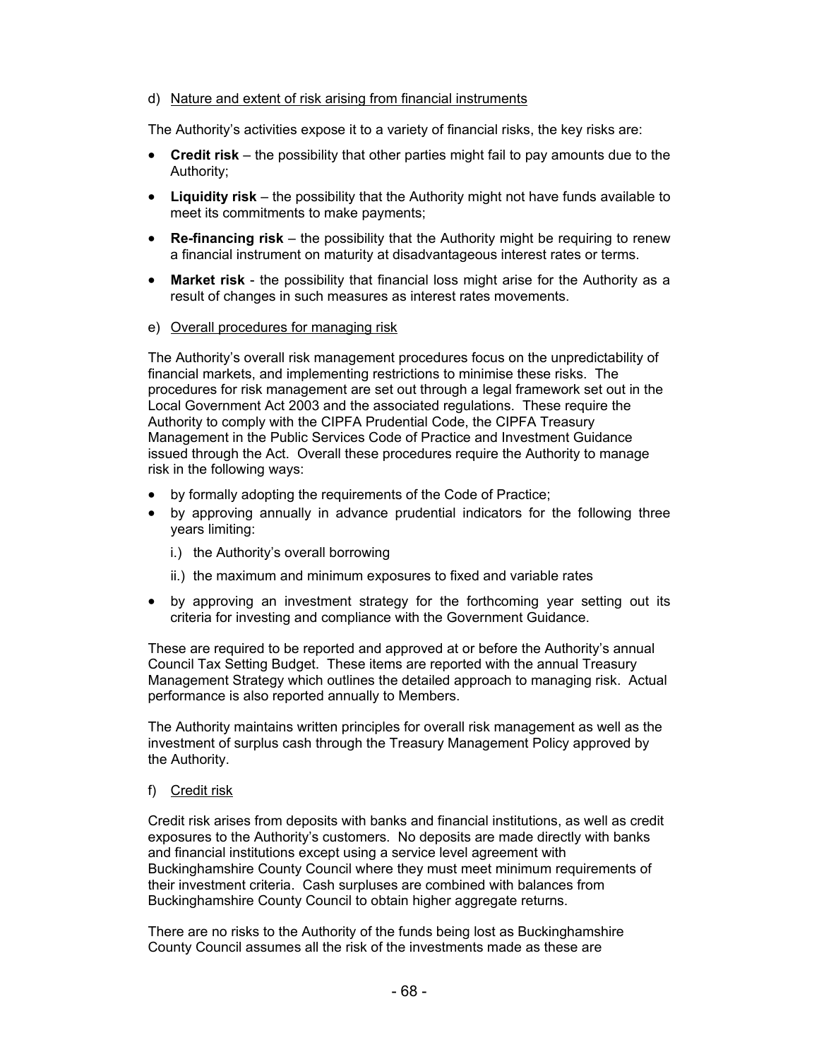d) <u>Nature and extent of risk arising from financial instruments</u>

The Authority's activities expose it to a variety of financial risks, the key risks are:

- **Credit risk** – the possibility that other parties might fail to pay amounts due to the Authority;
- **Liquidity risk** – the possibility that the Authority might not have funds available to meet its commitments to make payments;
- **Re-financing risk** – the possibility that the Authority might be requiring to renew a financial instrument on maturity at disadvantageous interest rates or terms.
- **Market risk** - the possibility that financial loss might arise for the Authority as a result of changes in such measures as interest rates movements.

e) <u>Overall procedures for managing risk</u>

The Authority's overall risk management procedures focus on the unpredictability of financial markets, and implementing restrictions to minimise these risks. The procedures for risk management are set out through a legal framework set out in the Local Government Act 2003 and the associated regulations. These require the Authority to comply with the CIPFA Prudential Code, the CIPFA Treasury Management in the Public Services Code of Practice and Investment Guidance issued through the Act. Overall these procedures require the Authority to manage risk in the following ways:

- by formally adopting the requirements of the Code of Practice;
- by approving annually in advance prudential indicators for the following three years limiting:
  - i.) the Authority's overall borrowing
  - ii.) the maximum and minimum exposures to fixed and variable rates
- by approving an investment strategy for the forthcoming year setting out its criteria for investing and compliance with the Government Guidance.

These are required to be reported and approved at or before the Authority's annual Council Tax Setting Budget. These items are reported with the annual Treasury Management Strategy which outlines the detailed approach to managing risk. Actual performance is also reported annually to Members.

The Authority maintains written principles for overall risk management as well as the investment of surplus cash through the Treasury Management Policy approved by the Authority.

f) <u>Credit risk</u>

Credit risk arises from deposits with banks and financial institutions, as well as credit exposures to the Authority's customers. No deposits are made directly with banks and financial institutions except using a service level agreement with Buckinghamshire County Council where they must meet minimum requirements of their investment criteria. Cash surpluses are combined with balances from Buckinghamshire County Council to obtain higher aggregate returns.

There are no risks to the Authority of the funds being lost as Buckinghamshire County Council assumes all the risk of the investments made as these are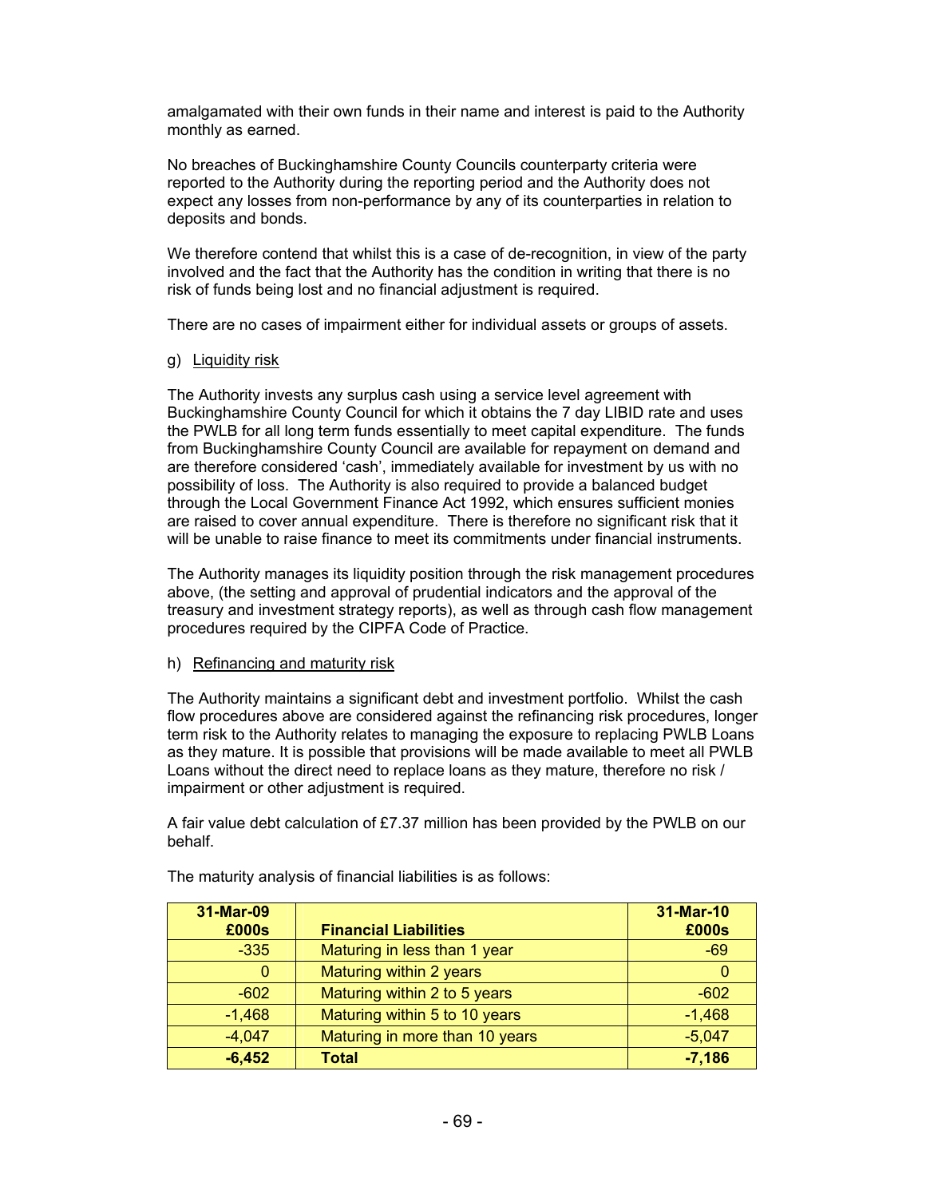amalgamated with their own funds in their name and interest is paid to the Authority monthly as earned.

No breaches of Buckinghamshire County Councils counterparty criteria were reported to the Authority during the reporting period and the Authority does not expect any losses from non-performance by any of its counterparties in relation to deposits and bonds.

We therefore contend that whilst this is a case of de-recognition, in view of the party involved and the fact that the Authority has the condition in writing that there is no risk of funds being lost and no financial adjustment is required.

There are no cases of impairment either for individual assets or groups of assets.

g) Liquidity risk

The Authority invests any surplus cash using a service level agreement with Buckinghamshire County Council for which it obtains the 7 day LIBID rate and uses the PWLB for all long term funds essentially to meet capital expenditure. The funds from Buckinghamshire County Council are available for repayment on demand and are therefore considered 'cash', immediately available for investment by us with no possibility of loss. The Authority is also required to provide a balanced budget through the Local Government Finance Act 1992, which ensures sufficient monies are raised to cover annual expenditure. There is therefore no significant risk that it will be unable to raise finance to meet its commitments under financial instruments.

The Authority manages its liquidity position through the risk management procedures above, (the setting and approval of prudential indicators and the approval of the treasury and investment strategy reports), as well as through cash flow management procedures required by the CIPFA Code of Practice.

h) Refinancing and maturity risk

The Authority maintains a significant debt and investment portfolio. Whilst the cash flow procedures above are considered against the refinancing risk procedures, longer term risk to the Authority relates to managing the exposure to replacing PWLB Loans as they mature. It is possible that provisions will be made available to meet all PWLB Loans without the direct need to replace loans as they mature, therefore no risk / impairment or other adjustment is required.

A fair value debt calculation of £7.37 million has been provided by the PWLB on our behalf.

The maturity analysis of financial liabilities is as follows:

| 31-Mar-09 £000s | Financial Liabilities | 31-Mar-10 £000s |
|---|---|---|
| -335 | Maturing in less than 1 year | -69 |
| 0 | Maturing within 2 years | 0 |
| -602 | Maturing within 2 to 5 years | -602 |
| -1,468 | Maturing within 5 to 10 years | -1,468 |
| -4,047 | Maturing in more than 10 years | -5,047 |
| **-6,452** | **Total** | **-7,186** |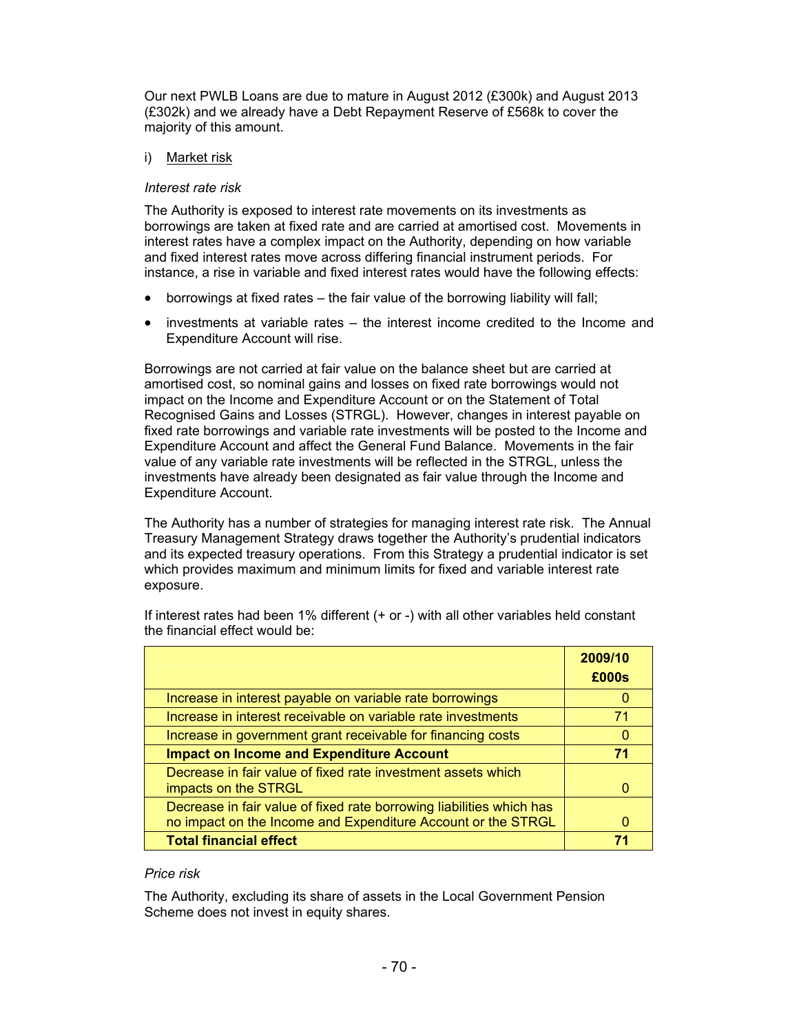Our next PWLB Loans are due to mature in August 2012 (£300k) and August 2013 (£302k) and we already have a Debt Repayment Reserve of £568k to cover the majority of this amount.

i) Market risk

*Interest rate risk*

The Authority is exposed to interest rate movements on its investments as borrowings are taken at fixed rate and are carried at amortised cost. Movements in interest rates have a complex impact on the Authority, depending on how variable and fixed interest rates move across differing financial instrument periods. For instance, a rise in variable and fixed interest rates would have the following effects:

- borrowings at fixed rates – the fair value of the borrowing liability will fall;
- investments at variable rates – the interest income credited to the Income and Expenditure Account will rise.

Borrowings are not carried at fair value on the balance sheet but are carried at amortised cost, so nominal gains and losses on fixed rate borrowings would not impact on the Income and Expenditure Account or on the Statement of Total Recognised Gains and Losses (STRGL). However, changes in interest payable on fixed rate borrowings and variable rate investments will be posted to the Income and Expenditure Account and affect the General Fund Balance. Movements in the fair value of any variable rate investments will be reflected in the STRGL, unless the investments have already been designated as fair value through the Income and Expenditure Account.

The Authority has a number of strategies for managing interest rate risk. The Annual Treasury Management Strategy draws together the Authority's prudential indicators and its expected treasury operations. From this Strategy a prudential indicator is set which provides maximum and minimum limits for fixed and variable interest rate exposure.

If interest rates had been 1% different (+ or -) with all other variables held constant the financial effect would be:

| | 2009/10 £000s |
|---|---|
| Increase in interest payable on variable rate borrowings | 0 |
| Increase in interest receivable on variable rate investments | 71 |
| Increase in government grant receivable for financing costs | 0 |
| **Impact on Income and Expenditure Account** | **71** |
| Decrease in fair value of fixed rate investment assets which impacts on the STRGL | 0 |
| Decrease in fair value of fixed rate borrowing liabilities which has no impact on the Income and Expenditure Account or the STRGL | 0 |
| **Total financial effect** | **71** |

*Price risk*

The Authority, excluding its share of assets in the Local Government Pension Scheme does not invest in equity shares.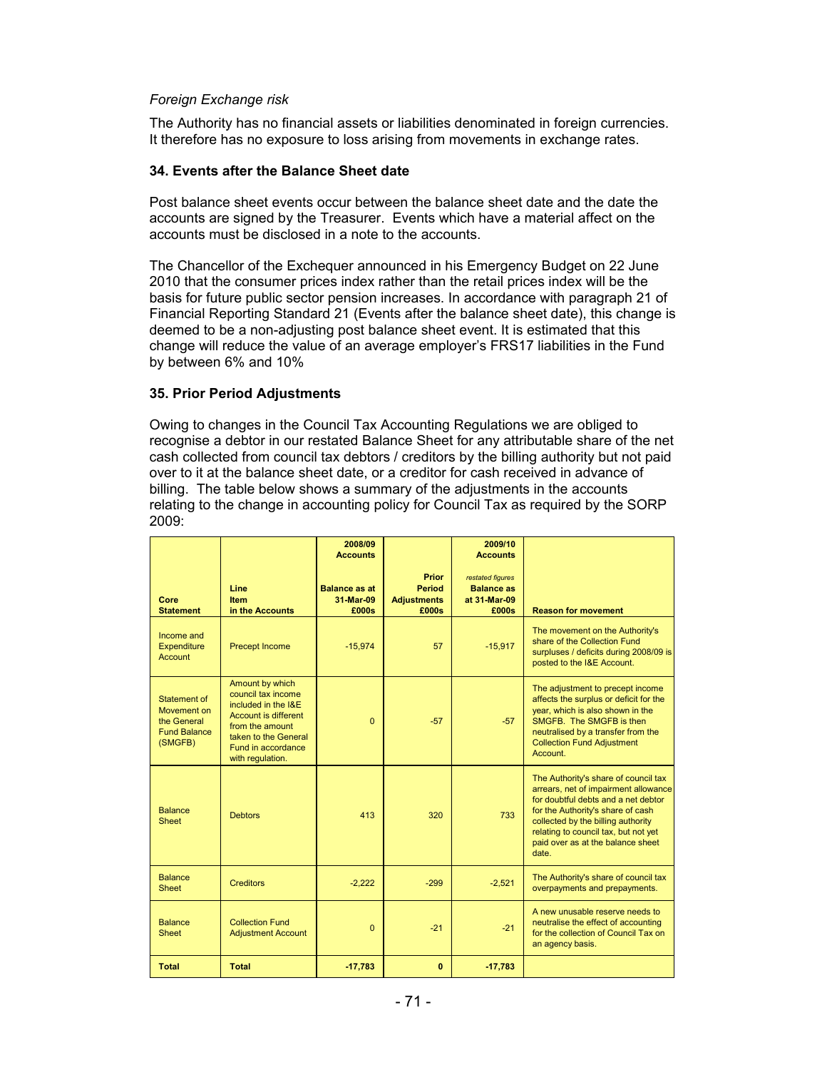*Foreign Exchange risk*

The Authority has no financial assets or liabilities denominated in foreign currencies. It therefore has no exposure to loss arising from movements in exchange rates.

### 34. Events after the Balance Sheet date

Post balance sheet events occur between the balance sheet date and the date the accounts are signed by the Treasurer. Events which have a material affect on the accounts must be disclosed in a note to the accounts.

The Chancellor of the Exchequer announced in his Emergency Budget on 22 June 2010 that the consumer prices index rather than the retail prices index will be the basis for future public sector pension increases. In accordance with paragraph 21 of Financial Reporting Standard 21 (Events after the balance sheet date), this change is deemed to be a non-adjusting post balance sheet event. It is estimated that this change will reduce the value of an average employer's FRS17 liabilities in the Fund by between 6% and 10%

### 35. Prior Period Adjustments

Owing to changes in the Council Tax Accounting Regulations we are obliged to recognise a debtor in our restated Balance Sheet for any attributable share of the net cash collected from council tax debtors / creditors by the billing authority but not paid over to it at the balance sheet date, or a creditor for cash received in advance of billing. The table below shows a summary of the adjustments in the accounts relating to the change in accounting policy for Council Tax as required by the SORP 2009:

| Core Statement | Line Item in the Accounts | 2008/09 Accounts<br>Balance as at 31-Mar-09 £000s | Prior Period Adjustments £000s | 2009/10 Accounts<br>*restated figures*<br>Balance as at 31-Mar-09 £000s | Reason for movement |
|---|---|---|---|---|---|
| Income and Expenditure Account | Precept Income | -15,974 | 57 | -15,917 | The movement on the Authority's share of the Collection Fund surpluses / deficits during 2008/09 is posted to the I&E Account. |
| Statement of Movement on the General Fund Balance (SMGFB) | Amount by which council tax income included in the I&E Account is different from the amount taken to the General Fund in accordance with regulation. | 0 | -57 | -57 | The adjustment to precept income affects the surplus or deficit for the year, which is also shown in the SMGFB. The SMGFB is then neutralised by a transfer from the Collection Fund Adjustment Account. |
| Balance Sheet | Debtors | 413 | 320 | 733 | The Authority's share of council tax arrears, net of impairment allowance for doubtful debts and a net debtor for the Authority's share of cash collected by the billing authority relating to council tax, but not yet paid over as at the balance sheet date. |
| Balance Sheet | Creditors | -2,222 | -299 | -2,521 | The Authority's share of council tax overpayments and prepayments. |
| Balance Sheet | Collection Fund Adjustment Account | 0 | -21 | -21 | A new unusable reserve needs to neutralise the effect of accounting for the collection of Council Tax on an agency basis. |
| **Total** | **Total** | **-17,783** | **0** | **-17,783** | |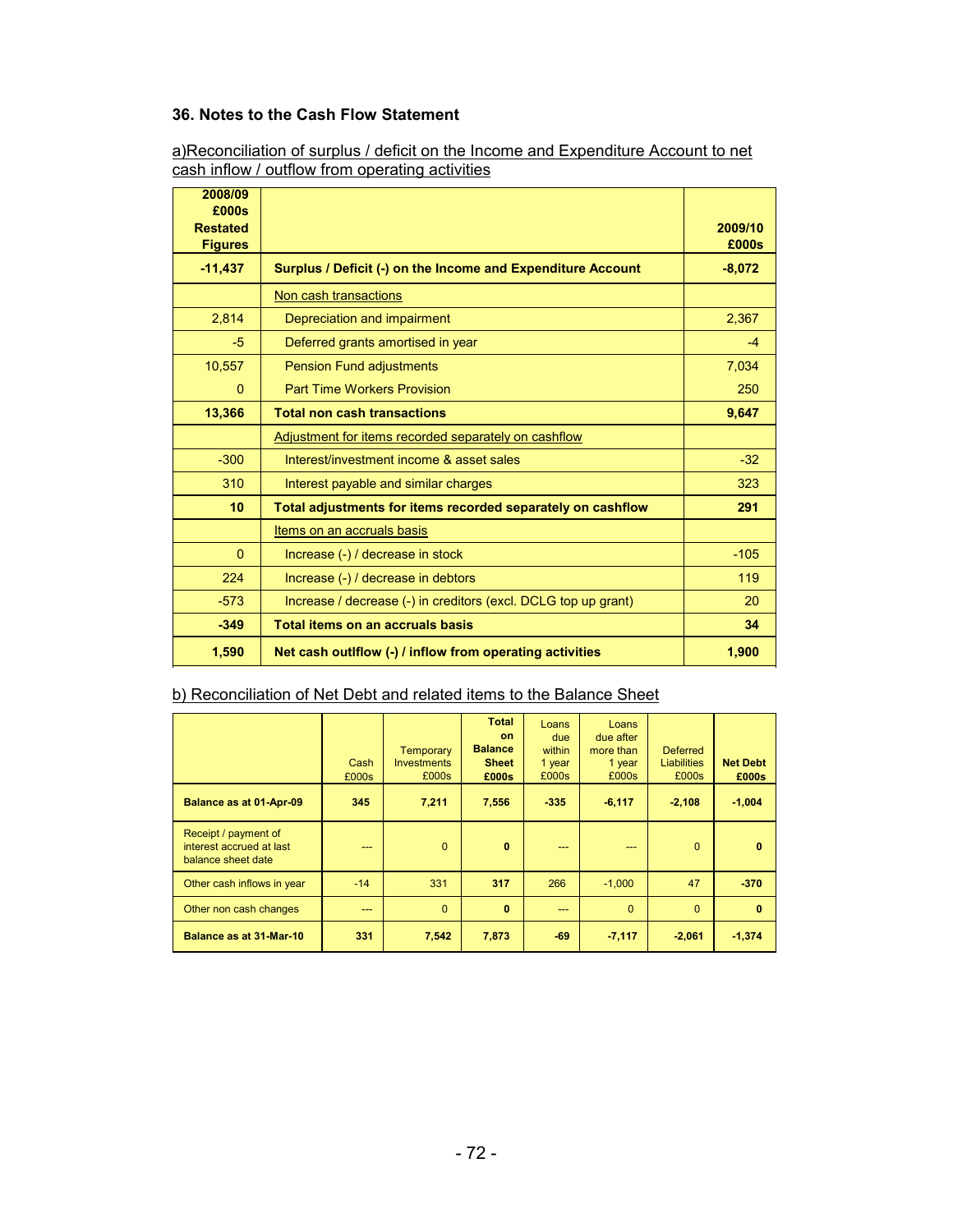### 36. Notes to the Cash Flow Statement

a)Reconciliation of surplus / deficit on the Income and Expenditure Account to net cash inflow / outflow from operating activities

| 2008/09 £000s Restated Figures | | 2009/10 £000s |
|---|---|---|
| **-11,437** | **Surplus / Deficit (-) on the Income and Expenditure Account** | **-8,072** |
| | Non cash transactions | |
| 2,814 | Depreciation and impairment | 2,367 |
| -5 | Deferred grants amortised in year | -4 |
| 10,557 | Pension Fund adjustments | 7,034 |
| 0 | Part Time Workers Provision | 250 |
| **13,366** | **Total non cash transactions** | **9,647** |
| | Adjustment for items recorded separately on cashflow | |
| -300 | Interest/investment income & asset sales | -32 |
| 310 | Interest payable and similar charges | 323 |
| **10** | **Total adjustments for items recorded separately on cashflow** | **291** |
| | Items on an accruals basis | |
| 0 | Increase (-) / decrease in stock | -105 |
| 224 | Increase (-) / decrease in debtors | 119 |
| -573 | Increase / decrease (-) in creditors (excl. DCLG top up grant) | 20 |
| **-349** | **Total items on an accruals basis** | **34** |
| **1,590** | **Net cash outlflow (-) / inflow from operating activities** | **1,900** |

b) Reconciliation of Net Debt and related items to the Balance Sheet

| | Cash £000s | Temporary Investments £000s | **Total on Balance Sheet £000s** | Loans due within 1 year £000s | Loans due after more than 1 year £000s | Deferred Liabilities £000s | **Net Debt £000s** |
|---|---|---|---|---|---|---|---|
| **Balance as at 01-Apr-09** | **345** | **7,211** | **7,556** | **-335** | **-6,117** | **-2,108** | **-1,004** |
| Receipt / payment of interest accrued at last balance sheet date | --- | 0 | **0** | --- | --- | 0 | **0** |
| Other cash inflows in year | -14 | 331 | **317** | 266 | -1,000 | 47 | **-370** |
| Other non cash changes | --- | 0 | **0** | --- | 0 | 0 | **0** |
| **Balance as at 31-Mar-10** | **331** | **7,542** | **7,873** | **-69** | **-7,117** | **-2,061** | **-1,374** |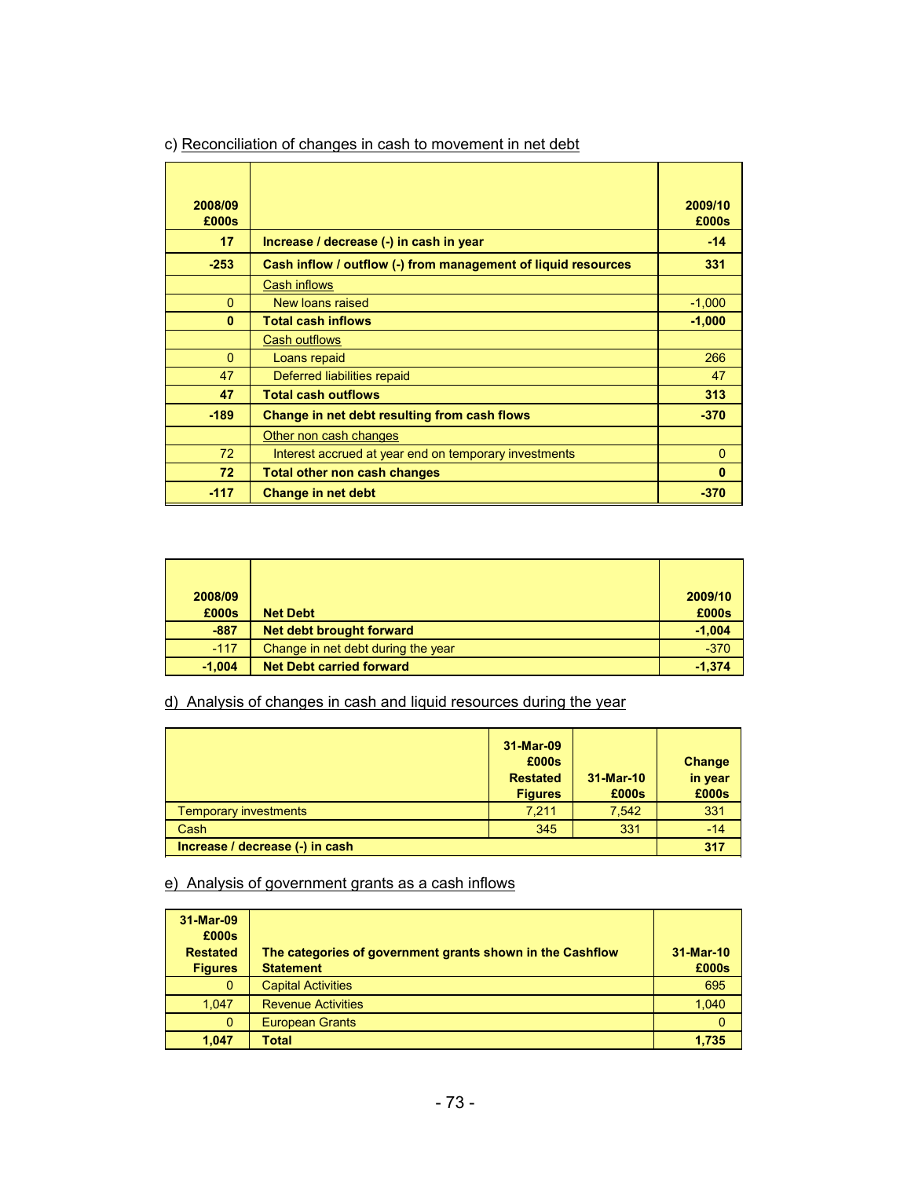c) Reconciliation of changes in cash to movement in net debt

| 2008/09 £000s | | 2009/10 £000s |
|---|---|---|
| **17** | **Increase / decrease (-) in cash in year** | **-14** |
| **-253** | **Cash inflow / outflow (-) from management of liquid resources** | **331** |
| | Cash inflows | |
| 0 | New loans raised | -1,000 |
| **0** | **Total cash inflows** | **-1,000** |
| | Cash outflows | |
| 0 | Loans repaid | 266 |
| 47 | Deferred liabilities repaid | 47 |
| **47** | **Total cash outflows** | **313** |
| **-189** | **Change in net debt resulting from cash flows** | **-370** |
| | Other non cash changes | |
| 72 | Interest accrued at year end on temporary investments | 0 |
| **72** | **Total other non cash changes** | **0** |
| **-117** | **Change in net debt** | **-370** |

| 2008/09 £000s | Net Debt | 2009/10 £000s |
|---|---|---|
| **-887** | **Net debt brought forward** | **-1,004** |
| -117 | Change in net debt during the year | -370 |
| **-1,004** | **Net Debt carried forward** | **-1,374** |

d) Analysis of changes in cash and liquid resources during the year

| | 31-Mar-09 £000s Restated Figures | 31-Mar-10 £000s | Change in year £000s |
|---|---|---|---|
| Temporary investments | 7,211 | 7,542 | 331 |
| Cash | 345 | 331 | -14 |
| **Increase / decrease (-) in cash** | | | **317** |

e) Analysis of government grants as a cash inflows

| 31-Mar-09 £000s Restated Figures | The categories of government grants shown in the Cashflow Statement | 31-Mar-10 £000s |
|---|---|---|
| 0 | Capital Activities | 695 |
| 1,047 | Revenue Activities | 1,040 |
| 0 | European Grants | 0 |
| **1,047** | **Total** | **1,735** |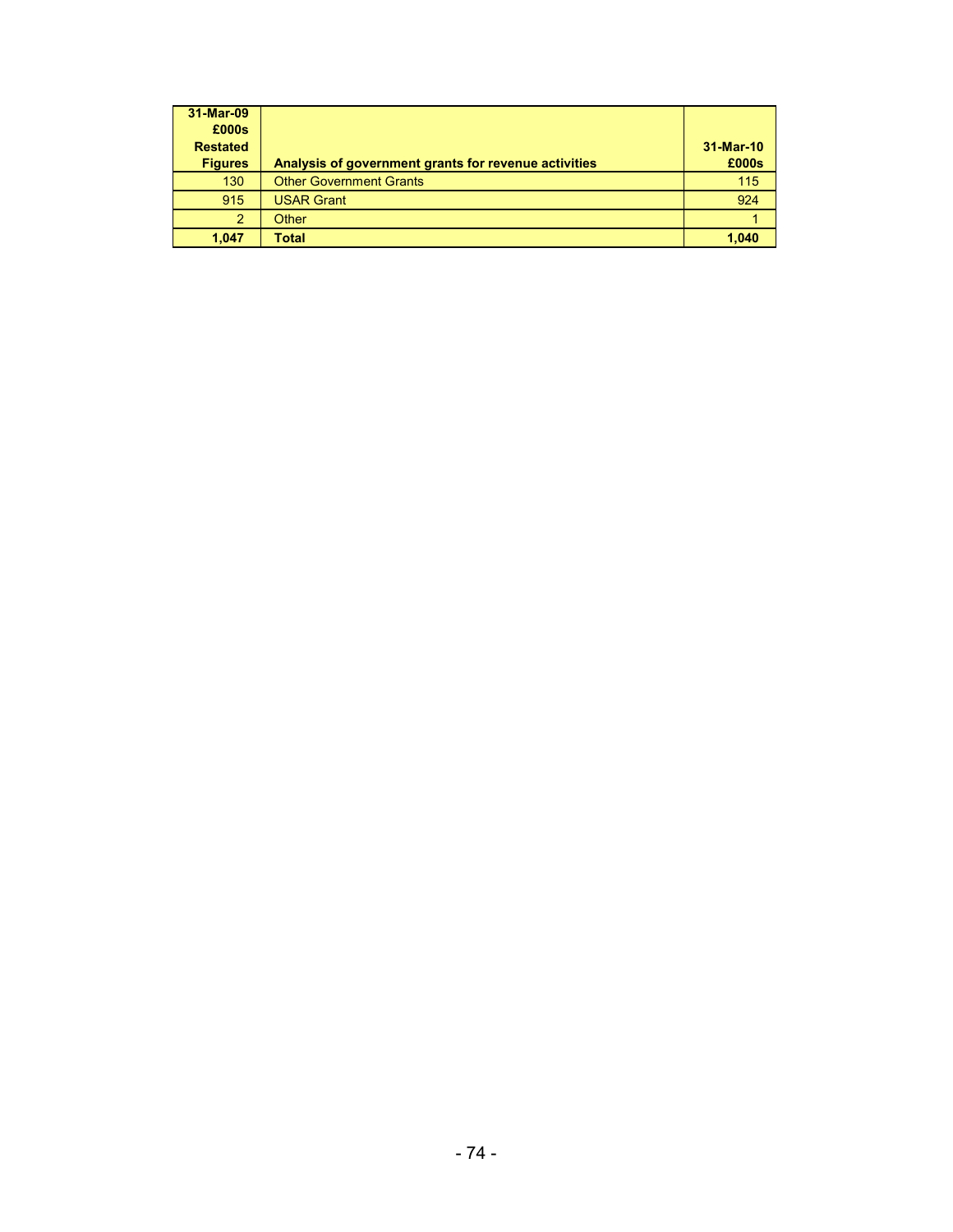| 31-Mar-09 £000s Restated Figures | Analysis of government grants for revenue activities | 31-Mar-10 £000s |
|---|---|---|
| 130 | Other Government Grants | 115 |
| 915 | USAR Grant | 924 |
| 2 | Other | 1 |
| **1,047** | **Total** | **1,040** |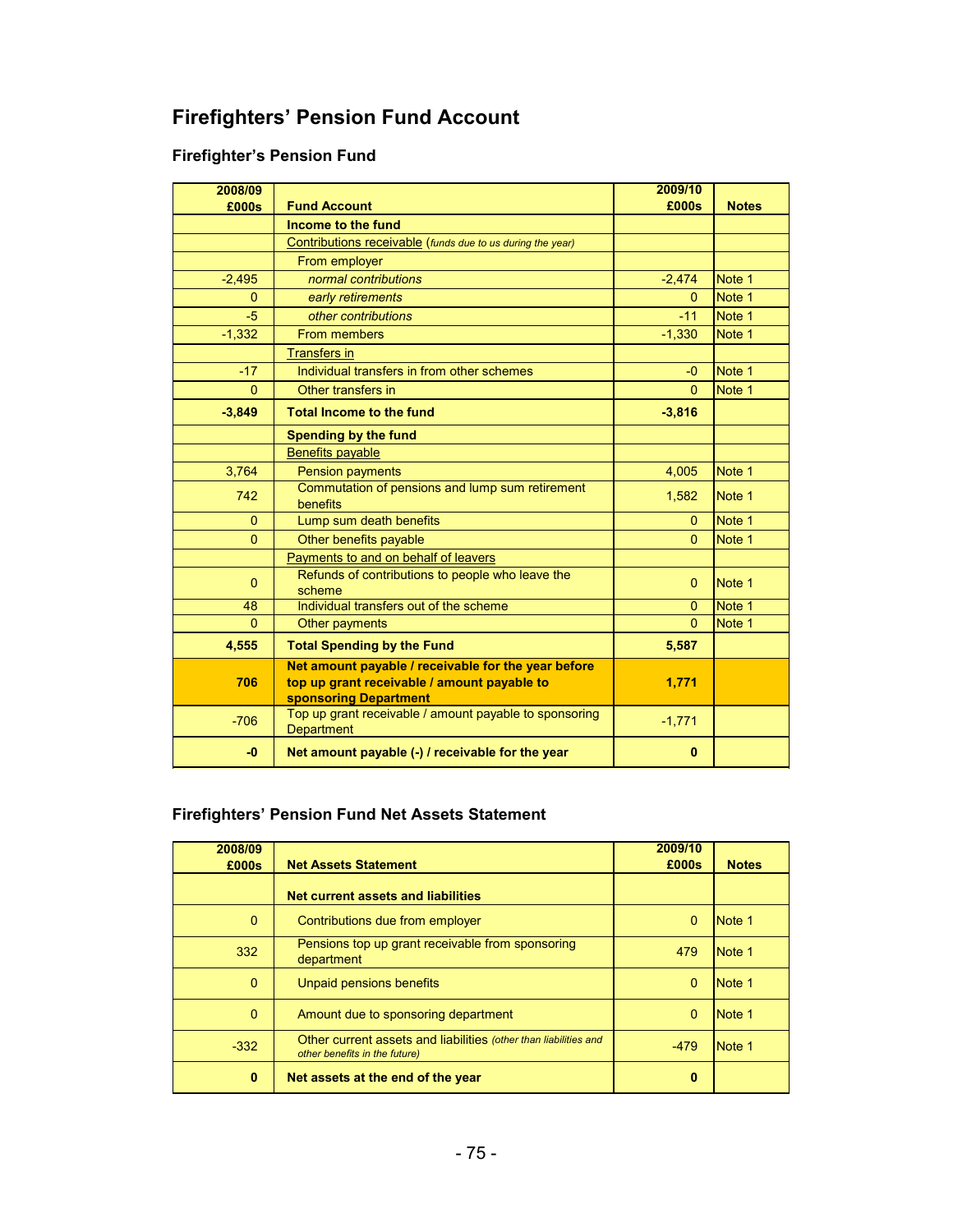# Firefighters' Pension Fund Account

## Firefighter's Pension Fund

| 2008/09 £000s | Fund Account | 2009/10 £000s | Notes |
|---|---|---|---|
| | **Income to the fund** | | |
| | Contributions receivable (*funds due to us during the year*) | | |
| | From employer | | |
| -2,495 | *normal contributions* | -2,474 | Note 1 |
| 0 | *early retirements* | 0 | Note 1 |
| -5 | *other contributions* | -11 | Note 1 |
| -1,332 | From members | -1,330 | Note 1 |
| | Transfers in | | |
| -17 | Individual transfers in from other schemes | -0 | Note 1 |
| 0 | Other transfers in | 0 | Note 1 |
| **-3,849** | **Total Income to the fund** | **-3,816** | |
| | **Spending by the fund** | | |
| | Benefits payable | | |
| 3,764 | Pension payments | 4,005 | Note 1 |
| 742 | Commutation of pensions and lump sum retirement benefits | 1,582 | Note 1 |
| 0 | Lump sum death benefits | 0 | Note 1 |
| 0 | Other benefits payable | 0 | Note 1 |
| | Payments to and on behalf of leavers | | |
| 0 | Refunds of contributions to people who leave the scheme | 0 | Note 1 |
| 48 | Individual transfers out of the scheme | 0 | Note 1 |
| 0 | Other payments | 0 | Note 1 |
| **4,555** | **Total Spending by the Fund** | **5,587** | |
| **706** | **Net amount payable / receivable for the year before top up grant receivable / amount payable to sponsoring Department** | **1,771** | |
| -706 | Top up grant receivable / amount payable to sponsoring Department | -1,771 | |
| **-0** | **Net amount payable (-) / receivable for the year** | **0** | |

## Firefighters' Pension Fund Net Assets Statement

| 2008/09 £000s | Net Assets Statement | 2009/10 £000s | Notes |
|---|---|---|---|
| | **Net current assets and liabilities** | | |
| 0 | Contributions due from employer | 0 | Note 1 |
| 332 | Pensions top up grant receivable from sponsoring department | 479 | Note 1 |
| 0 | Unpaid pensions benefits | 0 | Note 1 |
| 0 | Amount due to sponsoring department | 0 | Note 1 |
| -332 | Other current assets and liabilities (*other than liabilities and other benefits in the future*) | -479 | Note 1 |
| **0** | **Net assets at the end of the year** | **0** | |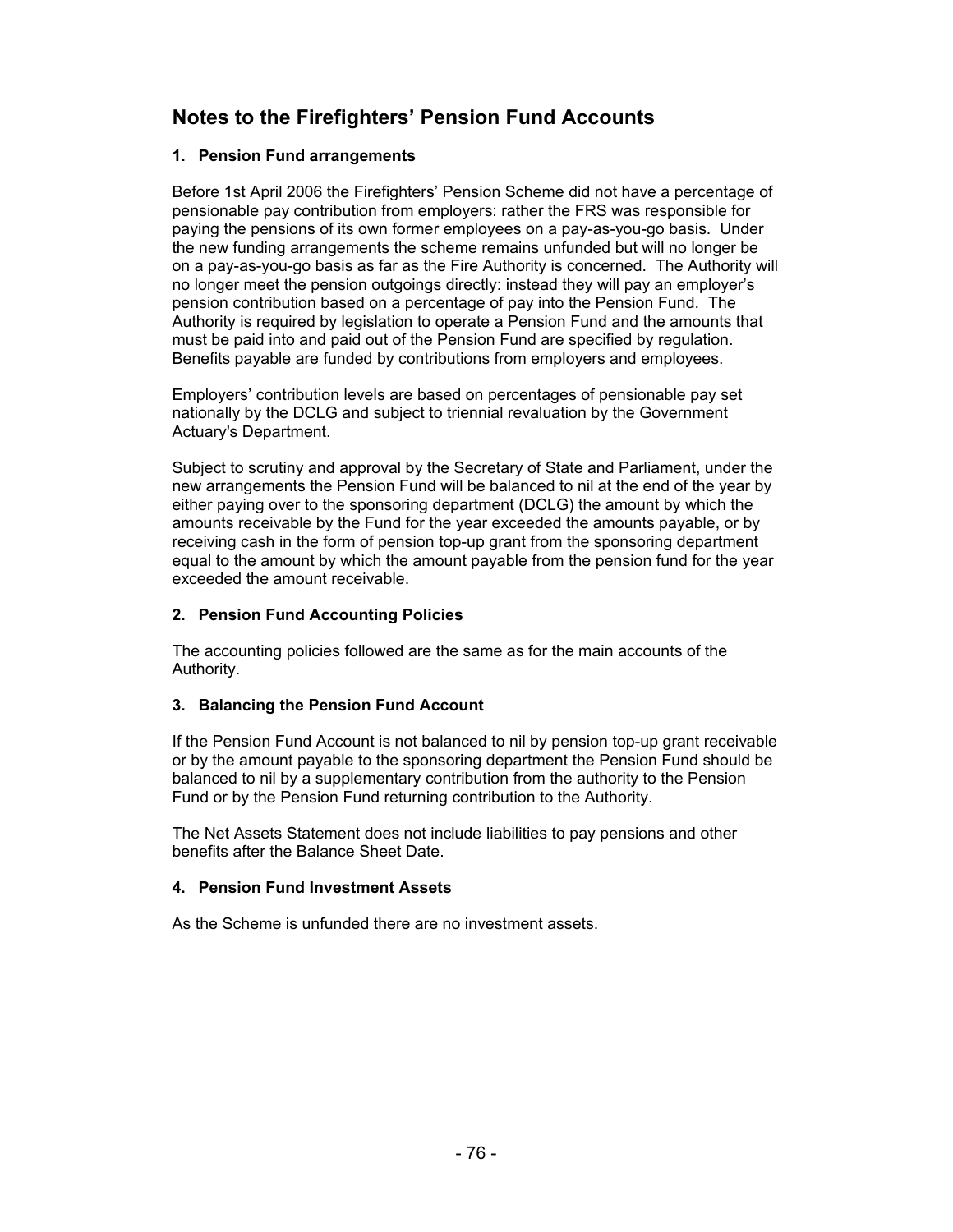## Notes to the Firefighters' Pension Fund Accounts

### 1. Pension Fund arrangements

Before 1st April 2006 the Firefighters' Pension Scheme did not have a percentage of pensionable pay contribution from employers: rather the FRS was responsible for paying the pensions of its own former employees on a pay-as-you-go basis. Under the new funding arrangements the scheme remains unfunded but will no longer be on a pay-as-you-go basis as far as the Fire Authority is concerned. The Authority will no longer meet the pension outgoings directly: instead they will pay an employer's pension contribution based on a percentage of pay into the Pension Fund. The Authority is required by legislation to operate a Pension Fund and the amounts that must be paid into and paid out of the Pension Fund are specified by regulation. Benefits payable are funded by contributions from employers and employees.

Employers' contribution levels are based on percentages of pensionable pay set nationally by the DCLG and subject to triennial revaluation by the Government Actuary's Department.

Subject to scrutiny and approval by the Secretary of State and Parliament, under the new arrangements the Pension Fund will be balanced to nil at the end of the year by either paying over to the sponsoring department (DCLG) the amount by which the amounts receivable by the Fund for the year exceeded the amounts payable, or by receiving cash in the form of pension top-up grant from the sponsoring department equal to the amount by which the amount payable from the pension fund for the year exceeded the amount receivable.

### 2. Pension Fund Accounting Policies

The accounting policies followed are the same as for the main accounts of the Authority.

### 3. Balancing the Pension Fund Account

If the Pension Fund Account is not balanced to nil by pension top-up grant receivable or by the amount payable to the sponsoring department the Pension Fund should be balanced to nil by a supplementary contribution from the authority to the Pension Fund or by the Pension Fund returning contribution to the Authority.

The Net Assets Statement does not include liabilities to pay pensions and other benefits after the Balance Sheet Date.

### 4. Pension Fund Investment Assets

As the Scheme is unfunded there are no investment assets.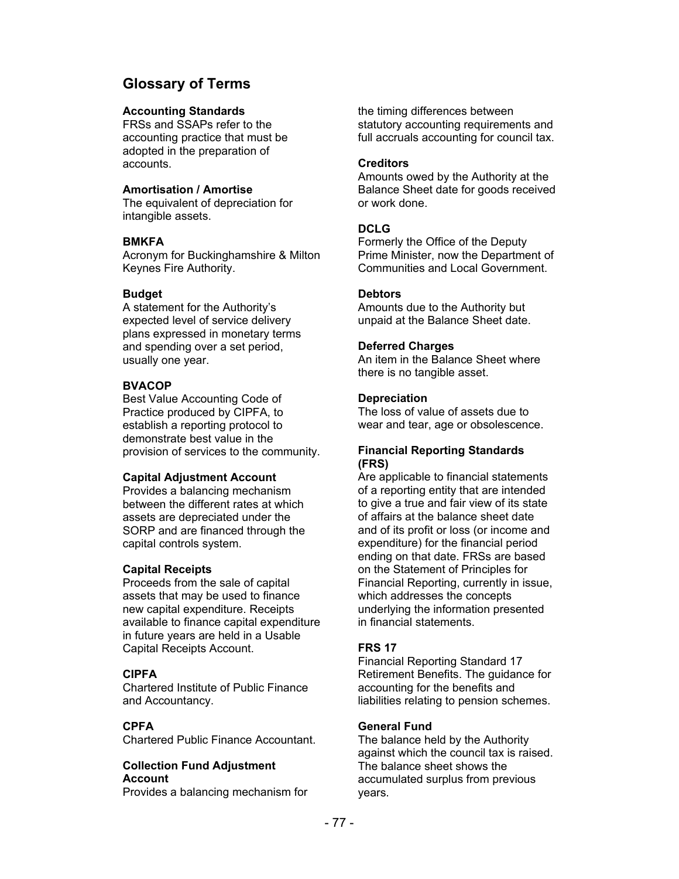# Glossary of Terms

**Accounting Standards**
FRSs and SSAPs refer to the accounting practice that must be adopted in the preparation of accounts.

**Amortisation / Amortise**
The equivalent of depreciation for intangible assets.

**BMKFA**
Acronym for Buckinghamshire & Milton Keynes Fire Authority.

**Budget**
A statement for the Authority's expected level of service delivery plans expressed in monetary terms and spending over a set period, usually one year.

**BVACOP**
Best Value Accounting Code of Practice produced by CIPFA, to establish a reporting protocol to demonstrate best value in the provision of services to the community.

**Capital Adjustment Account**
Provides a balancing mechanism between the different rates at which assets are depreciated under the SORP and are financed through the capital controls system.

**Capital Receipts**
Proceeds from the sale of capital assets that may be used to finance new capital expenditure. Receipts available to finance capital expenditure in future years are held in a Usable Capital Receipts Account.

**CIPFA**
Chartered Institute of Public Finance and Accountancy.

**CPFA**
Chartered Public Finance Accountant.

**Collection Fund Adjustment Account**
Provides a balancing mechanism for the timing differences between statutory accounting requirements and full accruals accounting for council tax.

**Creditors**
Amounts owed by the Authority at the Balance Sheet date for goods received or work done.

**DCLG**
Formerly the Office of the Deputy Prime Minister, now the Department of Communities and Local Government.

**Debtors**
Amounts due to the Authority but unpaid at the Balance Sheet date.

**Deferred Charges**
An item in the Balance Sheet where there is no tangible asset.

**Depreciation**
The loss of value of assets due to wear and tear, age or obsolescence.

**Financial Reporting Standards (FRS)**
Are applicable to financial statements of a reporting entity that are intended to give a true and fair view of its state of affairs at the balance sheet date and of its profit or loss (or income and expenditure) for the financial period ending on that date. FRSs are based on the Statement of Principles for Financial Reporting, currently in issue, which addresses the concepts underlying the information presented in financial statements.

**FRS 17**
Financial Reporting Standard 17 Retirement Benefits. The guidance for accounting for the benefits and liabilities relating to pension schemes.

**General Fund**
The balance held by the Authority against which the council tax is raised. The balance sheet shows the accumulated surplus from previous years.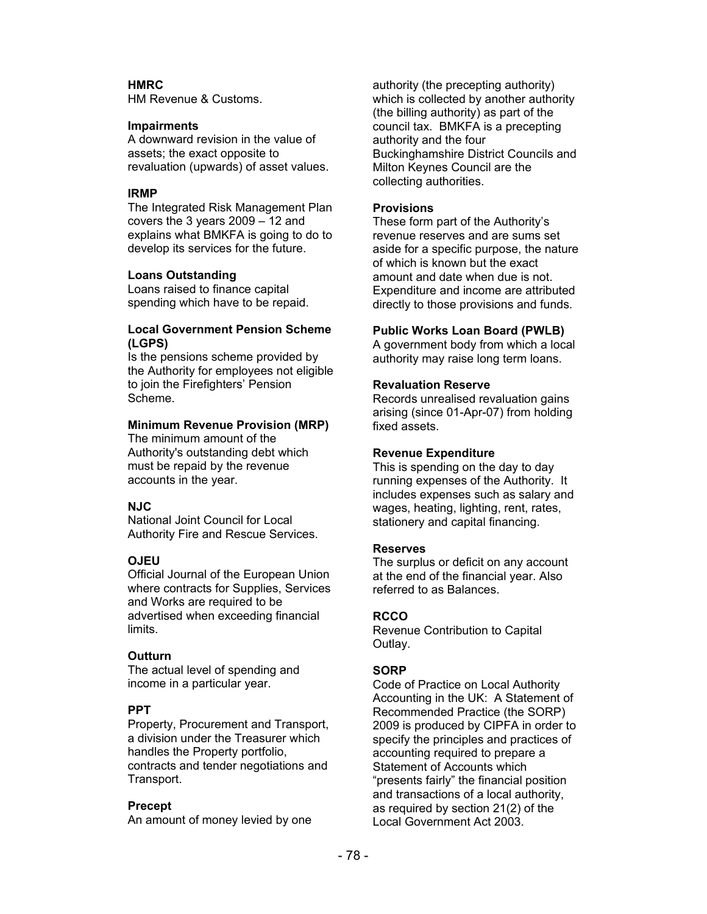**HMRC**
HM Revenue & Customs.

**Impairments**
A downward revision in the value of assets; the exact opposite to revaluation (upwards) of asset values.

**IRMP**
The Integrated Risk Management Plan covers the 3 years 2009 – 12 and explains what BMKFA is going to do to develop its services for the future.

**Loans Outstanding**
Loans raised to finance capital spending which have to be repaid.

**Local Government Pension Scheme (LGPS)**
Is the pensions scheme provided by the Authority for employees not eligible to join the Firefighters' Pension Scheme.

**Minimum Revenue Provision (MRP)**
The minimum amount of the Authority's outstanding debt which must be repaid by the revenue accounts in the year.

**NJC**
National Joint Council for Local Authority Fire and Rescue Services.

**OJEU**
Official Journal of the European Union where contracts for Supplies, Services and Works are required to be advertised when exceeding financial limits.

**Outturn**
The actual level of spending and income in a particular year.

**PPT**
Property, Procurement and Transport, a division under the Treasurer which handles the Property portfolio, contracts and tender negotiations and Transport.

**Precept**
An amount of money levied by one authority (the precepting authority) which is collected by another authority (the billing authority) as part of the council tax. BMKFA is a precepting authority and the four Buckinghamshire District Councils and Milton Keynes Council are the collecting authorities.

**Provisions**
These form part of the Authority's revenue reserves and are sums set aside for a specific purpose, the nature of which is known but the exact amount and date when due is not. Expenditure and income are attributed directly to those provisions and funds.

**Public Works Loan Board (PWLB)**
A government body from which a local authority may raise long term loans.

**Revaluation Reserve**
Records unrealised revaluation gains arising (since 01-Apr-07) from holding fixed assets.

**Revenue Expenditure**
This is spending on the day to day running expenses of the Authority. It includes expenses such as salary and wages, heating, lighting, rent, rates, stationery and capital financing.

**Reserves**
The surplus or deficit on any account at the end of the financial year. Also referred to as Balances.

**RCCO**
Revenue Contribution to Capital Outlay.

**SORP**
Code of Practice on Local Authority Accounting in the UK: A Statement of Recommended Practice (the SORP) 2009 is produced by CIPFA in order to specify the principles and practices of accounting required to prepare a Statement of Accounts which "presents fairly" the financial position and transactions of a local authority, as required by section 21(2) of the Local Government Act 2003.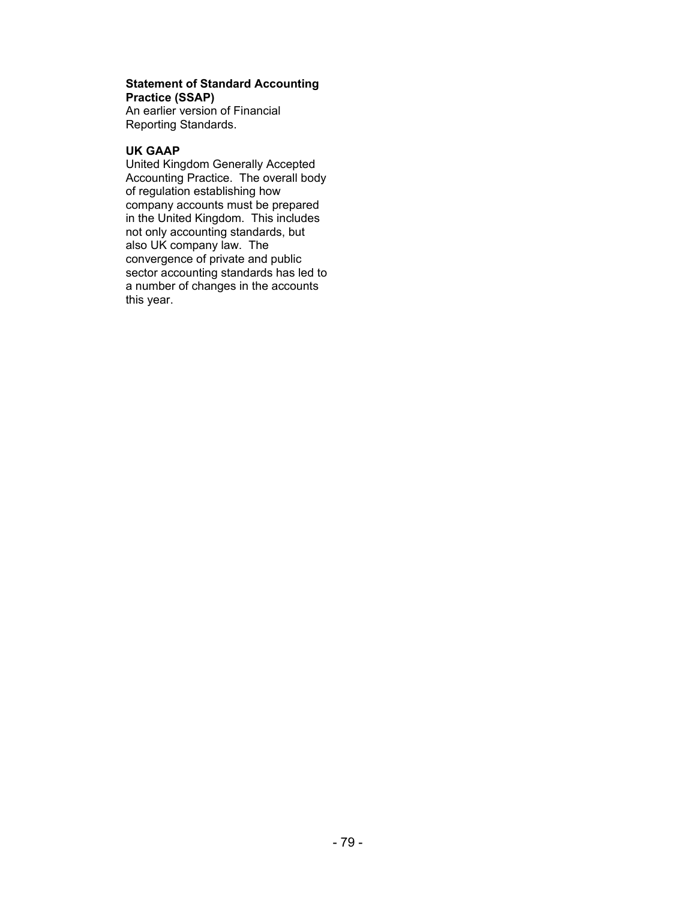**Statement of Standard Accounting Practice (SSAP)**
An earlier version of Financial Reporting Standards.

**UK GAAP**
United Kingdom Generally Accepted Accounting Practice. The overall body of regulation establishing how company accounts must be prepared in the United Kingdom. This includes not only accounting standards, but also UK company law. The convergence of private and public sector accounting standards has led to a number of changes in the accounts this year.